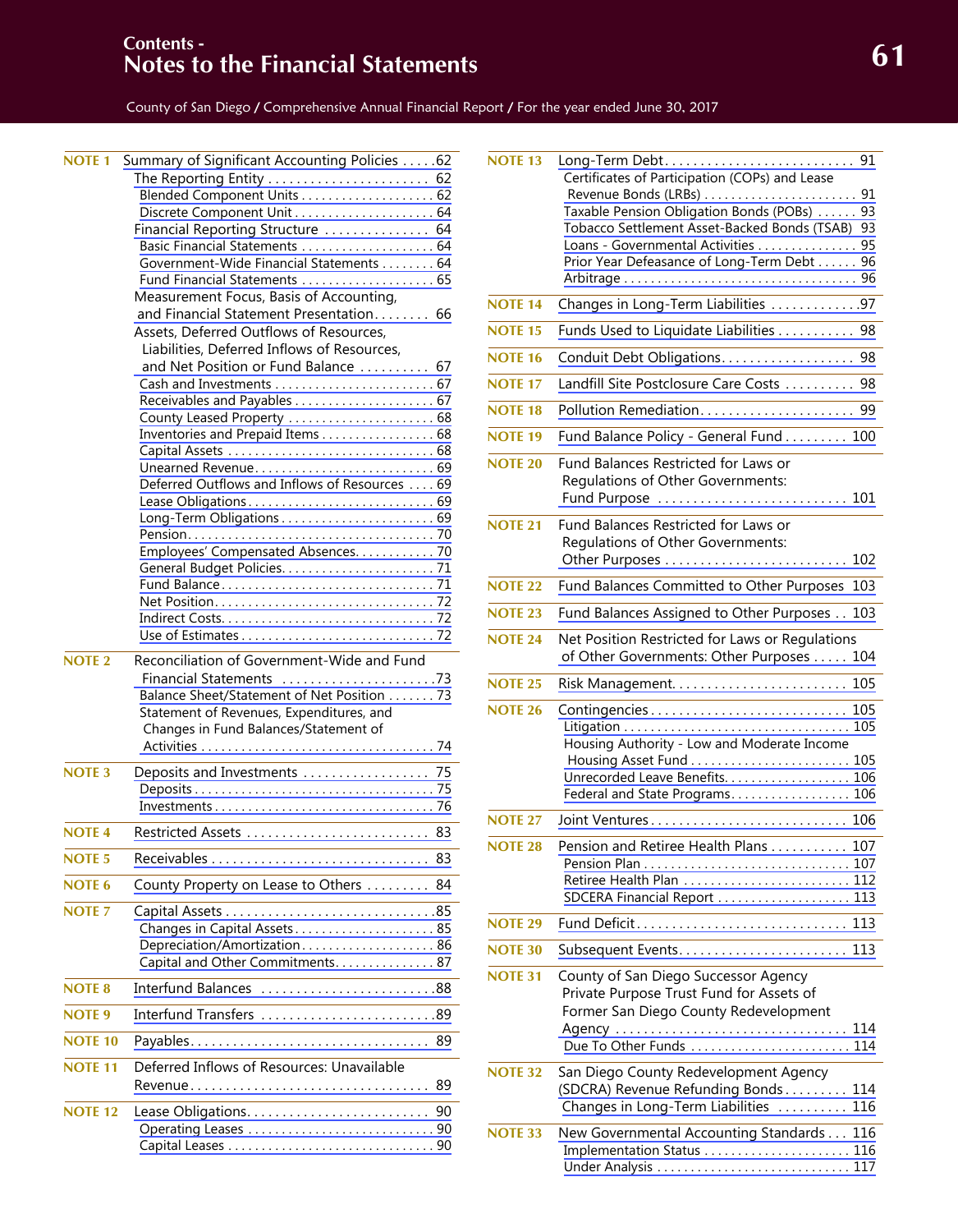# Contents - Notes to the Financial Statements

County of San Diego / Comprehensive Annual Financial Report / For the year ended June 30, 2017

**NOTE 1** Summary of Significant Accounting Policies ..... 62
- The Reporting Entity ..... 62
  - Blended Component Units ..... 62
  - Discrete Component Unit ..... 64
- Financial Reporting Structure ..... 64
  - Basic Financial Statements ..... 64
  - Government-Wide Financial Statements ..... 64
  - Fund Financial Statements ..... 65
- Measurement Focus, Basis of Accounting, and Financial Statement Presentation ..... 66
- Assets, Deferred Outflows of Resources, Liabilities, Deferred Inflows of Resources, and Net Position or Fund Balance ..... 67
  - Cash and Investments ..... 67
  - Receivables and Payables ..... 67
  - County Leased Property ..... 68
  - Inventories and Prepaid Items ..... 68
  - Capital Assets ..... 68
  - Unearned Revenue ..... 69
  - Deferred Outflows and Inflows of Resources ..... 69
  - Lease Obligations ..... 69
  - Long-Term Obligations ..... 69
  - Pension ..... 70
  - Employees' Compensated Absences ..... 70
  - General Budget Policies ..... 71
  - Fund Balance ..... 71
  - Net Position ..... 72
  - Indirect Costs ..... 72
  - Use of Estimates ..... 72

**NOTE 2** Reconciliation of Government-Wide and Fund Financial Statements ..... 73
- Balance Sheet/Statement of Net Position ..... 73
- Statement of Revenues, Expenditures, and Changes in Fund Balances/Statement of Activities ..... 74

**NOTE 3** Deposits and Investments ..... 75
- Deposits ..... 75
- Investments ..... 76

**NOTE 4** Restricted Assets ..... 83

**NOTE 5** Receivables ..... 83

**NOTE 6** County Property on Lease to Others ..... 84

**NOTE 7** Capital Assets ..... 85
- Changes in Capital Assets ..... 85
- Depreciation/Amortization ..... 86
- Capital and Other Commitments ..... 87

**NOTE 8** Interfund Balances ..... 88

**NOTE 9** Interfund Transfers ..... 89

**NOTE 10** Payables ..... 89

**NOTE 11** Deferred Inflows of Resources: Unavailable Revenue ..... 89

**NOTE 12** Lease Obligations ..... 90
- Operating Leases ..... 90
- Capital Leases ..... 90

**NOTE 13** Long-Term Debt ..... 91
- Certificates of Participation (COPs) and Lease Revenue Bonds (LRBs) ..... 91
- Taxable Pension Obligation Bonds (POBs) ..... 93
- Tobacco Settlement Asset-Backed Bonds (TSAB) ..... 93
- Loans - Governmental Activities ..... 95
- Prior Year Defeasance of Long-Term Debt ..... 96
- Arbitrage ..... 96

**NOTE 14** Changes in Long-Term Liabilities ..... 97

**NOTE 15** Funds Used to Liquidate Liabilities ..... 98

**NOTE 16** Conduit Debt Obligations ..... 98

**NOTE 17** Landfill Site Postclosure Care Costs ..... 98

**NOTE 18** Pollution Remediation ..... 99

**NOTE 19** Fund Balance Policy - General Fund ..... 100

**NOTE 20** Fund Balances Restricted for Laws or Regulations of Other Governments: Fund Purpose ..... 101

**NOTE 21** Fund Balances Restricted for Laws or Regulations of Other Governments: Other Purposes ..... 102

**NOTE 22** Fund Balances Committed to Other Purposes ..... 103

**NOTE 23** Fund Balances Assigned to Other Purposes ..... 103

**NOTE 24** Net Position Restricted for Laws or Regulations of Other Governments: Other Purposes ..... 104

**NOTE 25** Risk Management ..... 105

**NOTE 26** Contingencies ..... 105
- Litigation ..... 105
- Housing Authority - Low and Moderate Income Housing Asset Fund ..... 105
- Unrecorded Leave Benefits ..... 106
- Federal and State Programs ..... 106

**NOTE 27** Joint Ventures ..... 106

**NOTE 28** Pension and Retiree Health Plans ..... 107
- Pension Plan ..... 107
- Retiree Health Plan ..... 112
- SDCERA Financial Report ..... 113

**NOTE 29** Fund Deficit ..... 113

**NOTE 30** Subsequent Events ..... 113

**NOTE 31** County of San Diego Successor Agency Private Purpose Trust Fund for Assets of Former San Diego County Redevelopment Agency ..... 114
- Due To Other Funds ..... 114

**NOTE 32** San Diego County Redevelopment Agency (SDCRA) Revenue Refunding Bonds ..... 114
- Changes in Long-Term Liabilities ..... 116

**NOTE 33** New Governmental Accounting Standards ..... 116
- Implementation Status ..... 116
- Under Analysis ..... 117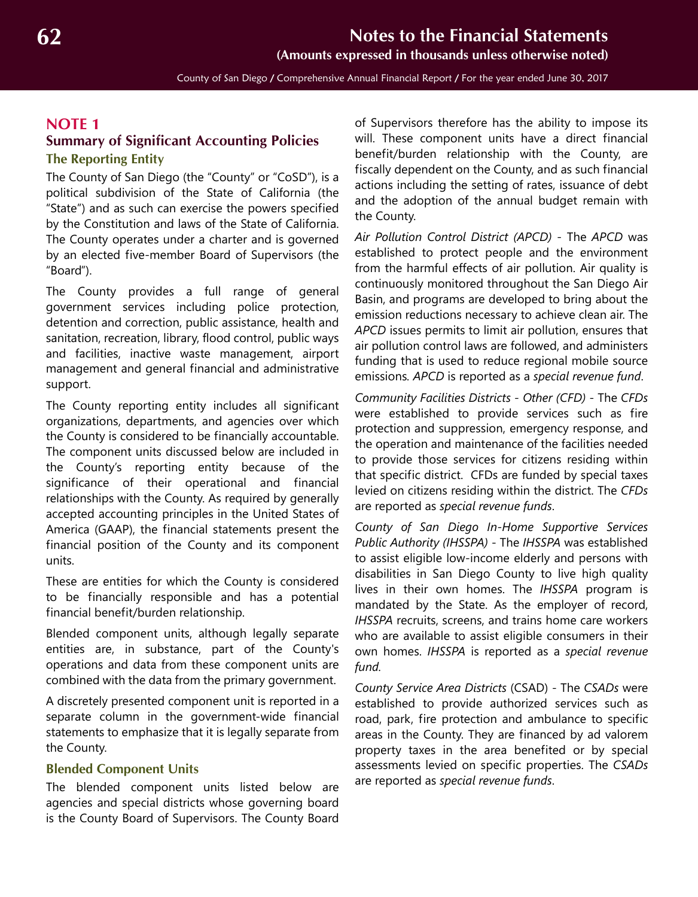## NOTE 1

## Summary of Significant Accounting Policies

### The Reporting Entity

The County of San Diego (the "County" or "CoSD"), is a political subdivision of the State of California (the "State") and as such can exercise the powers specified by the Constitution and laws of the State of California. The County operates under a charter and is governed by an elected five-member Board of Supervisors (the "Board").

The County provides a full range of general government services including police protection, detention and correction, public assistance, health and sanitation, recreation, library, flood control, public ways and facilities, inactive waste management, airport management and general financial and administrative support.

The County reporting entity includes all significant organizations, departments, and agencies over which the County is considered to be financially accountable. The component units discussed below are included in the County's reporting entity because of the significance of their operational and financial relationships with the County. As required by generally accepted accounting principles in the United States of America (GAAP), the financial statements present the financial position of the County and its component units.

These are entities for which the County is considered to be financially responsible and has a potential financial benefit/burden relationship.

Blended component units, although legally separate entities are, in substance, part of the County's operations and data from these component units are combined with the data from the primary government.

A discretely presented component unit is reported in a separate column in the government-wide financial statements to emphasize that it is legally separate from the County.

### Blended Component Units

The blended component units listed below are agencies and special districts whose governing board is the County Board of Supervisors. The County Board of Supervisors therefore has the ability to impose its will. These component units have a direct financial benefit/burden relationship with the County, are fiscally dependent on the County, and as such financial actions including the setting of rates, issuance of debt and the adoption of the annual budget remain with the County.

*Air Pollution Control District (APCD)* - The *APCD* was established to protect people and the environment from the harmful effects of air pollution. Air quality is continuously monitored throughout the San Diego Air Basin, and programs are developed to bring about the emission reductions necessary to achieve clean air. The *APCD* issues permits to limit air pollution, ensures that air pollution control laws are followed, and administers funding that is used to reduce regional mobile source emissions. *APCD* is reported as a *special revenue fund*.

*Community Facilities Districts - Other (CFD)* - The *CFDs* were established to provide services such as fire protection and suppression, emergency response, and the operation and maintenance of the facilities needed to provide those services for citizens residing within that specific district. CFDs are funded by special taxes levied on citizens residing within the district. The *CFDs* are reported as *special revenue funds*.

*County of San Diego In-Home Supportive Services Public Authority (IHSSPA)* - The *IHSSPA* was established to assist eligible low-income elderly and persons with disabilities in San Diego County to live high quality lives in their own homes. The *IHSSPA* program is mandated by the State. As the employer of record, *IHSSPA* recruits, screens, and trains home care workers who are available to assist eligible consumers in their own homes. *IHSSPA* is reported as a *special revenue fund*.

*County Service Area Districts* (CSAD) - The *CSADs* were established to provide authorized services such as road, park, fire protection and ambulance to specific areas in the County. They are financed by ad valorem property taxes in the area benefited or by special assessments levied on specific properties. The *CSADs* are reported as *special revenue funds*.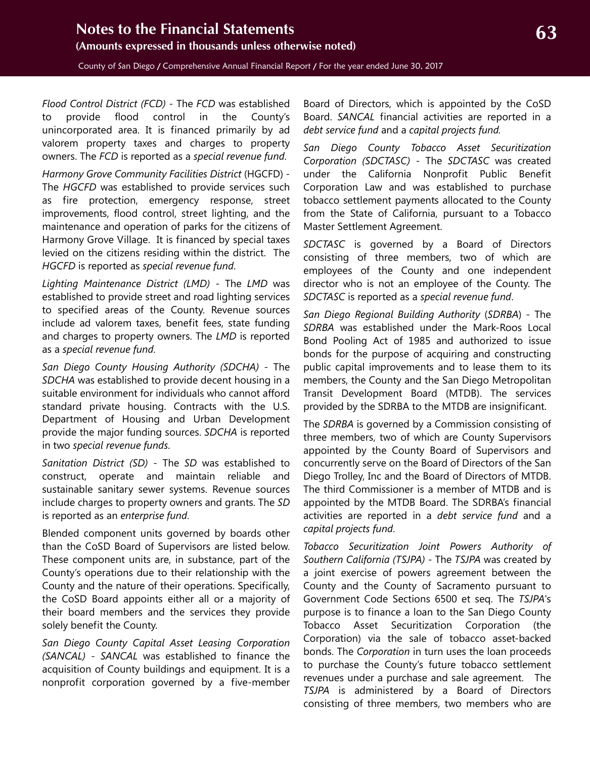*Flood Control District (FCD)* - The *FCD* was established to provide flood control in the County's unincorporated area. It is financed primarily by ad valorem property taxes and charges to property owners. The *FCD* is reported as a *special revenue fund*.

*Harmony Grove Community Facilities District* (HGCFD) - The *HGCFD* was established to provide services such as fire protection, emergency response, street improvements, flood control, street lighting, and the maintenance and operation of parks for the citizens of Harmony Grove Village. It is financed by special taxes levied on the citizens residing within the district. The *HGCFD* is reported as *special revenue fund*.

*Lighting Maintenance District (LMD)* - The *LMD* was established to provide street and road lighting services to specified areas of the County. Revenue sources include ad valorem taxes, benefit fees, state funding and charges to property owners. The *LMD* is reported as a *special revenue fund*.

*San Diego County Housing Authority (SDCHA)* - The *SDCHA* was established to provide decent housing in a suitable environment for individuals who cannot afford standard private housing. Contracts with the U.S. Department of Housing and Urban Development provide the major funding sources. *SDCHA* is reported in two *special revenue funds*.

*Sanitation District (SD)* - The *SD* was established to construct, operate and maintain reliable and sustainable sanitary sewer systems. Revenue sources include charges to property owners and grants. The *SD* is reported as an *enterprise fund*.

Blended component units governed by boards other than the CoSD Board of Supervisors are listed below. These component units are, in substance, part of the County's operations due to their relationship with the County and the nature of their operations. Specifically, the CoSD Board appoints either all or a majority of their board members and the services they provide solely benefit the County.

*San Diego County Capital Asset Leasing Corporation (SANCAL)* - *SANCAL* was established to finance the acquisition of County buildings and equipment. It is a nonprofit corporation governed by a five-member Board of Directors, which is appointed by the CoSD Board. *SANCAL* financial activities are reported in a *debt service fund* and a *capital projects fund*.

*San Diego County Tobacco Asset Securitization Corporation (SDCTASC)* - The *SDCTASC* was created under the California Nonprofit Public Benefit Corporation Law and was established to purchase tobacco settlement payments allocated to the County from the State of California, pursuant to a Tobacco Master Settlement Agreement.

*SDCTASC* is governed by a Board of Directors consisting of three members, two of which are employees of the County and one independent director who is not an employee of the County. The *SDCTASC* is reported as a *special revenue fund*.

*San Diego Regional Building Authority* (*SDRBA*) - The *SDRBA* was established under the Mark-Roos Local Bond Pooling Act of 1985 and authorized to issue bonds for the purpose of acquiring and constructing public capital improvements and to lease them to its members, the County and the San Diego Metropolitan Transit Development Board (MTDB). The services provided by the SDRBA to the MTDB are insignificant.

The *SDRBA* is governed by a Commission consisting of three members, two of which are County Supervisors appointed by the County Board of Supervisors and concurrently serve on the Board of Directors of the San Diego Trolley, Inc and the Board of Directors of MTDB. The third Commissioner is a member of MTDB and is appointed by the MTDB Board. The SDRBA's financial activities are reported in a *debt service fund* and a *capital projects fund*.

*Tobacco Securitization Joint Powers Authority of Southern California (TSJPA)* - The *TSJPA* was created by a joint exercise of powers agreement between the County and the County of Sacramento pursuant to Government Code Sections 6500 et seq. The *TSJPA*'s purpose is to finance a loan to the San Diego County Tobacco Asset Securitization Corporation (the Corporation) via the sale of tobacco asset-backed bonds. The *Corporation* in turn uses the loan proceeds to purchase the County's future tobacco settlement revenues under a purchase and sale agreement. The *TSJPA* is administered by a Board of Directors consisting of three members, two members who are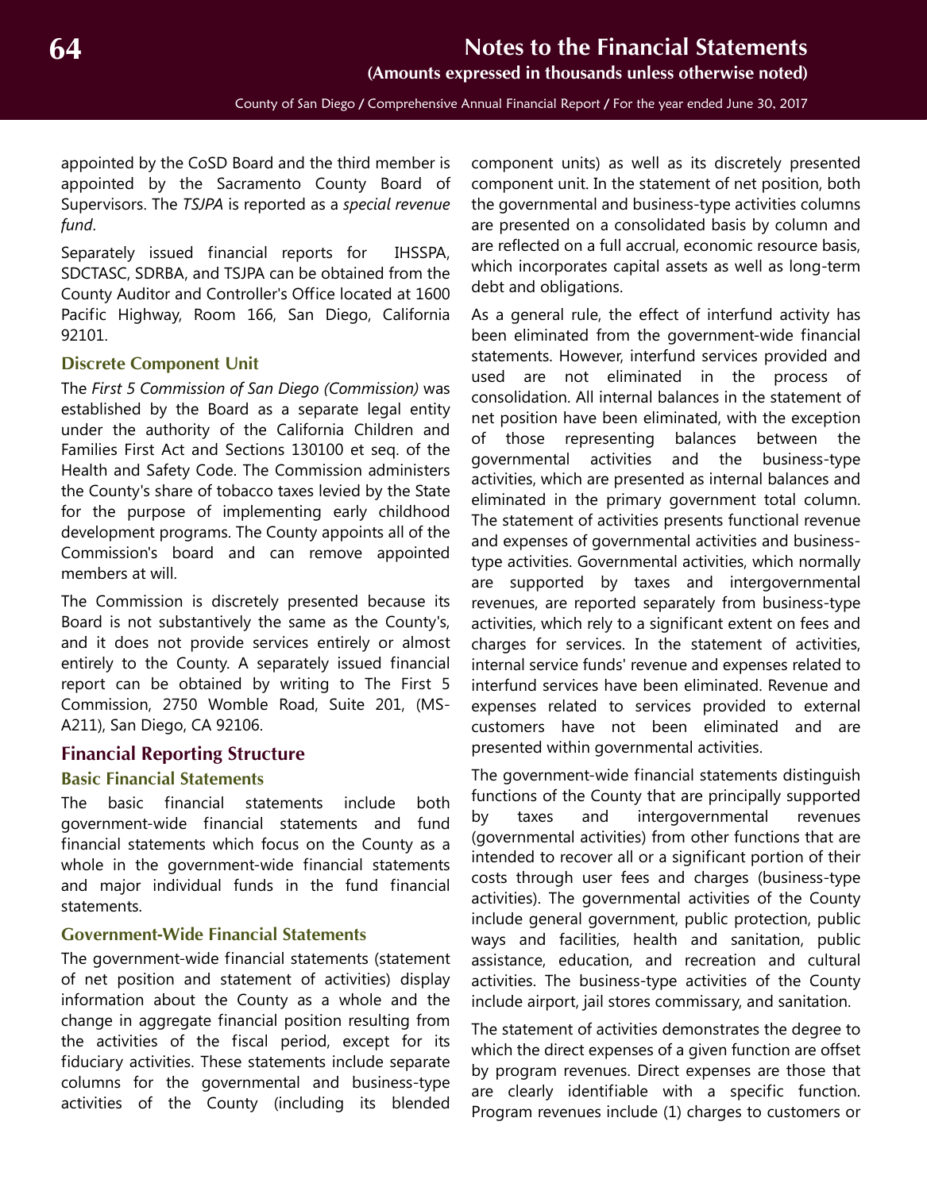appointed by the CoSD Board and the third member is appointed by the Sacramento County Board of Supervisors. The *TSJPA* is reported as a *special revenue fund*.

Separately issued financial reports for IHSSPA, SDCTASC, SDRBA, and TSJPA can be obtained from the County Auditor and Controller's Office located at 1600 Pacific Highway, Room 166, San Diego, California 92101.

### Discrete Component Unit

The *First 5 Commission of San Diego (Commission)* was established by the Board as a separate legal entity under the authority of the California Children and Families First Act and Sections 130100 et seq. of the Health and Safety Code. The Commission administers the County's share of tobacco taxes levied by the State for the purpose of implementing early childhood development programs. The County appoints all of the Commission's board and can remove appointed members at will.

The Commission is discretely presented because its Board is not substantively the same as the County's, and it does not provide services entirely or almost entirely to the County. A separately issued financial report can be obtained by writing to The First 5 Commission, 2750 Womble Road, Suite 201, (MS-A211), San Diego, CA 92106.

## Financial Reporting Structure

### Basic Financial Statements

The basic financial statements include both government-wide financial statements and fund financial statements which focus on the County as a whole in the government-wide financial statements and major individual funds in the fund financial statements.

### Government-Wide Financial Statements

The government-wide financial statements (statement of net position and statement of activities) display information about the County as a whole and the change in aggregate financial position resulting from the activities of the fiscal period, except for its fiduciary activities. These statements include separate columns for the governmental and business-type activities of the County (including its blended component units) as well as its discretely presented component unit. In the statement of net position, both the governmental and business-type activities columns are presented on a consolidated basis by column and are reflected on a full accrual, economic resource basis, which incorporates capital assets as well as long-term debt and obligations.

As a general rule, the effect of interfund activity has been eliminated from the government-wide financial statements. However, interfund services provided and used are not eliminated in the process of consolidation. All internal balances in the statement of net position have been eliminated, with the exception of those representing balances between the governmental activities and the business-type activities, which are presented as internal balances and eliminated in the primary government total column. The statement of activities presents functional revenue and expenses of governmental activities and business-type activities. Governmental activities, which normally are supported by taxes and intergovernmental revenues, are reported separately from business-type activities, which rely to a significant extent on fees and charges for services. In the statement of activities, internal service funds' revenue and expenses related to interfund services have been eliminated. Revenue and expenses related to services provided to external customers have not been eliminated and are presented within governmental activities.

The government-wide financial statements distinguish functions of the County that are principally supported by taxes and intergovernmental revenues (governmental activities) from other functions that are intended to recover all or a significant portion of their costs through user fees and charges (business-type activities). The governmental activities of the County include general government, public protection, public ways and facilities, health and sanitation, public assistance, education, and recreation and cultural activities. The business-type activities of the County include airport, jail stores commissary, and sanitation.

The statement of activities demonstrates the degree to which the direct expenses of a given function are offset by program revenues. Direct expenses are those that are clearly identifiable with a specific function. Program revenues include (1) charges to customers or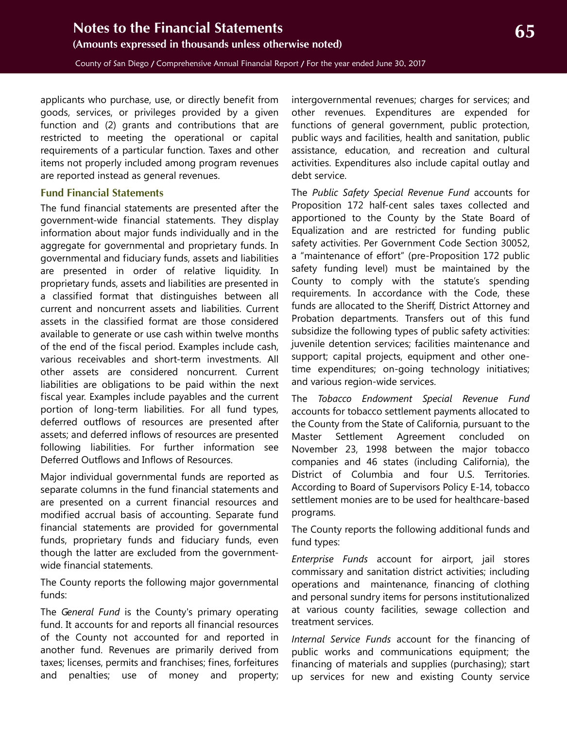applicants who purchase, use, or directly benefit from goods, services, or privileges provided by a given function and (2) grants and contributions that are restricted to meeting the operational or capital requirements of a particular function. Taxes and other items not properly included among program revenues are reported instead as general revenues.

### Fund Financial Statements

The fund financial statements are presented after the government-wide financial statements. They display information about major funds individually and in the aggregate for governmental and proprietary funds. In governmental and fiduciary funds, assets and liabilities are presented in order of relative liquidity. In proprietary funds, assets and liabilities are presented in a classified format that distinguishes between all current and noncurrent assets and liabilities. Current assets in the classified format are those considered available to generate or use cash within twelve months of the end of the fiscal period. Examples include cash, various receivables and short-term investments. All other assets are considered noncurrent. Current liabilities are obligations to be paid within the next fiscal year. Examples include payables and the current portion of long-term liabilities. For all fund types, deferred outflows of resources are presented after assets; and deferred inflows of resources are presented following liabilities. For further information see Deferred Outflows and Inflows of Resources.

Major individual governmental funds are reported as separate columns in the fund financial statements and are presented on a current financial resources and modified accrual basis of accounting. Separate fund financial statements are provided for governmental funds, proprietary funds and fiduciary funds, even though the latter are excluded from the government-wide financial statements.

The County reports the following major governmental funds:

The *General Fund* is the County's primary operating fund. It accounts for and reports all financial resources of the County not accounted for and reported in another fund. Revenues are primarily derived from taxes; licenses, permits and franchises; fines, forfeitures and penalties; use of money and property; intergovernmental revenues; charges for services; and other revenues. Expenditures are expended for functions of general government, public protection, public ways and facilities, health and sanitation, public assistance, education, and recreation and cultural activities. Expenditures also include capital outlay and debt service.

The *Public Safety Special Revenue Fund* accounts for Proposition 172 half-cent sales taxes collected and apportioned to the County by the State Board of Equalization and are restricted for funding public safety activities. Per Government Code Section 30052, a "maintenance of effort" (pre-Proposition 172 public safety funding level) must be maintained by the County to comply with the statute's spending requirements. In accordance with the Code, these funds are allocated to the Sheriff, District Attorney and Probation departments. Transfers out of this fund subsidize the following types of public safety activities: juvenile detention services; facilities maintenance and support; capital projects, equipment and other one-time expenditures; on-going technology initiatives; and various region-wide services.

The *Tobacco Endowment Special Revenue Fund* accounts for tobacco settlement payments allocated to the County from the State of California, pursuant to the Master Settlement Agreement concluded on November 23, 1998 between the major tobacco companies and 46 states (including California), the District of Columbia and four U.S. Territories. According to Board of Supervisors Policy E-14, tobacco settlement monies are to be used for healthcare-based programs.

The County reports the following additional funds and fund types:

*Enterprise Funds* account for airport, jail stores commissary and sanitation district activities; including operations and maintenance, financing of clothing and personal sundry items for persons institutionalized at various county facilities, sewage collection and treatment services.

*Internal Service Funds* account for the financing of public works and communications equipment; the financing of materials and supplies (purchasing); start up services for new and existing County service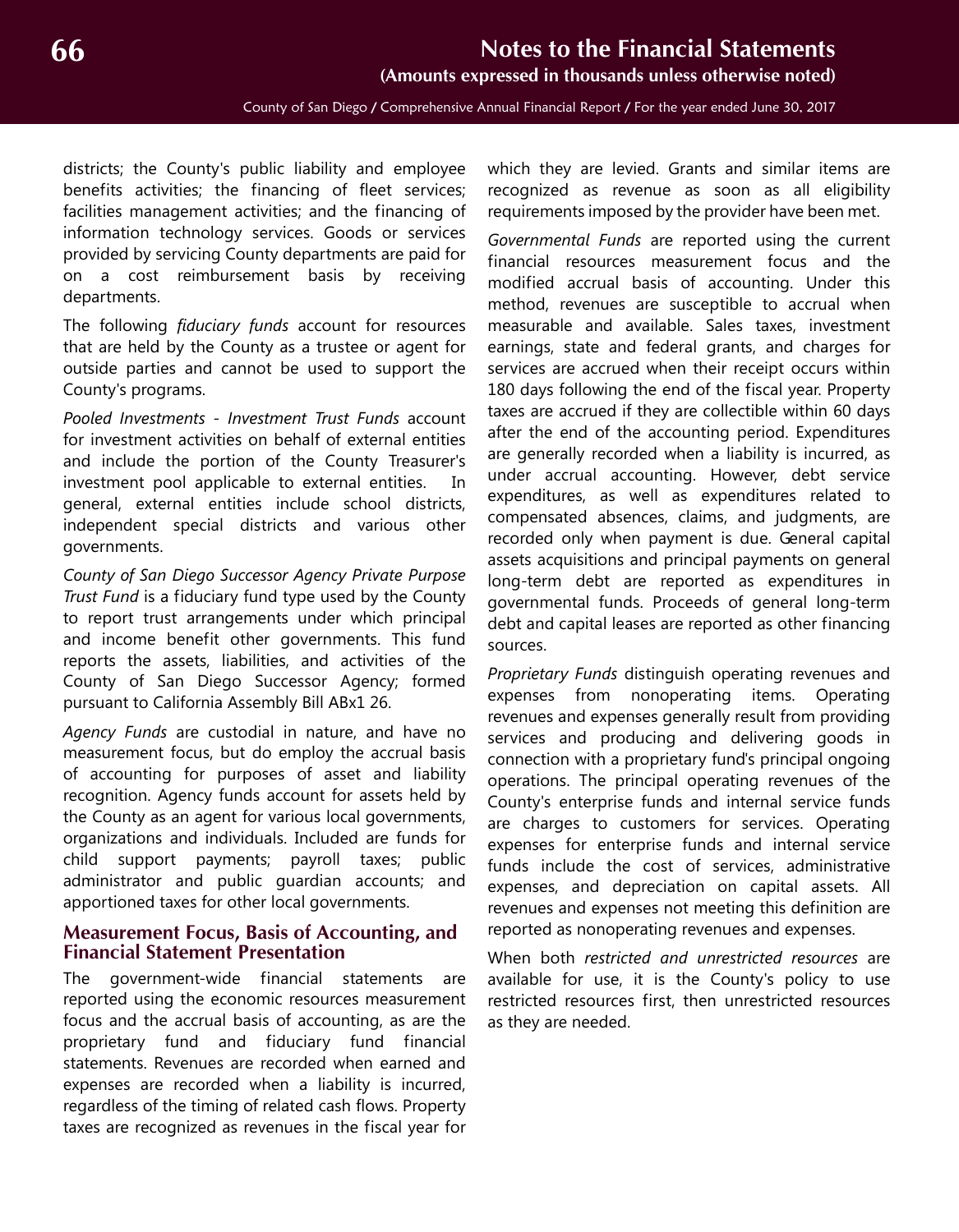districts; the County's public liability and employee benefits activities; the financing of fleet services; facilities management activities; and the financing of information technology services. Goods or services provided by servicing County departments are paid for on a cost reimbursement basis by receiving departments.

The following *fiduciary funds* account for resources that are held by the County as a trustee or agent for outside parties and cannot be used to support the County's programs.

*Pooled Investments - Investment Trust Funds* account for investment activities on behalf of external entities and include the portion of the County Treasurer's investment pool applicable to external entities. In general, external entities include school districts, independent special districts and various other governments.

*County of San Diego Successor Agency Private Purpose Trust Fund* is a fiduciary fund type used by the County to report trust arrangements under which principal and income benefit other governments. This fund reports the assets, liabilities, and activities of the County of San Diego Successor Agency; formed pursuant to California Assembly Bill ABx1 26.

*Agency Funds* are custodial in nature, and have no measurement focus, but do employ the accrual basis of accounting for purposes of asset and liability recognition. Agency funds account for assets held by the County as an agent for various local governments, organizations and individuals. Included are funds for child support payments; payroll taxes; public administrator and public guardian accounts; and apportioned taxes for other local governments.

## Measurement Focus, Basis of Accounting, and Financial Statement Presentation

The government-wide financial statements are reported using the economic resources measurement focus and the accrual basis of accounting, as are the proprietary fund and fiduciary fund financial statements. Revenues are recorded when earned and expenses are recorded when a liability is incurred, regardless of the timing of related cash flows. Property taxes are recognized as revenues in the fiscal year for which they are levied. Grants and similar items are recognized as revenue as soon as all eligibility requirements imposed by the provider have been met.

*Governmental Funds* are reported using the current financial resources measurement focus and the modified accrual basis of accounting. Under this method, revenues are susceptible to accrual when measurable and available. Sales taxes, investment earnings, state and federal grants, and charges for services are accrued when their receipt occurs within 180 days following the end of the fiscal year. Property taxes are accrued if they are collectible within 60 days after the end of the accounting period. Expenditures are generally recorded when a liability is incurred, as under accrual accounting. However, debt service expenditures, as well as expenditures related to compensated absences, claims, and judgments, are recorded only when payment is due. General capital assets acquisitions and principal payments on general long-term debt are reported as expenditures in governmental funds. Proceeds of general long-term debt and capital leases are reported as other financing sources.

*Proprietary Funds* distinguish operating revenues and expenses from nonoperating items. Operating revenues and expenses generally result from providing services and producing and delivering goods in connection with a proprietary fund's principal ongoing operations. The principal operating revenues of the County's enterprise funds and internal service funds are charges to customers for services. Operating expenses for enterprise funds and internal service funds include the cost of services, administrative expenses, and depreciation on capital assets. All revenues and expenses not meeting this definition are reported as nonoperating revenues and expenses.

When both *restricted and unrestricted resources* are available for use, it is the County's policy to use restricted resources first, then unrestricted resources as they are needed.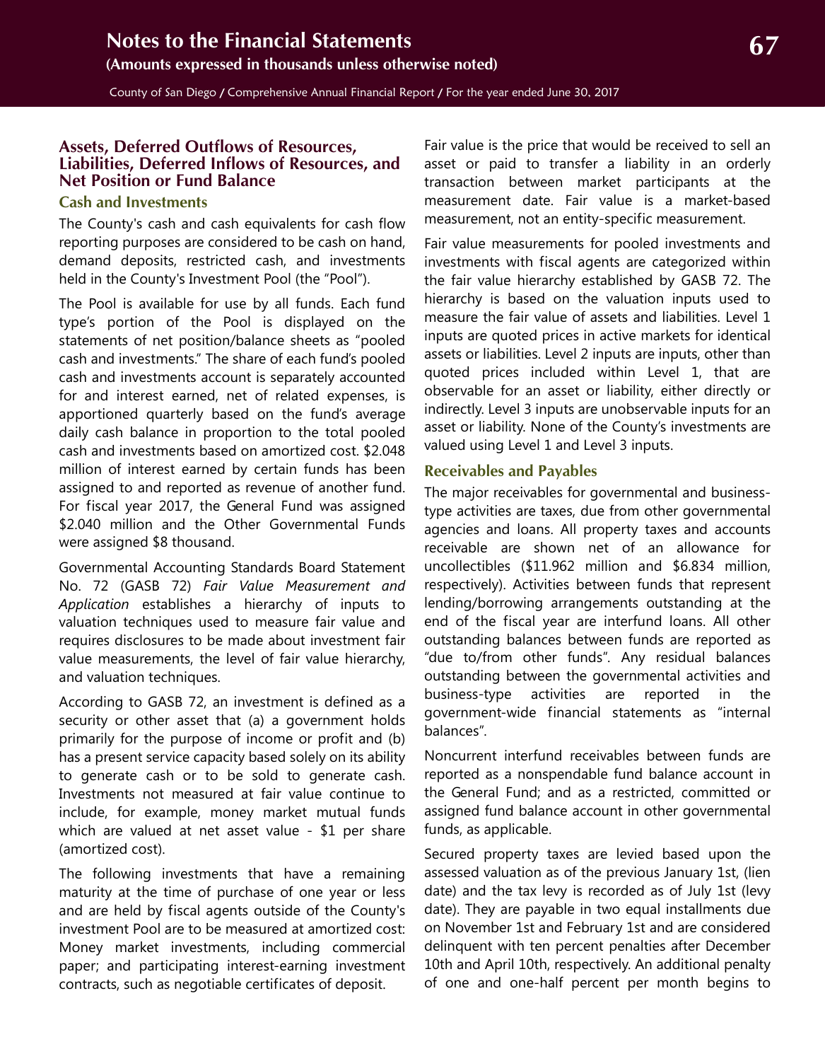## Assets, Deferred Outflows of Resources, Liabilities, Deferred Inflows of Resources, and Net Position or Fund Balance

### Cash and Investments

The County's cash and cash equivalents for cash flow reporting purposes are considered to be cash on hand, demand deposits, restricted cash, and investments held in the County's Investment Pool (the "Pool").

The Pool is available for use by all funds. Each fund type's portion of the Pool is displayed on the statements of net position/balance sheets as "pooled cash and investments." The share of each fund's pooled cash and investments account is separately accounted for and interest earned, net of related expenses, is apportioned quarterly based on the fund's average daily cash balance in proportion to the total pooled cash and investments based on amortized cost. $2.048 million of interest earned by certain funds has been assigned to and reported as revenue of another fund. For fiscal year 2017, the General Fund was assigned $2.040 million and the Other Governmental Funds were assigned $8 thousand.

Governmental Accounting Standards Board Statement No. 72 (GASB 72) *Fair Value Measurement and Application* establishes a hierarchy of inputs to valuation techniques used to measure fair value and requires disclosures to be made about investment fair value measurements, the level of fair value hierarchy, and valuation techniques.

According to GASB 72, an investment is defined as a security or other asset that (a) a government holds primarily for the purpose of income or profit and (b) has a present service capacity based solely on its ability to generate cash or to be sold to generate cash. Investments not measured at fair value continue to include, for example, money market mutual funds which are valued at net asset value - $1 per share (amortized cost).

The following investments that have a remaining maturity at the time of purchase of one year or less and are held by fiscal agents outside of the County's investment Pool are to be measured at amortized cost: Money market investments, including commercial paper; and participating interest-earning investment contracts, such as negotiable certificates of deposit.

Fair value is the price that would be received to sell an asset or paid to transfer a liability in an orderly transaction between market participants at the measurement date. Fair value is a market-based measurement, not an entity-specific measurement.

Fair value measurements for pooled investments and investments with fiscal agents are categorized within the fair value hierarchy established by GASB 72. The hierarchy is based on the valuation inputs used to measure the fair value of assets and liabilities. Level 1 inputs are quoted prices in active markets for identical assets or liabilities. Level 2 inputs are inputs, other than quoted prices included within Level 1, that are observable for an asset or liability, either directly or indirectly. Level 3 inputs are unobservable inputs for an asset or liability. None of the County's investments are valued using Level 1 and Level 3 inputs.

### Receivables and Payables

The major receivables for governmental and business-type activities are taxes, due from other governmental agencies and loans. All property taxes and accounts receivable are shown net of an allowance for uncollectibles ($11.962 million and $6.834 million, respectively). Activities between funds that represent lending/borrowing arrangements outstanding at the end of the fiscal year are interfund loans. All other outstanding balances between funds are reported as "due to/from other funds". Any residual balances outstanding between the governmental activities and business-type activities are reported in the government-wide financial statements as "internal balances".

Noncurrent interfund receivables between funds are reported as a nonspendable fund balance account in the General Fund; and as a restricted, committed or assigned fund balance account in other governmental funds, as applicable.

Secured property taxes are levied based upon the assessed valuation as of the previous January 1st, (lien date) and the tax levy is recorded as of July 1st (levy date). They are payable in two equal installments due on November 1st and February 1st and are considered delinquent with ten percent penalties after December 10th and April 10th, respectively. An additional penalty of one and one-half percent per month begins to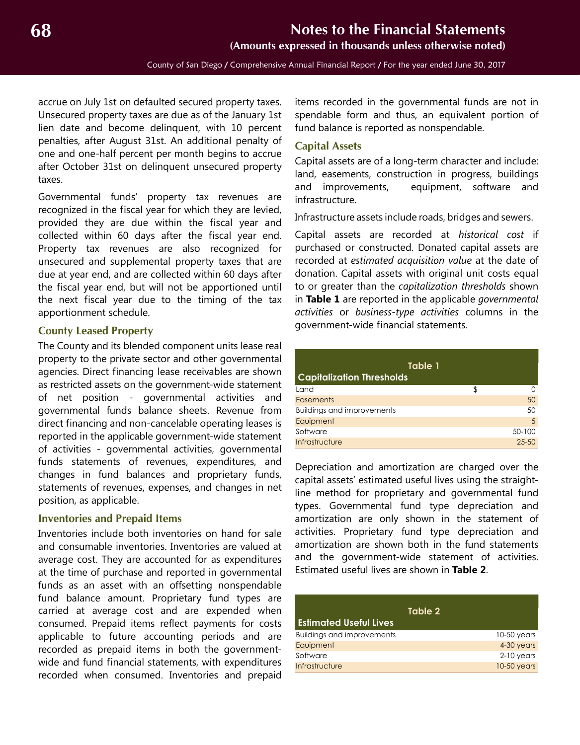accrue on July 1st on defaulted secured property taxes. Unsecured property taxes are due as of the January 1st lien date and become delinquent, with 10 percent penalties, after August 31st. An additional penalty of one and one-half percent per month begins to accrue after October 31st on delinquent unsecured property taxes.

Governmental funds' property tax revenues are recognized in the fiscal year for which they are levied, provided they are due within the fiscal year and collected within 60 days after the fiscal year end. Property tax revenues are also recognized for unsecured and supplemental property taxes that are due at year end, and are collected within 60 days after the fiscal year end, but will not be apportioned until the next fiscal year due to the timing of the tax apportionment schedule.

### County Leased Property

The County and its blended component units lease real property to the private sector and other governmental agencies. Direct financing lease receivables are shown as restricted assets on the government-wide statement of net position - governmental activities and governmental funds balance sheets. Revenue from direct financing and non-cancelable operating leases is reported in the applicable government-wide statement of activities - governmental activities, governmental funds statements of revenues, expenditures, and changes in fund balances and proprietary funds, statements of revenues, expenses, and changes in net position, as applicable.

### Inventories and Prepaid Items

Inventories include both inventories on hand for sale and consumable inventories. Inventories are valued at average cost. They are accounted for as expenditures at the time of purchase and reported in governmental funds as an asset with an offsetting nonspendable fund balance amount. Proprietary fund types are carried at average cost and are expended when consumed. Prepaid items reflect payments for costs applicable to future accounting periods and are recorded as prepaid items in both the government-wide and fund financial statements, with expenditures recorded when consumed. Inventories and prepaid items recorded in the governmental funds are not in spendable form and thus, an equivalent portion of fund balance is reported as nonspendable.

### Capital Assets

Capital assets are of a long-term character and include: land, easements, construction in progress, buildings and improvements, equipment, software and infrastructure.

Infrastructure assets include roads, bridges and sewers.

Capital assets are recorded at *historical cost* if purchased or constructed. Donated capital assets are recorded at *estimated acquisition value* at the date of donation. Capital assets with original unit costs equal to or greater than the *capitalization thresholds* shown in **Table 1** are reported in the applicable *governmental activities* or *business-type activities* columns in the government-wide financial statements.

**Table 1**

| Capitalization Thresholds | | |
|---|---|---|
| Land | $ | 0 |
| Easements | | 50 |
| Buildings and improvements | | 50 |
| Equipment | | 5 |
| Software | | 50-100 |
| Infrastructure | | 25-50 |

Depreciation and amortization are charged over the capital assets' estimated useful lives using the straight-line method for proprietary and governmental fund types. Governmental fund type depreciation and amortization are only shown in the statement of activities. Proprietary fund type depreciation and amortization are shown both in the fund statements and the government-wide statement of activities. Estimated useful lives are shown in **Table 2**.

**Table 2**

| Estimated Useful Lives | |
|---|---|
| Buildings and improvements | 10-50 years |
| Equipment | 4-30 years |
| Software | 2-10 years |
| Infrastructure | 10-50 years |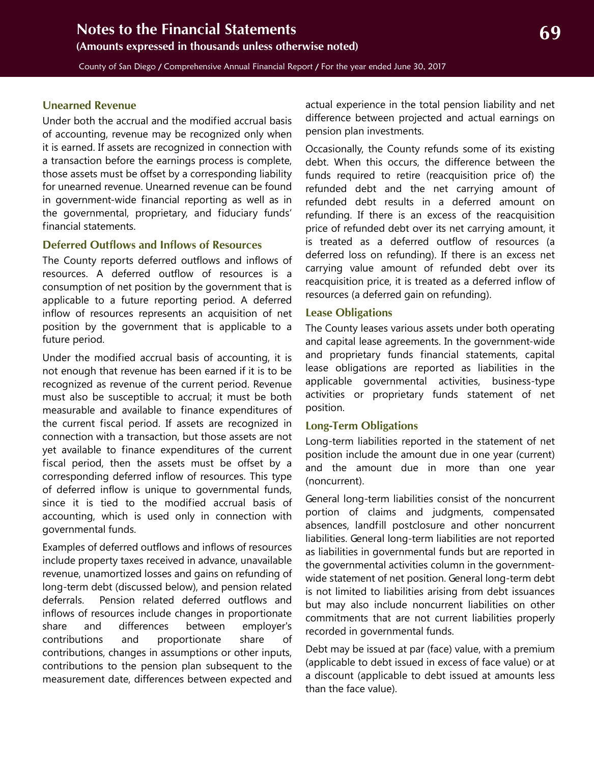### Unearned Revenue

Under both the accrual and the modified accrual basis of accounting, revenue may be recognized only when it is earned. If assets are recognized in connection with a transaction before the earnings process is complete, those assets must be offset by a corresponding liability for unearned revenue. Unearned revenue can be found in government-wide financial reporting as well as in the governmental, proprietary, and fiduciary funds' financial statements.

### Deferred Outflows and Inflows of Resources

The County reports deferred outflows and inflows of resources. A deferred outflow of resources is a consumption of net position by the government that is applicable to a future reporting period. A deferred inflow of resources represents an acquisition of net position by the government that is applicable to a future period.

Under the modified accrual basis of accounting, it is not enough that revenue has been earned if it is to be recognized as revenue of the current period. Revenue must also be susceptible to accrual; it must be both measurable and available to finance expenditures of the current fiscal period. If assets are recognized in connection with a transaction, but those assets are not yet available to finance expenditures of the current fiscal period, then the assets must be offset by a corresponding deferred inflow of resources. This type of deferred inflow is unique to governmental funds, since it is tied to the modified accrual basis of accounting, which is used only in connection with governmental funds.

Examples of deferred outflows and inflows of resources include property taxes received in advance, unavailable revenue, unamortized losses and gains on refunding of long-term debt (discussed below), and pension related deferrals. Pension related deferred outflows and inflows of resources include changes in proportionate share and differences between employer's contributions and proportionate share of contributions, changes in assumptions or other inputs, contributions to the pension plan subsequent to the measurement date, differences between expected and actual experience in the total pension liability and net difference between projected and actual earnings on pension plan investments.

Occasionally, the County refunds some of its existing debt. When this occurs, the difference between the funds required to retire (reacquisition price of) the refunded debt and the net carrying amount of refunded debt results in a deferred amount on refunding. If there is an excess of the reacquisition price of refunded debt over its net carrying amount, it is treated as a deferred outflow of resources (a deferred loss on refunding). If there is an excess net carrying value amount of refunded debt over its reacquisition price, it is treated as a deferred inflow of resources (a deferred gain on refunding).

### Lease Obligations

The County leases various assets under both operating and capital lease agreements. In the government-wide and proprietary funds financial statements, capital lease obligations are reported as liabilities in the applicable governmental activities, business-type activities or proprietary funds statement of net position.

### Long-Term Obligations

Long-term liabilities reported in the statement of net position include the amount due in one year (current) and the amount due in more than one year (noncurrent).

General long-term liabilities consist of the noncurrent portion of claims and judgments, compensated absences, landfill postclosure and other noncurrent liabilities. General long-term liabilities are not reported as liabilities in governmental funds but are reported in the governmental activities column in the government-wide statement of net position. General long-term debt is not limited to liabilities arising from debt issuances but may also include noncurrent liabilities on other commitments that are not current liabilities properly recorded in governmental funds.

Debt may be issued at par (face) value, with a premium (applicable to debt issued in excess of face value) or at a discount (applicable to debt issued at amounts less than the face value).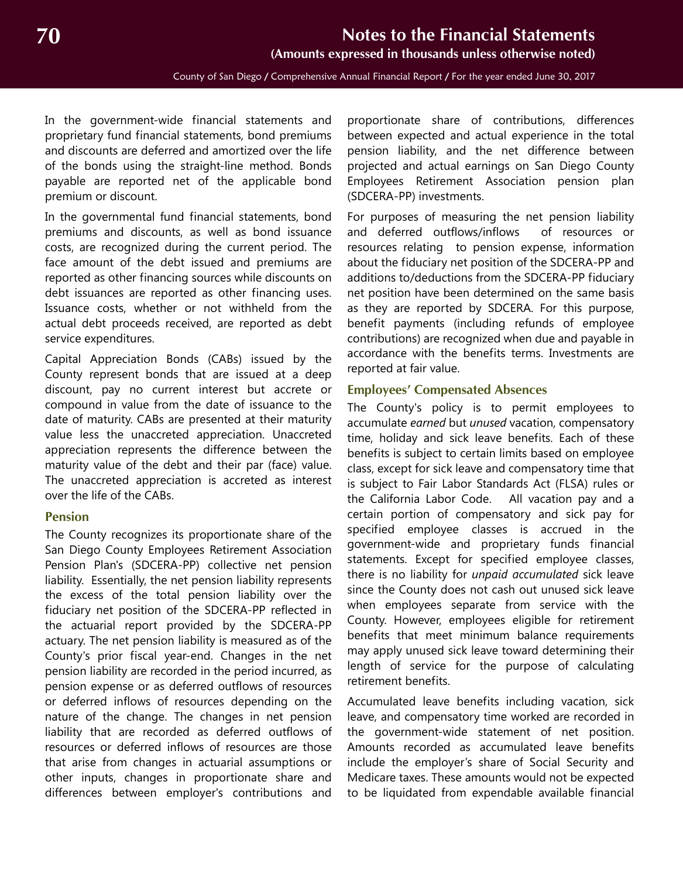In the government-wide financial statements and proprietary fund financial statements, bond premiums and discounts are deferred and amortized over the life of the bonds using the straight-line method. Bonds payable are reported net of the applicable bond premium or discount.

In the governmental fund financial statements, bond premiums and discounts, as well as bond issuance costs, are recognized during the current period. The face amount of the debt issued and premiums are reported as other financing sources while discounts on debt issuances are reported as other financing uses. Issuance costs, whether or not withheld from the actual debt proceeds received, are reported as debt service expenditures.

Capital Appreciation Bonds (CABs) issued by the County represent bonds that are issued at a deep discount, pay no current interest but accrete or compound in value from the date of issuance to the date of maturity. CABs are presented at their maturity value less the unaccreted appreciation. Unaccreted appreciation represents the difference between the maturity value of the debt and their par (face) value. The unaccreted appreciation is accreted as interest over the life of the CABs.

### Pension

The County recognizes its proportionate share of the San Diego County Employees Retirement Association Pension Plan's (SDCERA-PP) collective net pension liability. Essentially, the net pension liability represents the excess of the total pension liability over the fiduciary net position of the SDCERA-PP reflected in the actuarial report provided by the SDCERA-PP actuary. The net pension liability is measured as of the County's prior fiscal year-end. Changes in the net pension liability are recorded in the period incurred, as pension expense or as deferred outflows of resources or deferred inflows of resources depending on the nature of the change. The changes in net pension liability that are recorded as deferred outflows of resources or deferred inflows of resources are those that arise from changes in actuarial assumptions or other inputs, changes in proportionate share and differences between employer's contributions and proportionate share of contributions, differences between expected and actual experience in the total pension liability, and the net difference between projected and actual earnings on San Diego County Employees Retirement Association pension plan (SDCERA-PP) investments.

For purposes of measuring the net pension liability and deferred outflows/inflows of resources or resources relating to pension expense, information about the fiduciary net position of the SDCERA-PP and additions to/deductions from the SDCERA-PP fiduciary net position have been determined on the same basis as they are reported by SDCERA. For this purpose, benefit payments (including refunds of employee contributions) are recognized when due and payable in accordance with the benefits terms. Investments are reported at fair value.

### Employees' Compensated Absences

The County's policy is to permit employees to accumulate *earned* but *unused* vacation, compensatory time, holiday and sick leave benefits. Each of these benefits is subject to certain limits based on employee class, except for sick leave and compensatory time that is subject to Fair Labor Standards Act (FLSA) rules or the California Labor Code. All vacation pay and a certain portion of compensatory and sick pay for specified employee classes is accrued in the government-wide and proprietary funds financial statements. Except for specified employee classes, there is no liability for *unpaid accumulated* sick leave since the County does not cash out unused sick leave when employees separate from service with the County. However, employees eligible for retirement benefits that meet minimum balance requirements may apply unused sick leave toward determining their length of service for the purpose of calculating retirement benefits.

Accumulated leave benefits including vacation, sick leave, and compensatory time worked are recorded in the government-wide statement of net position. Amounts recorded as accumulated leave benefits include the employer's share of Social Security and Medicare taxes. These amounts would not be expected to be liquidated from expendable available financial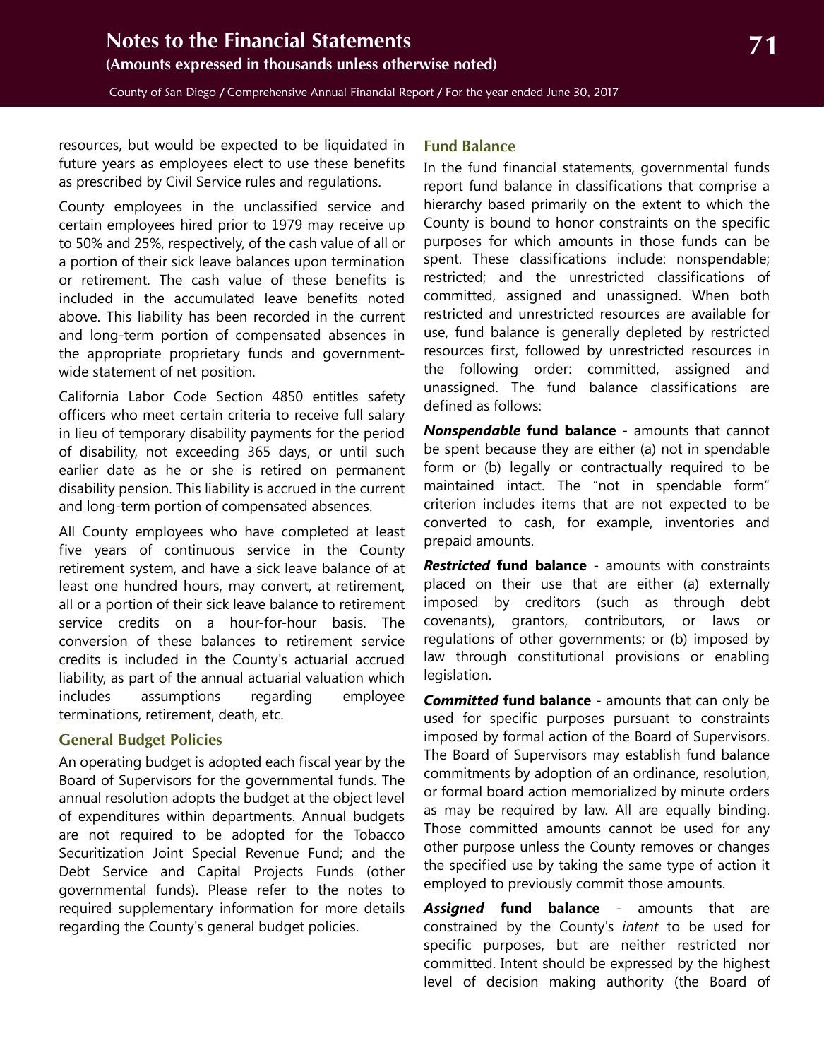resources, but would be expected to be liquidated in future years as employees elect to use these benefits as prescribed by Civil Service rules and regulations.

County employees in the unclassified service and certain employees hired prior to 1979 may receive up to 50% and 25%, respectively, of the cash value of all or a portion of their sick leave balances upon termination or retirement. The cash value of these benefits is included in the accumulated leave benefits noted above. This liability has been recorded in the current and long-term portion of compensated absences in the appropriate proprietary funds and government-wide statement of net position.

California Labor Code Section 4850 entitles safety officers who meet certain criteria to receive full salary in lieu of temporary disability payments for the period of disability, not exceeding 365 days, or until such earlier date as he or she is retired on permanent disability pension. This liability is accrued in the current and long-term portion of compensated absences.

All County employees who have completed at least five years of continuous service in the County retirement system, and have a sick leave balance of at least one hundred hours, may convert, at retirement, all or a portion of their sick leave balance to retirement service credits on a hour-for-hour basis. The conversion of these balances to retirement service credits is included in the County's actuarial accrued liability, as part of the annual actuarial valuation which includes assumptions regarding employee terminations, retirement, death, etc.

### General Budget Policies

An operating budget is adopted each fiscal year by the Board of Supervisors for the governmental funds. The annual resolution adopts the budget at the object level of expenditures within departments. Annual budgets are not required to be adopted for the Tobacco Securitization Joint Special Revenue Fund; and the Debt Service and Capital Projects Funds (other governmental funds). Please refer to the notes to required supplementary information for more details regarding the County's general budget policies.

### Fund Balance

In the fund financial statements, governmental funds report fund balance in classifications that comprise a hierarchy based primarily on the extent to which the County is bound to honor constraints on the specific purposes for which amounts in those funds can be spent. These classifications include: nonspendable; restricted; and the unrestricted classifications of committed, assigned and unassigned. When both restricted and unrestricted resources are available for use, fund balance is generally depleted by restricted resources first, followed by unrestricted resources in the following order: committed, assigned and unassigned. The fund balance classifications are defined as follows:

***Nonspendable*** **fund balance** - amounts that cannot be spent because they are either (a) not in spendable form or (b) legally or contractually required to be maintained intact. The "not in spendable form" criterion includes items that are not expected to be converted to cash, for example, inventories and prepaid amounts.

***Restricted*** **fund balance** - amounts with constraints placed on their use that are either (a) externally imposed by creditors (such as through debt covenants), grantors, contributors, or laws or regulations of other governments; or (b) imposed by law through constitutional provisions or enabling legislation.

***Committed*** **fund balance** - amounts that can only be used for specific purposes pursuant to constraints imposed by formal action of the Board of Supervisors. The Board of Supervisors may establish fund balance commitments by adoption of an ordinance, resolution, or formal board action memorialized by minute orders as may be required by law. All are equally binding. Those committed amounts cannot be used for any other purpose unless the County removes or changes the specified use by taking the same type of action it employed to previously commit those amounts.

***Assigned*** **fund balance** - amounts that are constrained by the County's *intent* to be used for specific purposes, but are neither restricted nor committed. Intent should be expressed by the highest level of decision making authority (the Board of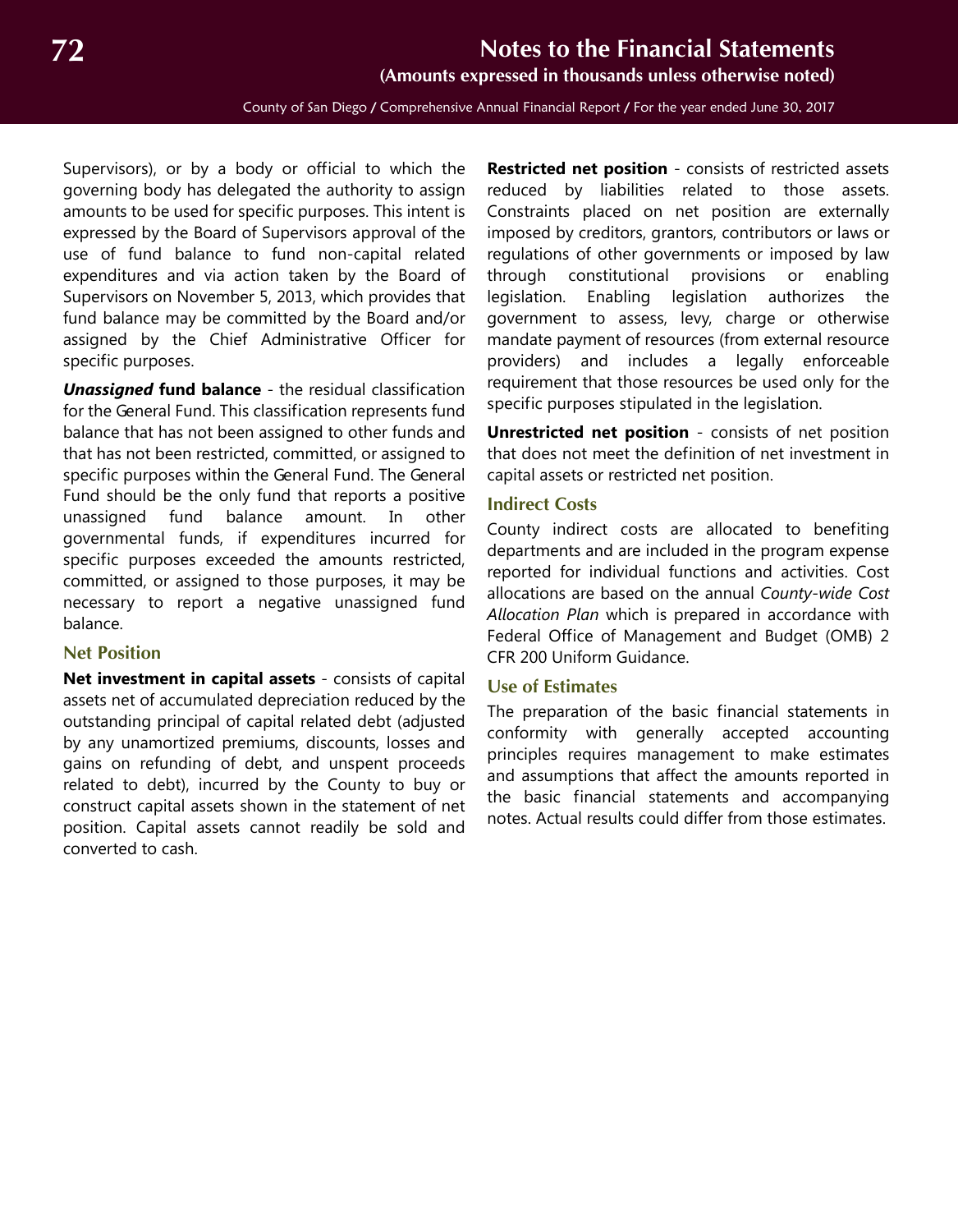Supervisors), or by a body or official to which the governing body has delegated the authority to assign amounts to be used for specific purposes. This intent is expressed by the Board of Supervisors approval of the use of fund balance to fund non-capital related expenditures and via action taken by the Board of Supervisors on November 5, 2013, which provides that fund balance may be committed by the Board and/or assigned by the Chief Administrative Officer for specific purposes.

***Unassigned* fund balance** - the residual classification for the General Fund. This classification represents fund balance that has not been assigned to other funds and that has not been restricted, committed, or assigned to specific purposes within the General Fund. The General Fund should be the only fund that reports a positive unassigned fund balance amount. In other governmental funds, if expenditures incurred for specific purposes exceeded the amounts restricted, committed, or assigned to those purposes, it may be necessary to report a negative unassigned fund balance.

### Net Position

**Net investment in capital assets** - consists of capital assets net of accumulated depreciation reduced by the outstanding principal of capital related debt (adjusted by any unamortized premiums, discounts, losses and gains on refunding of debt, and unspent proceeds related to debt), incurred by the County to buy or construct capital assets shown in the statement of net position. Capital assets cannot readily be sold and converted to cash.

**Restricted net position** - consists of restricted assets reduced by liabilities related to those assets. Constraints placed on net position are externally imposed by creditors, grantors, contributors or laws or regulations of other governments or imposed by law through constitutional provisions or enabling legislation. Enabling legislation authorizes the government to assess, levy, charge or otherwise mandate payment of resources (from external resource providers) and includes a legally enforceable requirement that those resources be used only for the specific purposes stipulated in the legislation.

**Unrestricted net position** - consists of net position that does not meet the definition of net investment in capital assets or restricted net position.

### Indirect Costs

County indirect costs are allocated to benefiting departments and are included in the program expense reported for individual functions and activities. Cost allocations are based on the annual *County-wide Cost Allocation Plan* which is prepared in accordance with Federal Office of Management and Budget (OMB) 2 CFR 200 Uniform Guidance.

### Use of Estimates

The preparation of the basic financial statements in conformity with generally accepted accounting principles requires management to make estimates and assumptions that affect the amounts reported in the basic financial statements and accompanying notes. Actual results could differ from those estimates.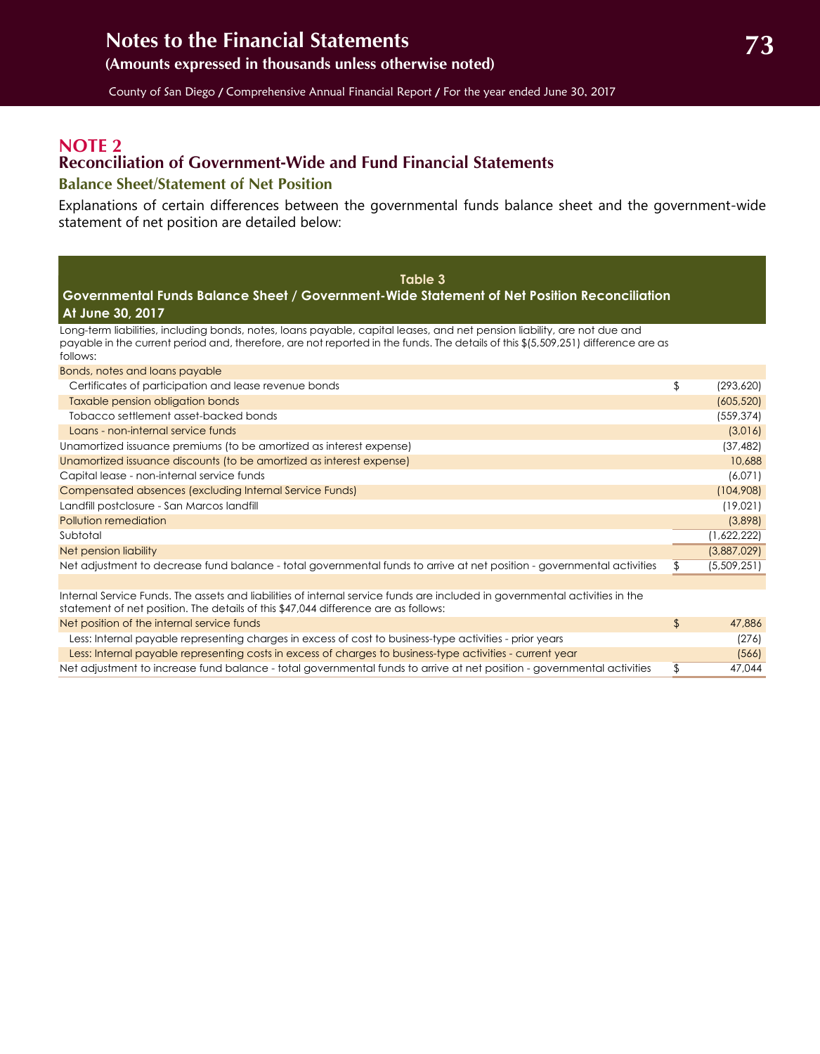## NOTE 2
## Reconciliation of Government-Wide and Fund Financial Statements
### Balance Sheet/Statement of Net Position

Explanations of certain differences between the governmental funds balance sheet and the government-wide statement of net position are detailed below:

**Table 3**
**Governmental Funds Balance Sheet / Government-Wide Statement of Net Position Reconciliation**
**At June 30, 2017**

| | | |
|---|---|---|
| Long-term liabilities, including bonds, notes, loans payable, capital leases, and net pension liability, are not due and payable in the current period and, therefore, are not reported in the funds. The details of this $(5,509,251) difference are as follows: | | |
| Bonds, notes and loans payable | | |
| Certificates of participation and lease revenue bonds | $ | (293,620) |
| Taxable pension obligation bonds | | (605,520) |
| Tobacco settlement asset-backed bonds | | (559,374) |
| Loans - non-internal service funds | | (3,016) |
| Unamortized issuance premiums (to be amortized as interest expense) | | (37,482) |
| Unamortized issuance discounts (to be amortized as interest expense) | | 10,688 |
| Capital lease - non-internal service funds | | (6,071) |
| Compensated absences (excluding Internal Service Funds) | | (104,908) |
| Landfill postclosure - San Marcos landfill | | (19,021) |
| Pollution remediation | | (3,898) |
| Subtotal | | (1,622,222) |
| Net pension liability | | (3,887,029) |
| Net adjustment to decrease fund balance - total governmental funds to arrive at net position - governmental activities | $ | (5,509,251) |
| | | |
| Internal Service Funds. The assets and liabilities of internal service funds are included in governmental activities in the statement of net position. The details of this $47,044 difference are as follows: | | |
| Net position of the internal service funds | $ | 47,886 |
| Less: Internal payable representing charges in excess of cost to business-type activities - prior years | | (276) |
| Less: Internal payable representing costs in excess of charges to business-type activities - current year | | (566) |
| Net adjustment to increase fund balance - total governmental funds to arrive at net position - governmental activities | $ | 47,044 |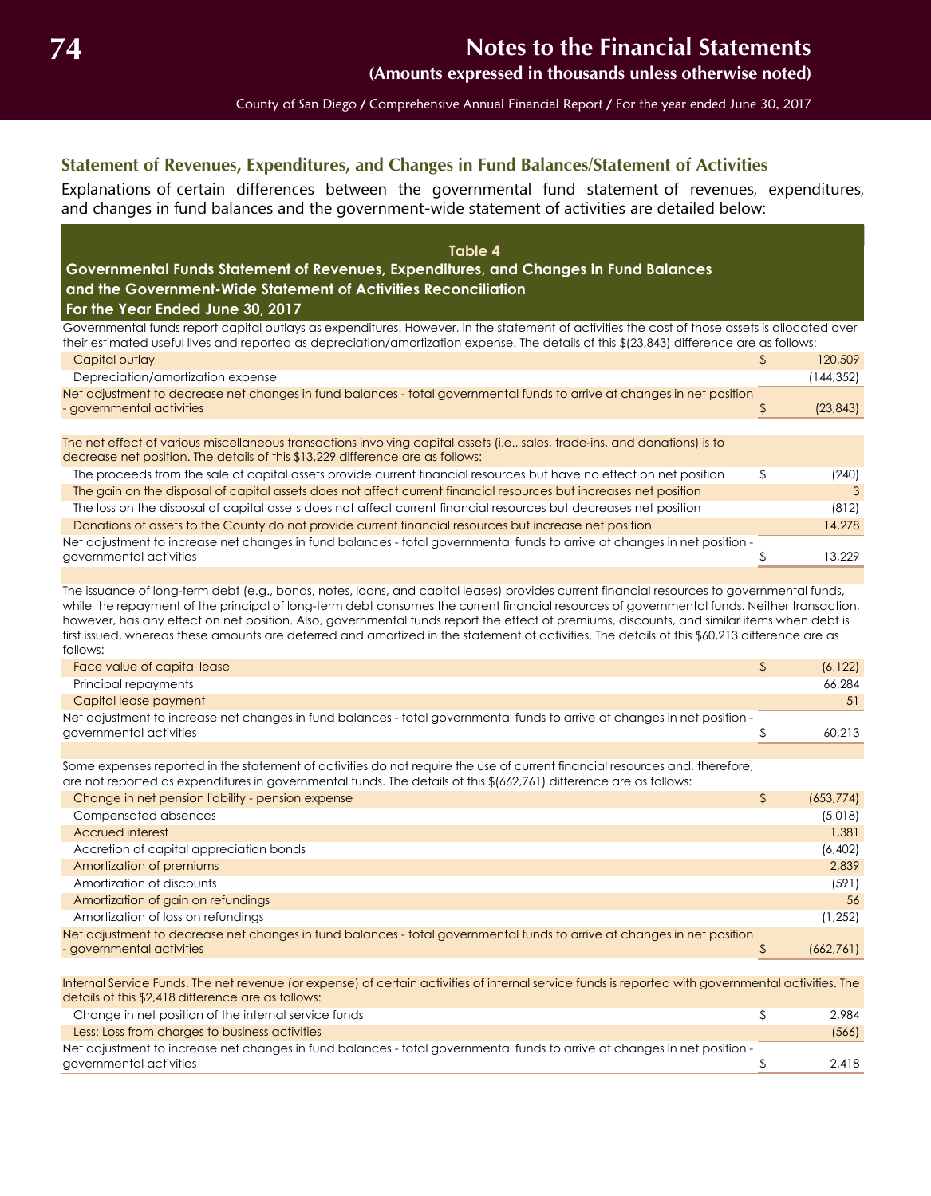## Statement of Revenues, Expenditures, and Changes in Fund Balances/Statement of Activities

Explanations of certain differences between the governmental fund statement of revenues, expenditures, and changes in fund balances and the government-wide statement of activities are detailed below:

**Table 4**
**Governmental Funds Statement of Revenues, Expenditures, and Changes in Fund Balances and the Government-Wide Statement of Activities Reconciliation**
**For the Year Ended June 30, 2017**

Governmental funds report capital outlays as expenditures. However, in the statement of activities the cost of those assets is allocated over their estimated useful lives and reported as depreciation/amortization expense. The details of this $(23,843) difference are as follows:

| | | |
|---|---|---|
| Capital outlay | $ | 120,509 |
| Depreciation/amortization expense | | (144,352) |
| Net adjustment to decrease net changes in fund balances - total governmental funds to arrive at changes in net position - governmental activities | $ | (23,843) |

The net effect of various miscellaneous transactions involving capital assets (i.e., sales, trade-ins, and donations) is to decrease net position. The details of this $13,229 difference are as follows:

| | | |
|---|---|---|
| The proceeds from the sale of capital assets provide current financial resources but have no effect on net position | $ | (240) |
| The gain on the disposal of capital assets does not affect current financial resources but increases net position | | 3 |
| The loss on the disposal of capital assets does not affect current financial resources but decreases net position | | (812) |
| Donations of assets to the County do not provide current financial resources but increase net position | | 14,278 |
| Net adjustment to increase net changes in fund balances - total governmental funds to arrive at changes in net position - governmental activities | $ | 13,229 |

The issuance of long-term debt (e.g., bonds, notes, loans, and capital leases) provides current financial resources to governmental funds, while the repayment of the principal of long-term debt consumes the current financial resources of governmental funds. Neither transaction, however, has any effect on net position. Also, governmental funds report the effect of premiums, discounts, and similar items when debt is first issued, whereas these amounts are deferred and amortized in the statement of activities. The details of this $60,213 difference are as follows:

| | | |
|---|---|---|
| Face value of capital lease | $ | (6,122) |
| Principal repayments | | 66,284 |
| Capital lease payment | | 51 |
| Net adjustment to increase net changes in fund balances - total governmental funds to arrive at changes in net position - governmental activities | $ | 60,213 |

Some expenses reported in the statement of activities do not require the use of current financial resources and, therefore, are not reported as expenditures in governmental funds. The details of this $(662,761) difference are as follows:

| | | |
|---|---|---|
| Change in net pension liability - pension expense | $ | (653,774) |
| Compensated absences | | (5,018) |
| Accrued interest | | 1,381 |
| Accretion of capital appreciation bonds | | (6,402) |
| Amortization of premiums | | 2,839 |
| Amortization of discounts | | (591) |
| Amortization of gain on refundings | | 56 |
| Amortization of loss on refundings | | (1,252) |
| Net adjustment to decrease net changes in fund balances - total governmental funds to arrive at changes in net position - governmental activities | $ | (662,761) |

Internal Service Funds. The net revenue (or expense) of certain activities of internal service funds is reported with governmental activities. The details of this $2,418 difference are as follows:

| | | |
|---|---|---|
| Change in net position of the internal service funds | $ | 2,984 |
| Less: Loss from charges to business activities | | (566) |
| Net adjustment to increase net changes in fund balances - total governmental funds to arrive at changes in net position - governmental activities | $ | 2,418 |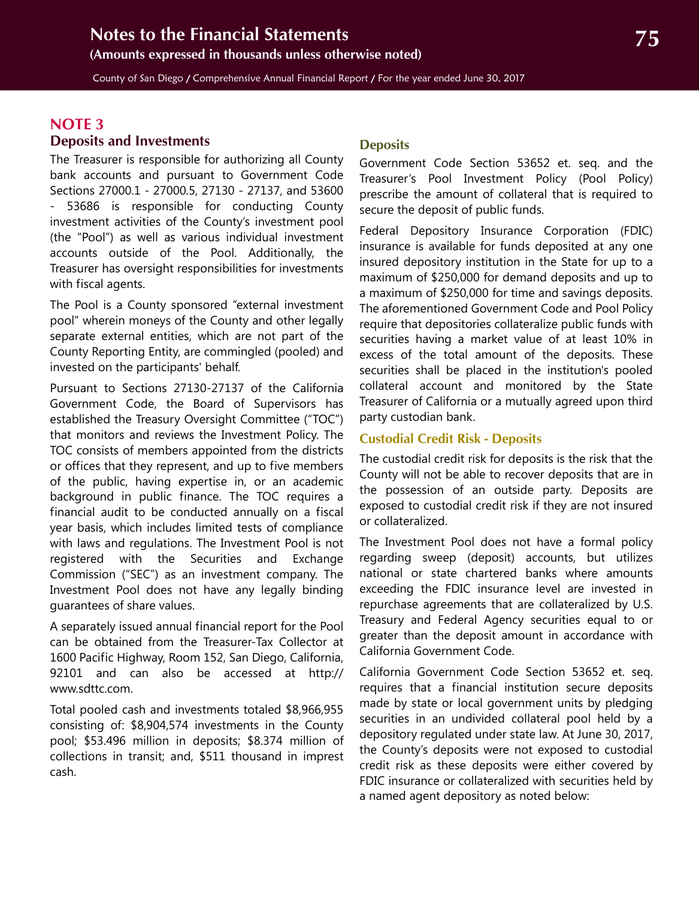## NOTE 3

### Deposits and Investments

The Treasurer is responsible for authorizing all County bank accounts and pursuant to Government Code Sections 27000.1 - 27000.5, 27130 - 27137, and 53600 - 53686 is responsible for conducting County investment activities of the County's investment pool (the "Pool") as well as various individual investment accounts outside of the Pool. Additionally, the Treasurer has oversight responsibilities for investments with fiscal agents.

The Pool is a County sponsored "external investment pool" wherein moneys of the County and other legally separate external entities, which are not part of the County Reporting Entity, are commingled (pooled) and invested on the participants' behalf.

Pursuant to Sections 27130-27137 of the California Government Code, the Board of Supervisors has established the Treasury Oversight Committee ("TOC") that monitors and reviews the Investment Policy. The TOC consists of members appointed from the districts or offices that they represent, and up to five members of the public, having expertise in, or an academic background in public finance. The TOC requires a financial audit to be conducted annually on a fiscal year basis, which includes limited tests of compliance with laws and regulations. The Investment Pool is not registered with the Securities and Exchange Commission ("SEC") as an investment company. The Investment Pool does not have any legally binding guarantees of share values.

A separately issued annual financial report for the Pool can be obtained from the Treasurer-Tax Collector at 1600 Pacific Highway, Room 152, San Diego, California, 92101 and can also be accessed at http://www.sdttc.com.

Total pooled cash and investments totaled $8,966,955 consisting of: $8,904,574 investments in the County pool; $53.496 million in deposits; $8.374 million of collections in transit; and, $511 thousand in imprest cash.

### Deposits

Government Code Section 53652 et. seq. and the Treasurer's Pool Investment Policy (Pool Policy) prescribe the amount of collateral that is required to secure the deposit of public funds.

Federal Depository Insurance Corporation (FDIC) insurance is available for funds deposited at any one insured depository institution in the State for up to a maximum of $250,000 for demand deposits and up to a maximum of $250,000 for time and savings deposits. The aforementioned Government Code and Pool Policy require that depositories collateralize public funds with securities having a market value of at least 10% in excess of the total amount of the deposits. These securities shall be placed in the institution's pooled collateral account and monitored by the State Treasurer of California or a mutually agreed upon third party custodian bank.

### Custodial Credit Risk - Deposits

The custodial credit risk for deposits is the risk that the County will not be able to recover deposits that are in the possession of an outside party. Deposits are exposed to custodial credit risk if they are not insured or collateralized.

The Investment Pool does not have a formal policy regarding sweep (deposit) accounts, but utilizes national or state chartered banks where amounts exceeding the FDIC insurance level are invested in repurchase agreements that are collateralized by U.S. Treasury and Federal Agency securities equal to or greater than the deposit amount in accordance with California Government Code.

California Government Code Section 53652 et. seq. requires that a financial institution secure deposits made by state or local government units by pledging securities in an undivided collateral pool held by a depository regulated under state law. At June 30, 2017, the County's deposits were not exposed to custodial credit risk as these deposits were either covered by FDIC insurance or collateralized with securities held by a named agent depository as noted below: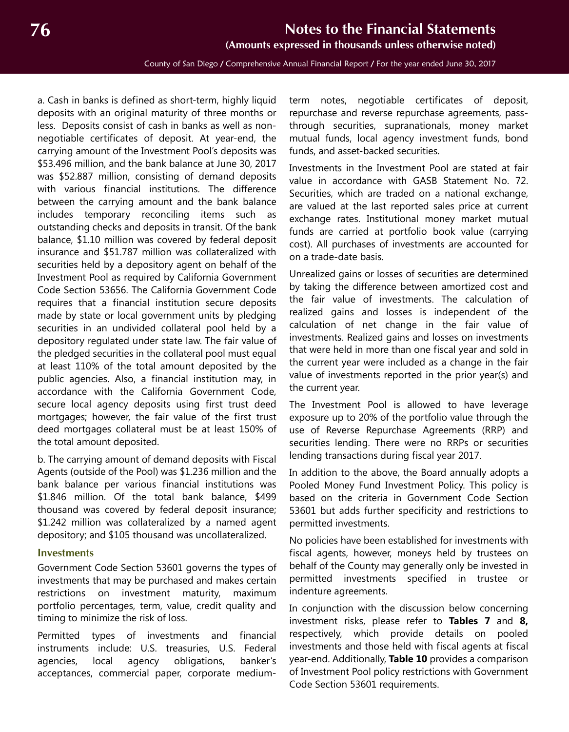a. Cash in banks is defined as short-term, highly liquid deposits with an original maturity of three months or less. Deposits consist of cash in banks as well as non-negotiable certificates of deposit. At year-end, the carrying amount of the Investment Pool's deposits was $53.496 million, and the bank balance at June 30, 2017 was $52.887 million, consisting of demand deposits with various financial institutions. The difference between the carrying amount and the bank balance includes temporary reconciling items such as outstanding checks and deposits in transit. Of the bank balance, $1.10 million was covered by federal deposit insurance and $51.787 million was collateralized with securities held by a depository agent on behalf of the Investment Pool as required by California Government Code Section 53656. The California Government Code requires that a financial institution secure deposits made by state or local government units by pledging securities in an undivided collateral pool held by a depository regulated under state law. The fair value of the pledged securities in the collateral pool must equal at least 110% of the total amount deposited by the public agencies. Also, a financial institution may, in accordance with the California Government Code, secure local agency deposits using first trust deed mortgages; however, the fair value of the first trust deed mortgages collateral must be at least 150% of the total amount deposited.

b. The carrying amount of demand deposits with Fiscal Agents (outside of the Pool) was $1.236 million and the bank balance per various financial institutions was $1.846 million. Of the total bank balance, $499 thousand was covered by federal deposit insurance; $1.242 million was collateralized by a named agent depository; and $105 thousand was uncollateralized.

### Investments

Government Code Section 53601 governs the types of investments that may be purchased and makes certain restrictions on investment maturity, maximum portfolio percentages, term, value, credit quality and timing to minimize the risk of loss.

Permitted types of investments and financial instruments include: U.S. treasuries, U.S. Federal agencies, local agency obligations, banker's acceptances, commercial paper, corporate medium-term notes, negotiable certificates of deposit, repurchase and reverse repurchase agreements, pass-through securities, supranationals, money market mutual funds, local agency investment funds, bond funds, and asset-backed securities.

Investments in the Investment Pool are stated at fair value in accordance with GASB Statement No. 72. Securities, which are traded on a national exchange, are valued at the last reported sales price at current exchange rates. Institutional money market mutual funds are carried at portfolio book value (carrying cost). All purchases of investments are accounted for on a trade-date basis.

Unrealized gains or losses of securities are determined by taking the difference between amortized cost and the fair value of investments. The calculation of realized gains and losses is independent of the calculation of net change in the fair value of investments. Realized gains and losses on investments that were held in more than one fiscal year and sold in the current year were included as a change in the fair value of investments reported in the prior year(s) and the current year.

The Investment Pool is allowed to have leverage exposure up to 20% of the portfolio value through the use of Reverse Repurchase Agreements (RRP) and securities lending. There were no RRPs or securities lending transactions during fiscal year 2017.

In addition to the above, the Board annually adopts a Pooled Money Fund Investment Policy. This policy is based on the criteria in Government Code Section 53601 but adds further specificity and restrictions to permitted investments.

No policies have been established for investments with fiscal agents, however, moneys held by trustees on behalf of the County may generally only be invested in permitted investments specified in trustee or indenture agreements.

In conjunction with the discussion below concerning investment risks, please refer to **Tables 7** and **8,** respectively, which provide details on pooled investments and those held with fiscal agents at fiscal year-end. Additionally, **Table 10** provides a comparison of Investment Pool policy restrictions with Government Code Section 53601 requirements.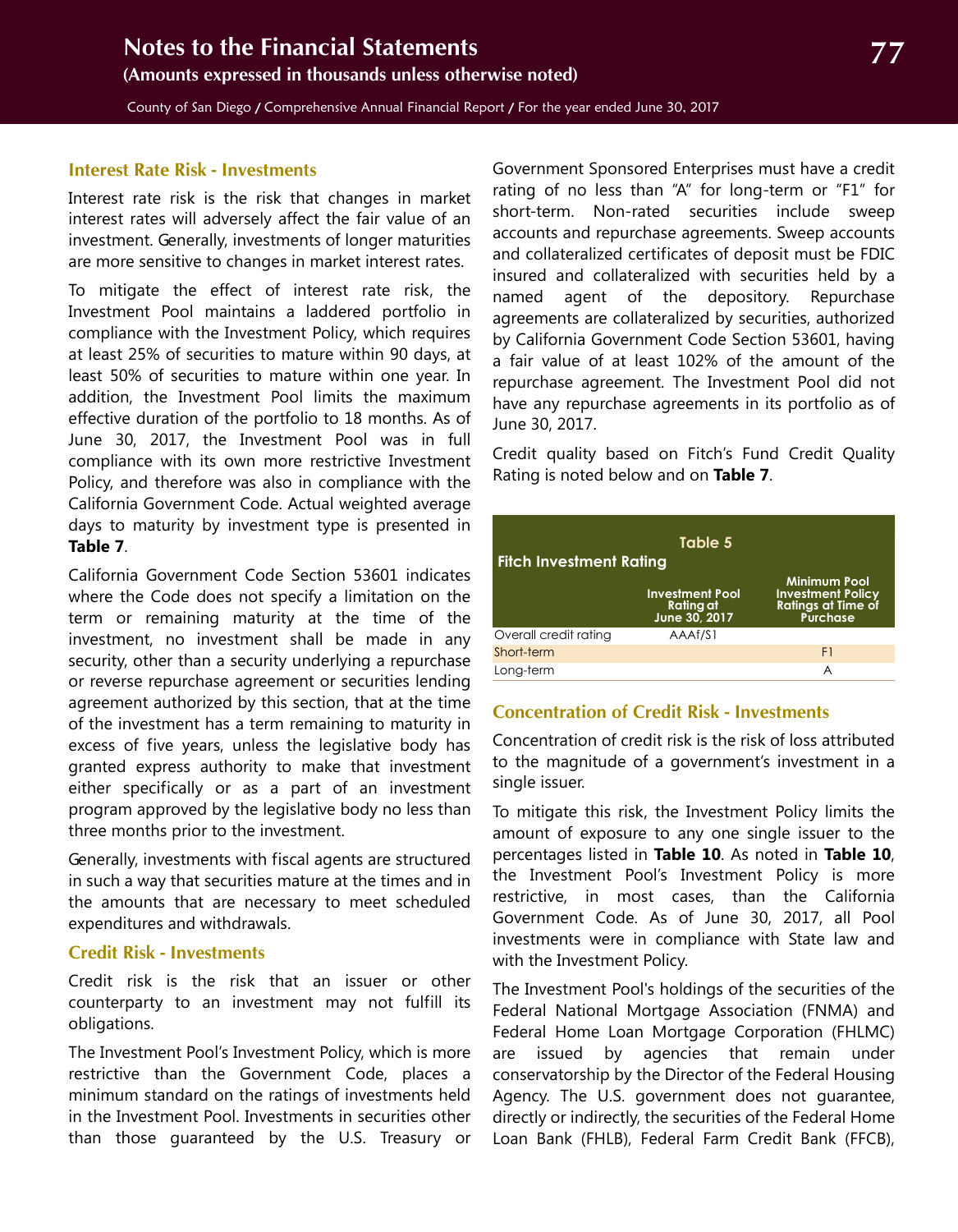### Interest Rate Risk - Investments

Interest rate risk is the risk that changes in market interest rates will adversely affect the fair value of an investment. Generally, investments of longer maturities are more sensitive to changes in market interest rates.

To mitigate the effect of interest rate risk, the Investment Pool maintains a laddered portfolio in compliance with the Investment Policy, which requires at least 25% of securities to mature within 90 days, at least 50% of securities to mature within one year. In addition, the Investment Pool limits the maximum effective duration of the portfolio to 18 months. As of June 30, 2017, the Investment Pool was in full compliance with its own more restrictive Investment Policy, and therefore was also in compliance with the California Government Code. Actual weighted average days to maturity by investment type is presented in **Table 7**.

California Government Code Section 53601 indicates where the Code does not specify a limitation on the term or remaining maturity at the time of the investment, no investment shall be made in any security, other than a security underlying a repurchase or reverse repurchase agreement or securities lending agreement authorized by this section, that at the time of the investment has a term remaining to maturity in excess of five years, unless the legislative body has granted express authority to make that investment either specifically or as a part of an investment program approved by the legislative body no less than three months prior to the investment.

Generally, investments with fiscal agents are structured in such a way that securities mature at the times and in the amounts that are necessary to meet scheduled expenditures and withdrawals.

### Credit Risk - Investments

Credit risk is the risk that an issuer or other counterparty to an investment may not fulfill its obligations.

The Investment Pool's Investment Policy, which is more restrictive than the Government Code, places a minimum standard on the ratings of investments held in the Investment Pool. Investments in securities other than those guaranteed by the U.S. Treasury or Government Sponsored Enterprises must have a credit rating of no less than "A" for long-term or "F1" for short-term. Non-rated securities include sweep accounts and repurchase agreements. Sweep accounts and collateralized certificates of deposit must be FDIC insured and collateralized with securities held by a named agent of the depository. Repurchase agreements are collateralized by securities, authorized by California Government Code Section 53601, having a fair value of at least 102% of the amount of the repurchase agreement. The Investment Pool did not have any repurchase agreements in its portfolio as of June 30, 2017.

Credit quality based on Fitch's Fund Credit Quality Rating is noted below and on **Table 7**.

**Table 5**

**Fitch Investment Rating**

| | Investment Pool Rating at June 30, 2017 | Minimum Pool Investment Policy Ratings at Time of Purchase |
|---|---|---|
| Overall credit rating | AAAf/S1 | |
| Short-term | | F1 |
| Long-term | | A |

### Concentration of Credit Risk - Investments

Concentration of credit risk is the risk of loss attributed to the magnitude of a government's investment in a single issuer.

To mitigate this risk, the Investment Policy limits the amount of exposure to any one single issuer to the percentages listed in **Table 10**. As noted in **Table 10**, the Investment Pool's Investment Policy is more restrictive, in most cases, than the California Government Code. As of June 30, 2017, all Pool investments were in compliance with State law and with the Investment Policy.

The Investment Pool's holdings of the securities of the Federal National Mortgage Association (FNMA) and Federal Home Loan Mortgage Corporation (FHLMC) are issued by agencies that remain under conservatorship by the Director of the Federal Housing Agency. The U.S. government does not guarantee, directly or indirectly, the securities of the Federal Home Loan Bank (FHLB), Federal Farm Credit Bank (FFCB),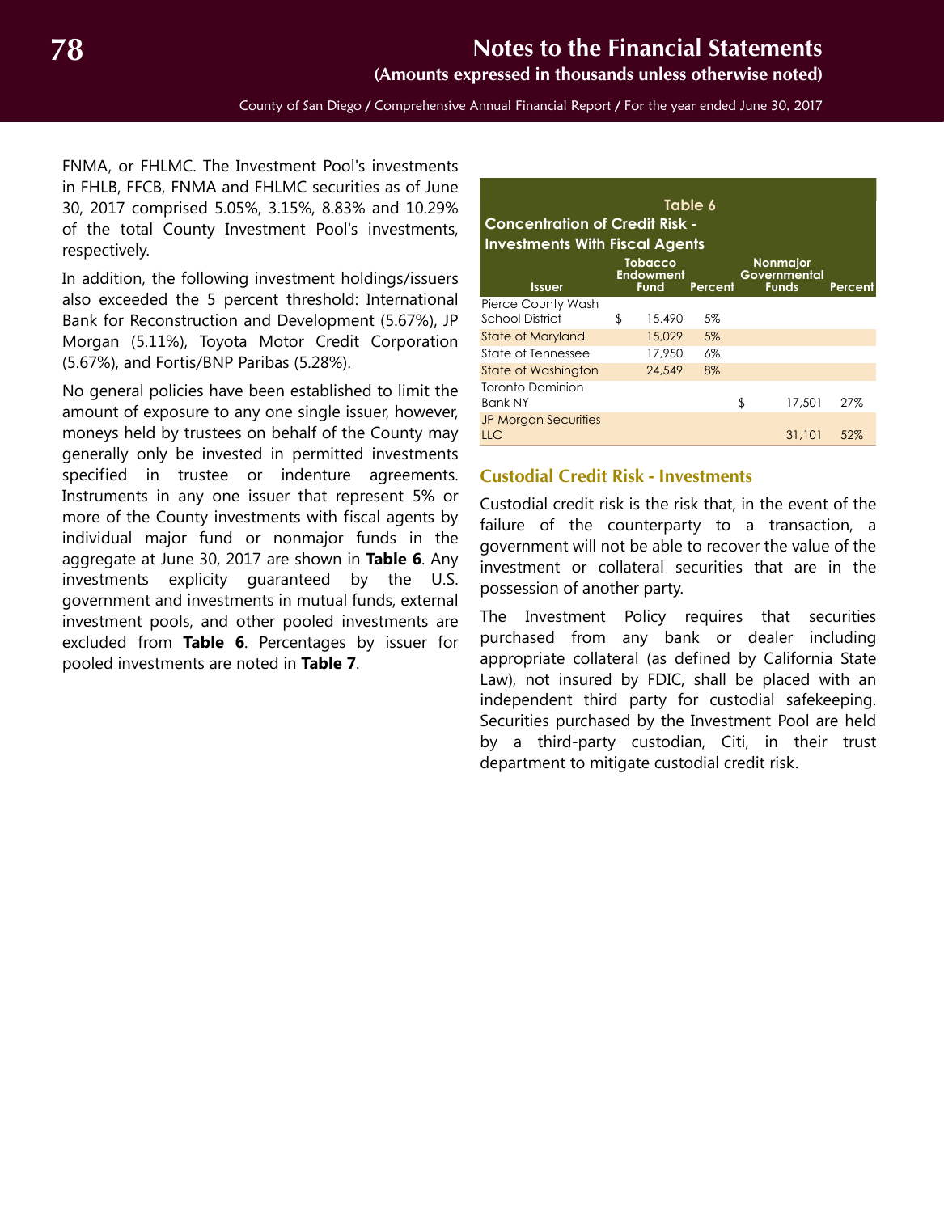FNMA, or FHLMC. The Investment Pool's investments in FHLB, FFCB, FNMA and FHLMC securities as of June 30, 2017 comprised 5.05%, 3.15%, 8.83% and 10.29% of the total County Investment Pool's investments, respectively.

In addition, the following investment holdings/issuers also exceeded the 5 percent threshold: International Bank for Reconstruction and Development (5.67%), JP Morgan (5.11%), Toyota Motor Credit Corporation (5.67%), and Fortis/BNP Paribas (5.28%).

No general policies have been established to limit the amount of exposure to any one single issuer, however, moneys held by trustees on behalf of the County may generally only be invested in permitted investments specified in trustee or indenture agreements. Instruments in any one issuer that represent 5% or more of the County investments with fiscal agents by individual major fund or nonmajor funds in the aggregate at June 30, 2017 are shown in **Table 6**. Any investments explicity guaranteed by the U.S. government and investments in mutual funds, external investment pools, and other pooled investments are excluded from **Table 6**. Percentages by issuer for pooled investments are noted in **Table 7**.

**Table 6**
**Concentration of Credit Risk - Investments With Fiscal Agents**

| Issuer | Tobacco Endowment Fund | Percent | Nonmajor Governmental Funds | Percent |
|---|---|---|---|---|
| Pierce County Wash School District | $ 15,490 | 5% | | |
| State of Maryland | 15,029 | 5% | | |
| State of Tennessee | 17,950 | 6% | | |
| State of Washington | 24,549 | 8% | | |
| Toronto Dominion Bank NY | | | $ 17,501 | 27% |
| JP Morgan Securities LLC | | | 31,101 | 52% |

## Custodial Credit Risk - Investments

Custodial credit risk is the risk that, in the event of the failure of the counterparty to a transaction, a government will not be able to recover the value of the investment or collateral securities that are in the possession of another party.

The Investment Policy requires that securities purchased from any bank or dealer including appropriate collateral (as defined by California State Law), not insured by FDIC, shall be placed with an independent third party for custodial safekeeping. Securities purchased by the Investment Pool are held by a third-party custodian, Citi, in their trust department to mitigate custodial credit risk.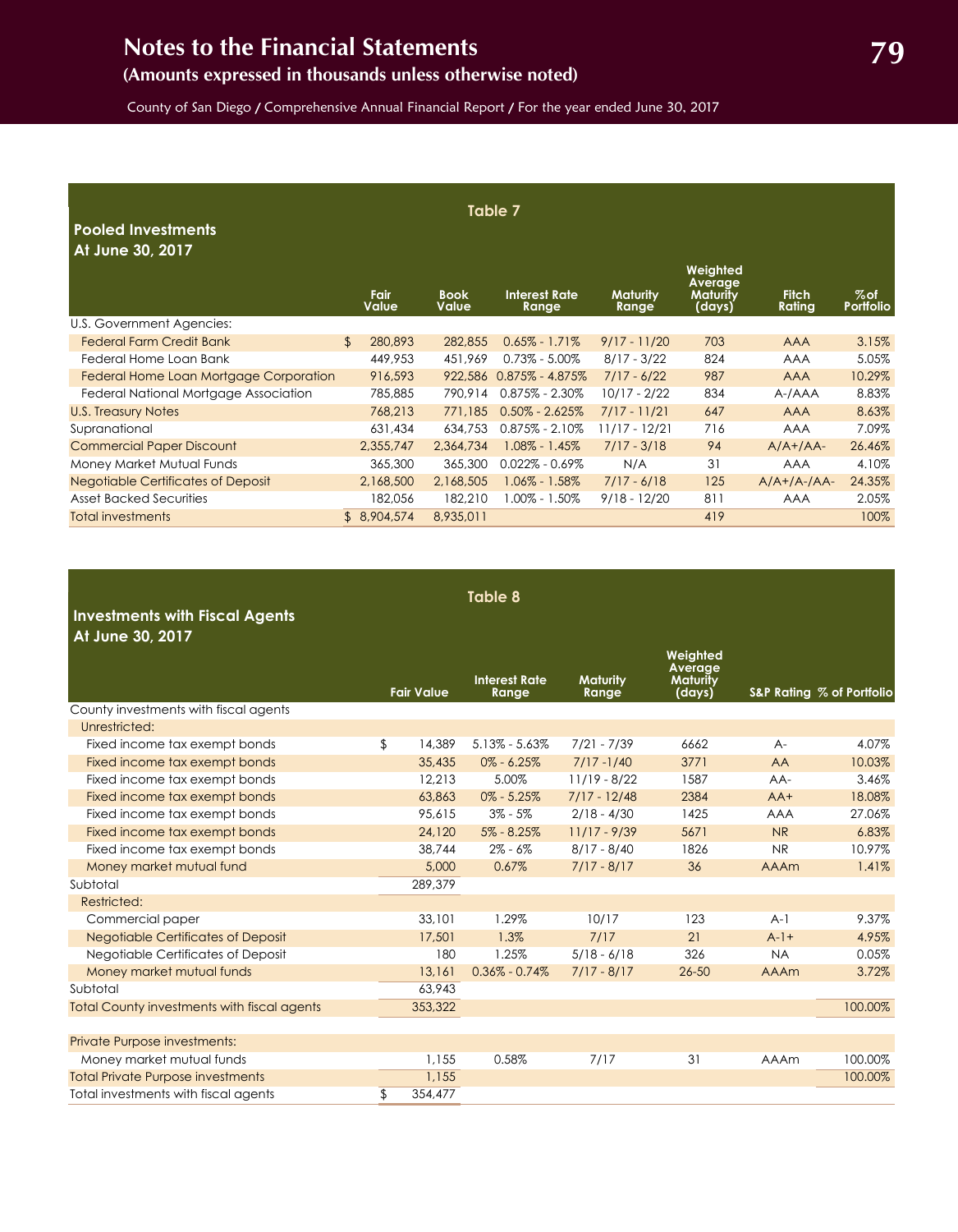# Notes to the Financial Statements
## (Amounts expressed in thousands unless otherwise noted)

County of San Diego / Comprehensive Annual Financial Report / For the year ended June 30, 2017

### Table 7
**Pooled Investments**
**At June 30, 2017**

| | Fair Value | Book Value | Interest Rate Range | Maturity Range | Weighted Average Maturity (days) | Fitch Rating | % of Portfolio |
|---|---|---|---|---|---|---|---|
| U.S. Government Agencies: | | | | | | | |
| Federal Farm Credit Bank | $ 280,893 | 282,855 | 0.65% - 1.71% | 9/17 - 11/20 | 703 | AAA | 3.15% |
| Federal Home Loan Bank | 449,953 | 451,969 | 0.73% - 5.00% | 8/17 - 3/22 | 824 | AAA | 5.05% |
| Federal Home Loan Mortgage Corporation | 916,593 | 922,586 | 0.875% - 4.875% | 7/17 - 6/22 | 987 | AAA | 10.29% |
| Federal National Mortgage Association | 785,885 | 790,914 | 0.875% - 2.30% | 10/17 - 2/22 | 834 | A-/AAA | 8.83% |
| U.S. Treasury Notes | 768,213 | 771,185 | 0.50% - 2.625% | 7/17 - 11/21 | 647 | AAA | 8.63% |
| Supranational | 631,434 | 634,753 | 0.875% - 2.10% | 11/17 - 12/21 | 716 | AAA | 7.09% |
| Commercial Paper Discount | 2,355,747 | 2,364,734 | 1.08% - 1.45% | 7/17 - 3/18 | 94 | A/A+/AA- | 26.46% |
| Money Market Mutual Funds | 365,300 | 365,300 | 0.022% - 0.69% | N/A | 31 | AAA | 4.10% |
| Negotiable Certificates of Deposit | 2,168,500 | 2,168,505 | 1.06% - 1.58% | 7/17 - 6/18 | 125 | A/A+/A-/AA- | 24.35% |
| Asset Backed Securities | 182,056 | 182,210 | 1.00% - 1.50% | 9/18 - 12/20 | 811 | AAA | 2.05% |
| Total investments | $ 8,904,574 | 8,935,011 | | | 419 | | 100% |

### Table 8
**Investments with Fiscal Agents**
**At June 30, 2017**

| | Fair Value | Interest Rate Range | Maturity Range | Weighted Average Maturity (days) | S&P Rating | % of Portfolio |
|---|---|---|---|---|---|---|
| County investments with fiscal agents | | | | | | |
| Unrestricted: | | | | | | |
| Fixed income tax exempt bonds | $ 14,389 | 5.13% - 5.63% | 7/21 - 7/39 | 6662 | A- | 4.07% |
| Fixed income tax exempt bonds | 35,435 | 0% - 6.25% | 7/17 -1/40 | 3771 | AA | 10.03% |
| Fixed income tax exempt bonds | 12,213 | 5.00% | 11/19 - 8/22 | 1587 | AA- | 3.46% |
| Fixed income tax exempt bonds | 63,863 | 0% - 5.25% | 7/17 - 12/48 | 2384 | AA+ | 18.08% |
| Fixed income tax exempt bonds | 95,615 | 3% - 5% | 2/18 - 4/30 | 1425 | AAA | 27.06% |
| Fixed income tax exempt bonds | 24,120 | 5% - 8.25% | 11/17 - 9/39 | 5671 | NR | 6.83% |
| Fixed income tax exempt bonds | 38,744 | 2% - 6% | 8/17 - 8/40 | 1826 | NR | 10.97% |
| Money market mutual fund | 5,000 | 0.67% | 7/17 - 8/17 | 36 | AAAm | 1.41% |
| Subtotal | 289,379 | | | | | |
| Restricted: | | | | | | |
| Commercial paper | 33,101 | 1.29% | 10/17 | 123 | A-1 | 9.37% |
| Negotiable Certificates of Deposit | 17,501 | 1.3% | 7/17 | 21 | A-1+ | 4.95% |
| Negotiable Certificates of Deposit | 180 | 1.25% | 5/18 - 6/18 | 326 | NA | 0.05% |
| Money market mutual funds | 13,161 | 0.36% - 0.74% | 7/17 - 8/17 | 26-50 | AAAm | 3.72% |
| Subtotal | 63,943 | | | | | |
| Total County investments with fiscal agents | 353,322 | | | | | 100.00% |
| | | | | | | |
| Private Purpose investments: | | | | | | |
| Money market mutual funds | 1,155 | 0.58% | 7/17 | 31 | AAAm | 100.00% |
| Total Private Purpose investments | 1,155 | | | | | 100.00% |
| Total investments with fiscal agents | $ 354,477 | | | | | |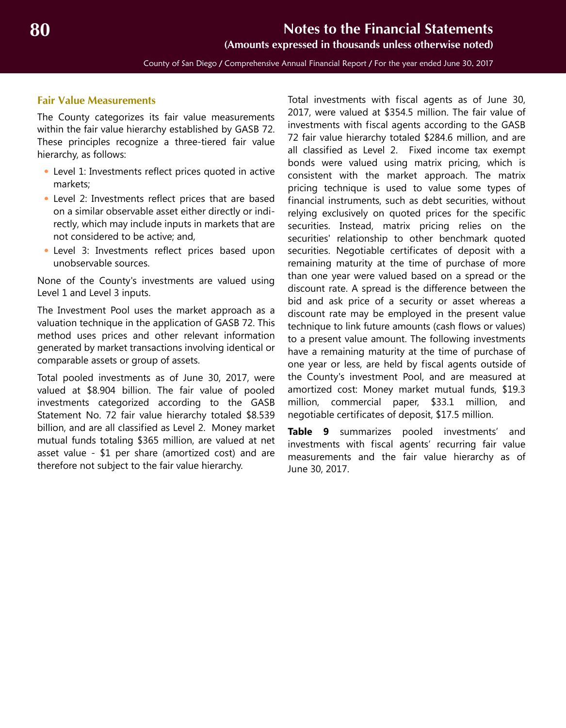### Fair Value Measurements

The County categorizes its fair value measurements within the fair value hierarchy established by GASB 72. These principles recognize a three-tiered fair value hierarchy, as follows:

- Level 1: Investments reflect prices quoted in active markets;
- Level 2: Investments reflect prices that are based on a similar observable asset either directly or indirectly, which may include inputs in markets that are not considered to be active; and,
- Level 3: Investments reflect prices based upon unobservable sources.

None of the County's investments are valued using Level 1 and Level 3 inputs.

The Investment Pool uses the market approach as a valuation technique in the application of GASB 72. This method uses prices and other relevant information generated by market transactions involving identical or comparable assets or group of assets.

Total pooled investments as of June 30, 2017, were valued at $8.904 billion. The fair value of pooled investments categorized according to the GASB Statement No. 72 fair value hierarchy totaled $8.539 billion, and are all classified as Level 2. Money market mutual funds totaling $365 million, are valued at net asset value - $1 per share (amortized cost) and are therefore not subject to the fair value hierarchy.

Total investments with fiscal agents as of June 30, 2017, were valued at $354.5 million. The fair value of investments with fiscal agents according to the GASB 72 fair value hierarchy totaled $284.6 million, and are all classified as Level 2. Fixed income tax exempt bonds were valued using matrix pricing, which is consistent with the market approach. The matrix pricing technique is used to value some types of financial instruments, such as debt securities, without relying exclusively on quoted prices for the specific securities. Instead, matrix pricing relies on the securities' relationship to other benchmark quoted securities. Negotiable certificates of deposit with a remaining maturity at the time of purchase of more than one year were valued based on a spread or the discount rate. A spread is the difference between the bid and ask price of a security or asset whereas a discount rate may be employed in the present value technique to link future amounts (cash flows or values) to a present value amount. The following investments have a remaining maturity at the time of purchase of one year or less, are held by fiscal agents outside of the County's investment Pool, and are measured at amortized cost: Money market mutual funds, $19.3 million, commercial paper, $33.1 million, and negotiable certificates of deposit, $17.5 million.

**Table 9** summarizes pooled investments' and investments with fiscal agents' recurring fair value measurements and the fair value hierarchy as of June 30, 2017.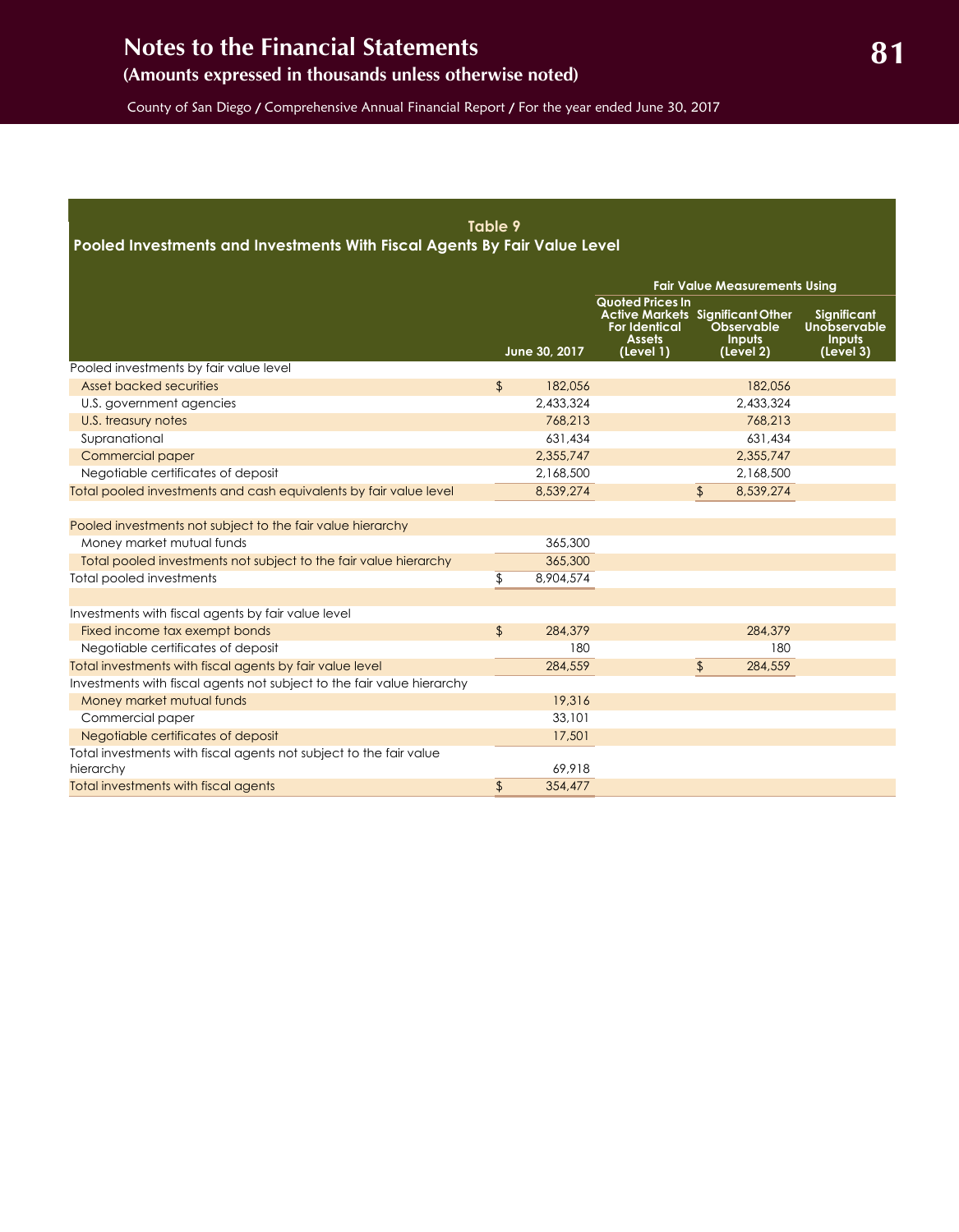# Notes to the Financial Statements

## (Amounts expressed in thousands unless otherwise noted)

### Table 9
### Pooled Investments and Investments With Fiscal Agents By Fair Value Level

| | June 30, 2017 | Fair Value Measurements Using: Quoted Prices In Active Markets For Identical Assets (Level 1) | Significant Other Observable Inputs (Level 2) | Significant Unobservable Inputs (Level 3) |
|---|---|---|---|---|
| Pooled investments by fair value level | | | | |
| Asset backed securities | $ 182,056 | | 182,056 | |
| U.S. government agencies | 2,433,324 | | 2,433,324 | |
| U.S. treasury notes | 768,213 | | 768,213 | |
| Supranational | 631,434 | | 631,434 | |
| Commercial paper | 2,355,747 | | 2,355,747 | |
| Negotiable certificates of deposit | 2,168,500 | | 2,168,500 | |
| Total pooled investments and cash equivalents by fair value level | 8,539,274 | | $ 8,539,274 | |
| | | | | |
| Pooled investments not subject to the fair value hierarchy | | | | |
| Money market mutual funds | 365,300 | | | |
| Total pooled investments not subject to the fair value hierarchy | 365,300 | | | |
| Total pooled investments | $ 8,904,574 | | | |
| | | | | |
| Investments with fiscal agents by fair value level | | | | |
| Fixed income tax exempt bonds | $ 284,379 | | 284,379 | |
| Negotiable certificates of deposit | 180 | | 180 | |
| Total investments with fiscal agents by fair value level | 284,559 | | $ 284,559 | |
| Investments with fiscal agents not subject to the fair value hierarchy | | | | |
| Money market mutual funds | 19,316 | | | |
| Commercial paper | 33,101 | | | |
| Negotiable certificates of deposit | 17,501 | | | |
| Total investments with fiscal agents not subject to the fair value hierarchy | 69,918 | | | |
| Total investments with fiscal agents | $ 354,477 | | | |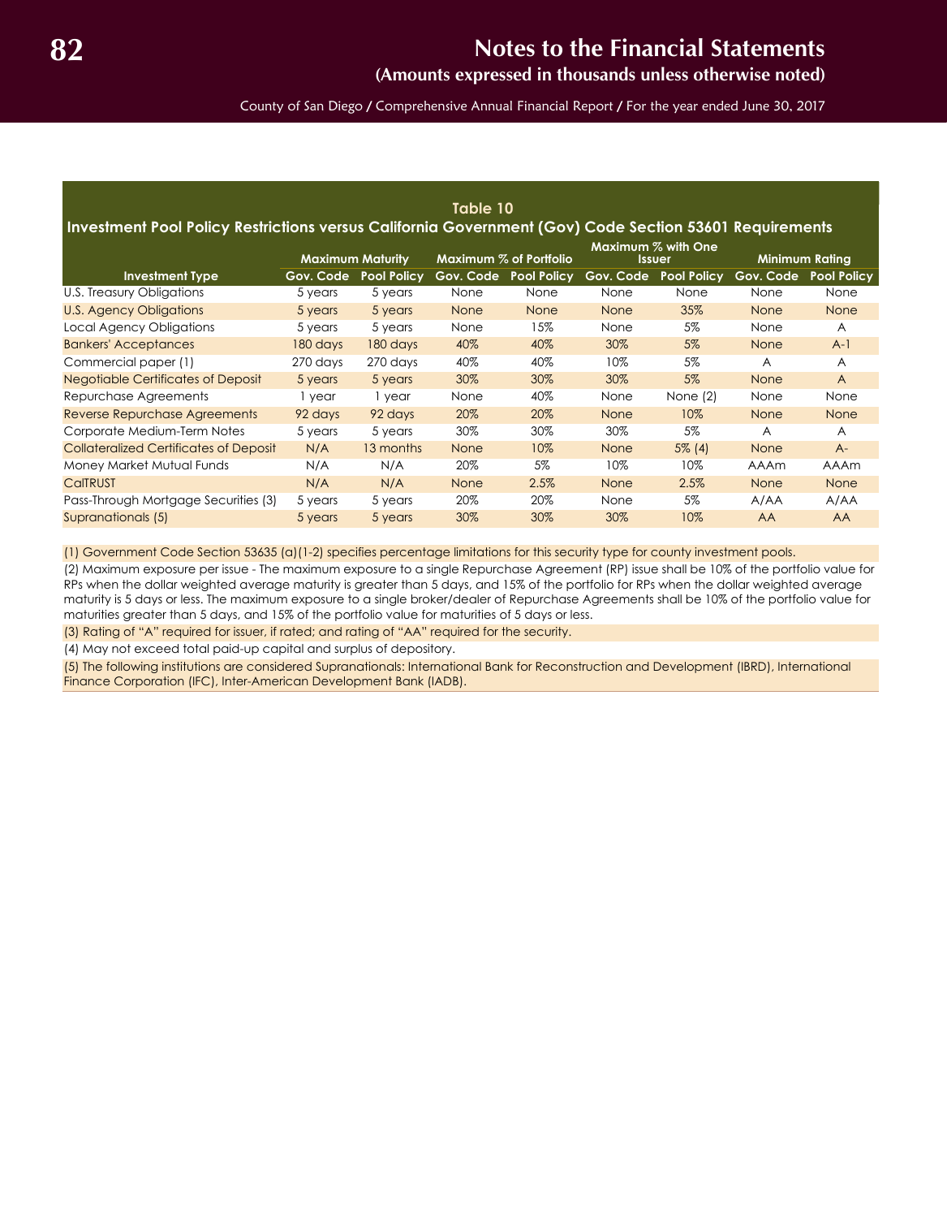**Table 10**

**Investment Pool Policy Restrictions versus California Government (Gov) Code Section 53601 Requirements**

| Investment Type | Maximum Maturity | | Maximum % of Portfolio | | Maximum % with One Issuer | | Minimum Rating | |
|---|---|---|---|---|---|---|---|---|
| | Gov. Code | Pool Policy | Gov. Code | Pool Policy | Gov. Code | Pool Policy | Gov. Code | Pool Policy |
| U.S. Treasury Obligations | 5 years | 5 years | None | None | None | None | None | None |
| U.S. Agency Obligations | 5 years | 5 years | None | None | None | 35% | None | None |
| Local Agency Obligations | 5 years | 5 years | None | 15% | None | 5% | None | A |
| Bankers' Acceptances | 180 days | 180 days | 40% | 40% | 30% | 5% | None | A-1 |
| Commercial paper (1) | 270 days | 270 days | 40% | 40% | 10% | 5% | A | A |
| Negotiable Certificates of Deposit | 5 years | 5 years | 30% | 30% | 30% | 5% | None | A |
| Repurchase Agreements | 1 year | 1 year | None | 40% | None | None (2) | None | None |
| Reverse Repurchase Agreements | 92 days | 92 days | 20% | 20% | None | 10% | None | None |
| Corporate Medium-Term Notes | 5 years | 5 years | 30% | 30% | 30% | 5% | A | A |
| Collateralized Certificates of Deposit | N/A | 13 months | None | 10% | None | 5% (4) | None | A- |
| Money Market Mutual Funds | N/A | N/A | 20% | 5% | 10% | 10% | AAAm | AAAm |
| CalTRUST | N/A | N/A | None | 2.5% | None | 2.5% | None | None |
| Pass-Through Mortgage Securities (3) | 5 years | 5 years | 20% | 20% | None | 5% | A/AA | A/AA |
| Supranationals (5) | 5 years | 5 years | 30% | 30% | 30% | 10% | AA | AA |

(1) Government Code Section 53635 (a)(1-2) specifies percentage limitations for this security type for county investment pools.

(2) Maximum exposure per issue - The maximum exposure to a single Repurchase Agreement (RP) issue shall be 10% of the portfolio value for RPs when the dollar weighted average maturity is greater than 5 days, and 15% of the portfolio for RPs when the dollar weighted average maturity is 5 days or less. The maximum exposure to a single broker/dealer of Repurchase Agreements shall be 10% of the portfolio value for maturities greater than 5 days, and 15% of the portfolio value for maturities of 5 days or less.

(3) Rating of "A" required for issuer, if rated; and rating of "AA" required for the security.

(4) May not exceed total paid-up capital and surplus of depository.

(5) The following institutions are considered Supranationals: International Bank for Reconstruction and Development (IBRD), International Finance Corporation (IFC), Inter-American Development Bank (IADB).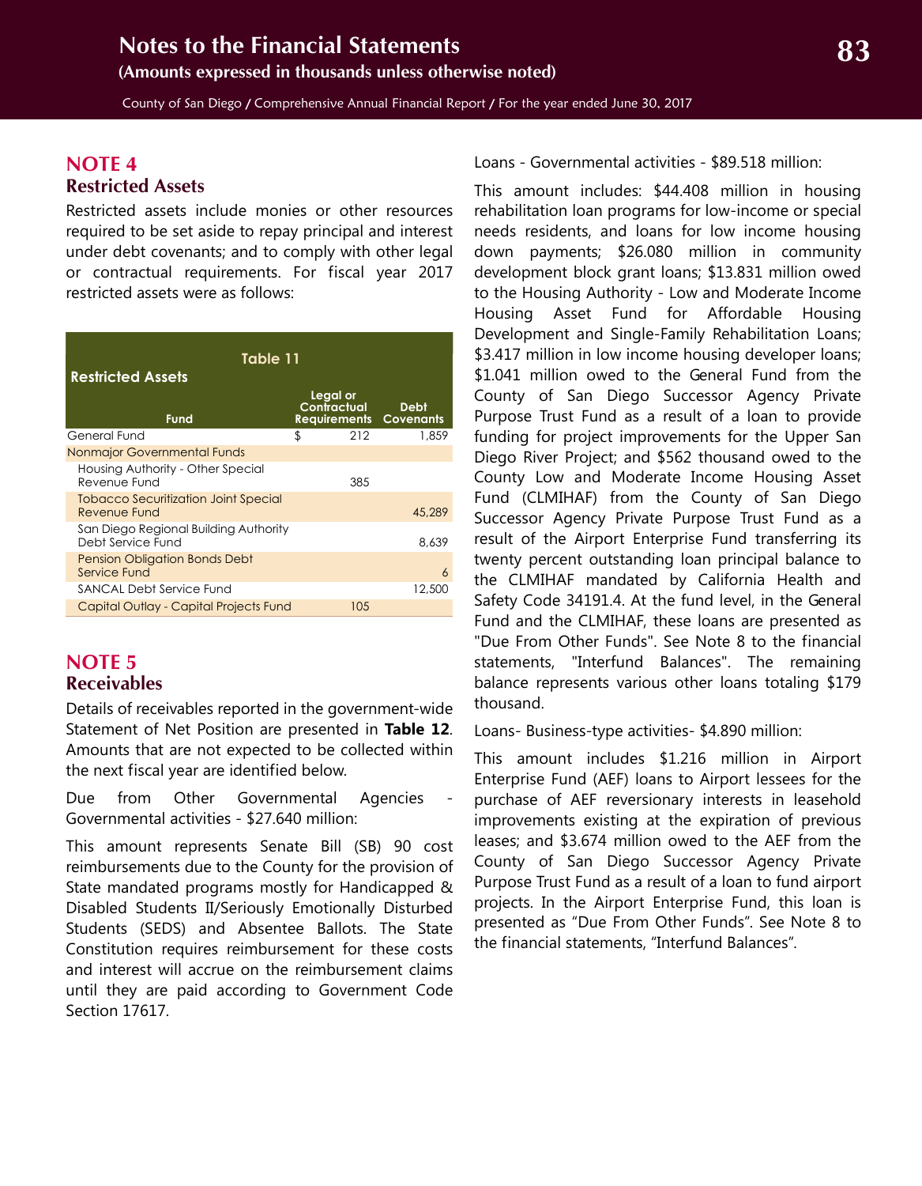## NOTE 4
### Restricted Assets

Restricted assets include monies or other resources required to be set aside to repay principal and interest under debt covenants; and to comply with other legal or contractual requirements. For fiscal year 2017 restricted assets were as follows:

**Table 11**
**Restricted Assets**

| Fund | Legal or Contractual Requirements | Debt Covenants |
|---|---|---|
| General Fund | $ 212 | 1,859 |
| Nonmajor Governmental Funds | | |
| Housing Authority - Other Special Revenue Fund | 385 | |
| Tobacco Securitization Joint Special Revenue Fund | | 45,289 |
| San Diego Regional Building Authority Debt Service Fund | | 8,639 |
| Pension Obligation Bonds Debt Service Fund | | 6 |
| SANCAL Debt Service Fund | | 12,500 |
| Capital Outlay - Capital Projects Fund | 105 | |

## NOTE 5
### Receivables

Details of receivables reported in the government-wide Statement of Net Position are presented in **Table 12**. Amounts that are not expected to be collected within the next fiscal year are identified below.

Due from Other Governmental Agencies - Governmental activities - $27.640 million:

This amount represents Senate Bill (SB) 90 cost reimbursements due to the County for the provision of State mandated programs mostly for Handicapped & Disabled Students II/Seriously Emotionally Disturbed Students (SEDS) and Absentee Ballots. The State Constitution requires reimbursement for these costs and interest will accrue on the reimbursement claims until they are paid according to Government Code Section 17617.

Loans - Governmental activities - $89.518 million:

This amount includes: $44.408 million in housing rehabilitation loan programs for low-income or special needs residents, and loans for low income housing down payments; $26.080 million in community development block grant loans; $13.831 million owed to the Housing Authority - Low and Moderate Income Housing Asset Fund for Affordable Housing Development and Single-Family Rehabilitation Loans; $3.417 million in low income housing developer loans; $1.041 million owed to the General Fund from the County of San Diego Successor Agency Private Purpose Trust Fund as a result of a loan to provide funding for project improvements for the Upper San Diego River Project; and $562 thousand owed to the County Low and Moderate Income Housing Asset Fund (CLMIHAF) from the County of San Diego Successor Agency Private Purpose Trust Fund as a result of the Airport Enterprise Fund transferring its twenty percent outstanding loan principal balance to the CLMIHAF mandated by California Health and Safety Code 34191.4. At the fund level, in the General Fund and the CLMIHAF, these loans are presented as "Due From Other Funds". See Note 8 to the financial statements, "Interfund Balances". The remaining balance represents various other loans totaling $179 thousand.

Loans- Business-type activities- $4.890 million:

This amount includes $1.216 million in Airport Enterprise Fund (AEF) loans to Airport lessees for the purchase of AEF reversionary interests in leasehold improvements existing at the expiration of previous leases; and $3.674 million owed to the AEF from the County of San Diego Successor Agency Private Purpose Trust Fund as a result of a loan to fund airport projects. In the Airport Enterprise Fund, this loan is presented as "Due From Other Funds". See Note 8 to the financial statements, "Interfund Balances".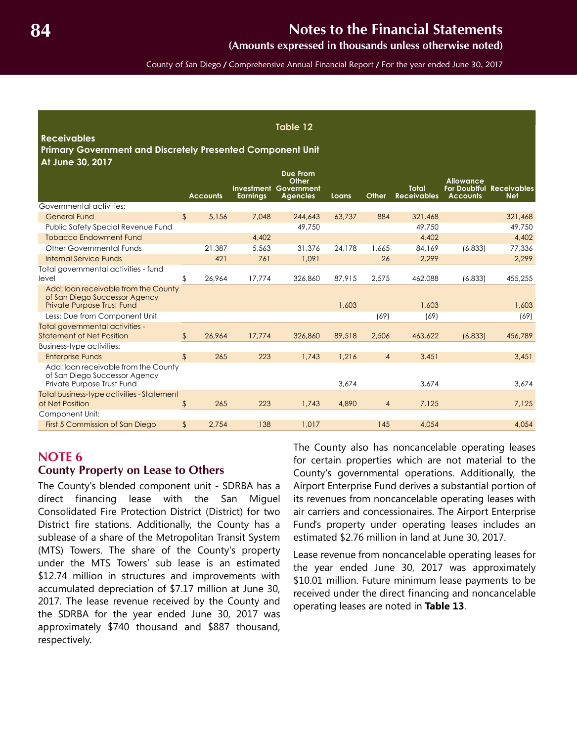**Table 12**

**Receivables**
**Primary Government and Discretely Presented Component Unit**
**At June 30, 2017**

| | | Accounts | Investment Earnings | Due From Other Government Agencies | Loans | Other | Total Receivables | Allowance For Doubtful Accounts | Receivables Net |
|---|---|---|---|---|---|---|---|---|---|
| Governmental activities: | | | | | | | | | |
| General Fund | $ | 5,156 | 7,048 | 244,643 | 63,737 | 884 | 321,468 | | 321,468 |
| Public Safety Special Revenue Fund | | | | 49,750 | | | 49,750 | | 49,750 |
| Tobacco Endowment Fund | | | 4,402 | | | | 4,402 | | 4,402 |
| Other Governmental Funds | | 21,387 | 5,563 | 31,376 | 24,178 | 1,665 | 84,169 | (6,833) | 77,336 |
| Internal Service Funds | | 421 | 761 | 1,091 | | 26 | 2,299 | | 2,299 |
| Total governmental activities - fund level | $ | 26,964 | 17,774 | 326,860 | 87,915 | 2,575 | 462,088 | (6,833) | 455,255 |
| Add: loan receivable from the County of San Diego Successor Agency Private Purpose Trust Fund | | | | | 1,603 | | 1,603 | | 1,603 |
| Less: Due from Component Unit | | | | | | (69) | (69) | | (69) |
| Total governmental activities - Statement of Net Position | $ | 26,964 | 17,774 | 326,860 | 89,518 | 2,506 | 463,622 | (6,833) | 456,789 |
| Business-type activities: | | | | | | | | | |
| Enterprise Funds | $ | 265 | 223 | 1,743 | 1,216 | 4 | 3,451 | | 3,451 |
| Add: loan receivable from the County of San Diego Successor Agency Private Purpose Trust Fund | | | | | 3,674 | | 3,674 | | 3,674 |
| Total business-type activities - Statement of Net Position | $ | 265 | 223 | 1,743 | 4,890 | 4 | 7,125 | | 7,125 |
| Component Unit: | | | | | | | | | |
| First 5 Commission of San Diego | $ | 2,754 | 138 | 1,017 | | 145 | 4,054 | | 4,054 |

## NOTE 6

### County Property on Lease to Others

The County's blended component unit - SDRBA has a direct financing lease with the San Miguel Consolidated Fire Protection District (District) for two District fire stations. Additionally, the County has a sublease of a share of the Metropolitan Transit System (MTS) Towers. The share of the County's property under the MTS Towers' sub lease is an estimated $12.74 million in structures and improvements with accumulated depreciation of $7.17 million at June 30, 2017. The lease revenue received by the County and the SDRBA for the year ended June 30, 2017 was approximately $740 thousand and $887 thousand, respectively.

The County also has noncancelable operating leases for certain properties which are not material to the County's governmental operations. Additionally, the Airport Enterprise Fund derives a substantial portion of its revenues from noncancelable operating leases with air carriers and concessionaires. The Airport Enterprise Fund's property under operating leases includes an estimated $2.76 million in land at June 30, 2017.

Lease revenue from noncancelable operating leases for the year ended June 30, 2017 was approximately $10.01 million. Future minimum lease payments to be received under the direct financing and noncancelable operating leases are noted in **Table 13**.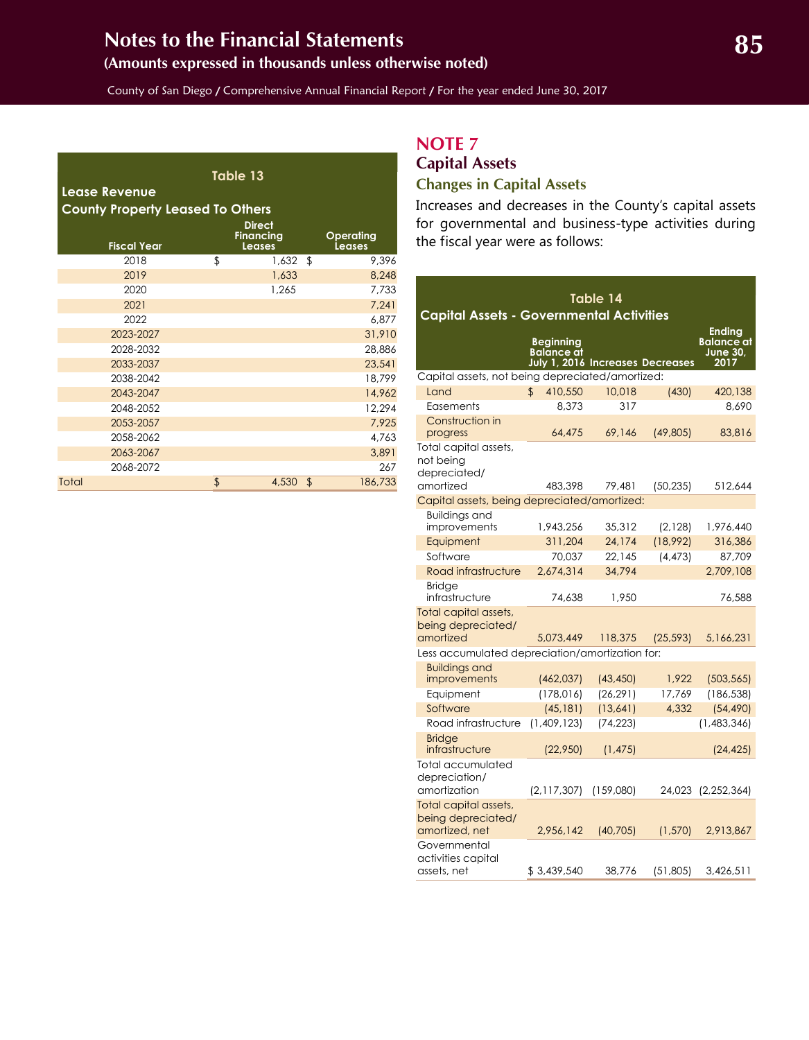**Table 13**

**Lease Revenue**

**County Property Leased To Others**

| Fiscal Year | Direct Financing Leases | Operating Leases |
|---|---|---|
| 2018 | $ 1,632 | $ 9,396 |
| 2019 | 1,633 | 8,248 |
| 2020 | 1,265 | 7,733 |
| 2021 | | 7,241 |
| 2022 | | 6,877 |
| 2023-2027 | | 31,910 |
| 2028-2032 | | 28,886 |
| 2033-2037 | | 23,541 |
| 2038-2042 | | 18,799 |
| 2043-2047 | | 14,962 |
| 2048-2052 | | 12,294 |
| 2053-2057 | | 7,925 |
| 2058-2062 | | 4,763 |
| 2063-2067 | | 3,891 |
| 2068-2072 | | 267 |
| Total | $ 4,530 | $ 186,733 |

# NOTE 7

## Capital Assets

### Changes in Capital Assets

Increases and decreases in the County's capital assets for governmental and business-type activities during the fiscal year were as follows:

**Table 14**

**Capital Assets - Governmental Activities**

| | Beginning Balance at July 1, 2016 | Increases | Decreases | Ending Balance at June 30, 2017 |
|---|---|---|---|---|
| Capital assets, not being depreciated/amortized: | | | | |
| Land | $ 410,550 | 10,018 | (430) | 420,138 |
| Easements | 8,373 | 317 | | 8,690 |
| Construction in progress | 64,475 | 69,146 | (49,805) | 83,816 |
| Total capital assets, not being depreciated/ amortized | 483,398 | 79,481 | (50,235) | 512,644 |
| Capital assets, being depreciated/amortized: | | | | |
| Buildings and improvements | 1,943,256 | 35,312 | (2,128) | 1,976,440 |
| Equipment | 311,204 | 24,174 | (18,992) | 316,386 |
| Software | 70,037 | 22,145 | (4,473) | 87,709 |
| Road infrastructure | 2,674,314 | 34,794 | | 2,709,108 |
| Bridge infrastructure | 74,638 | 1,950 | | 76,588 |
| Total capital assets, being depreciated/ amortized | 5,073,449 | 118,375 | (25,593) | 5,166,231 |
| Less accumulated depreciation/amortization for: | | | | |
| Buildings and improvements | (462,037) | (43,450) | 1,922 | (503,565) |
| Equipment | (178,016) | (26,291) | 17,769 | (186,538) |
| Software | (45,181) | (13,641) | 4,332 | (54,490) |
| Road infrastructure | (1,409,123) | (74,223) | | (1,483,346) |
| Bridge infrastructure | (22,950) | (1,475) | | (24,425) |
| Total accumulated depreciation/ amortization | (2,117,307) | (159,080) | 24,023 | (2,252,364) |
| Total capital assets, being depreciated/ amortized, net | 2,956,142 | (40,705) | (1,570) | 2,913,867 |
| Governmental activities capital assets, net | $ 3,439,540 | 38,776 | (51,805) | 3,426,511 |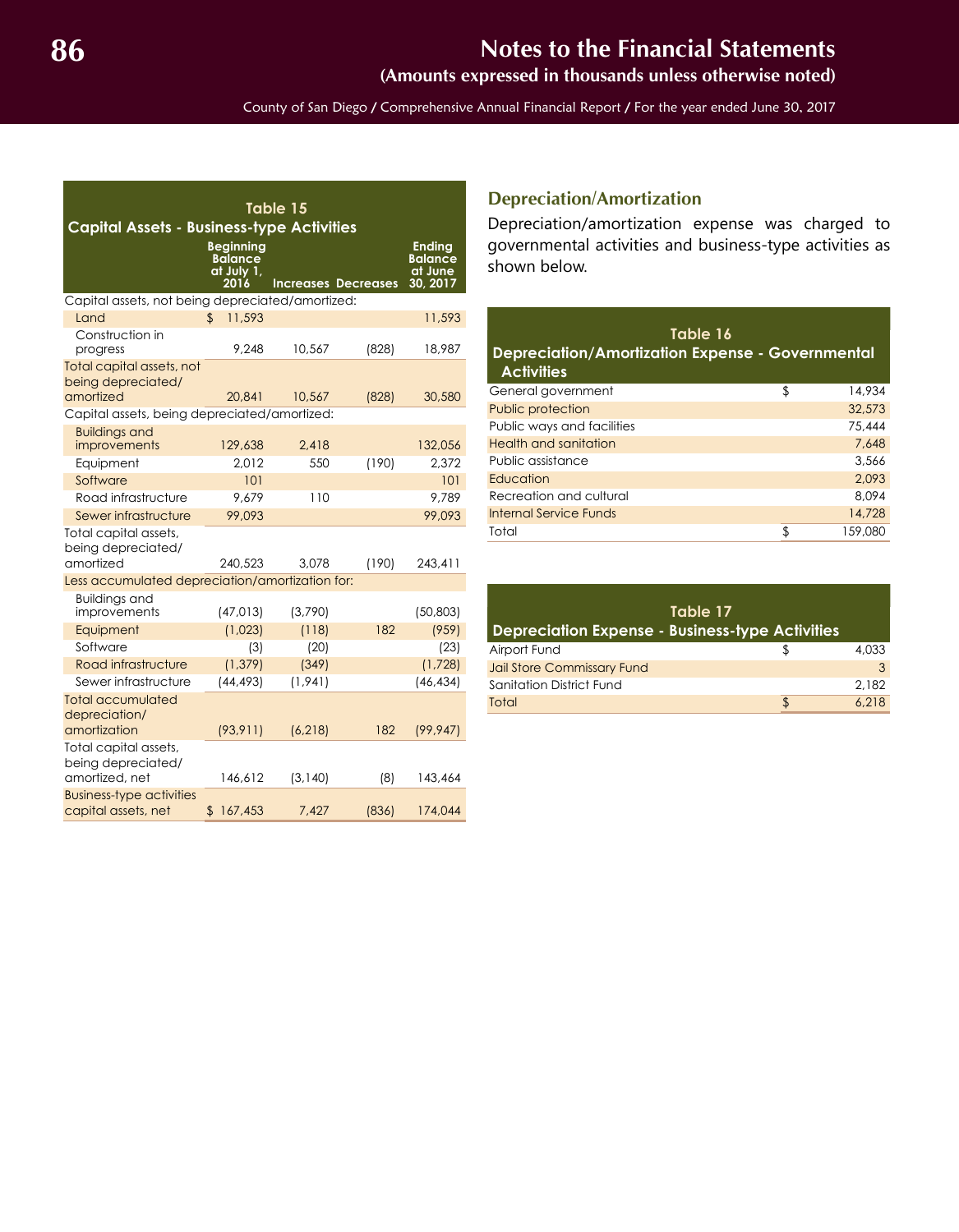**Table 15**
**Capital Assets - Business-type Activities**

| | Beginning Balance at July 1, 2016 | Increases | Decreases | Ending Balance at June 30, 2017 |
|---|---|---|---|---|
| Capital assets, not being depreciated/amortized: | | | | |
| Land | $ 11,593 | | | 11,593 |
| Construction in progress | 9,248 | 10,567 | (828) | 18,987 |
| Total capital assets, not being depreciated/amortized | 20,841 | 10,567 | (828) | 30,580 |
| Capital assets, being depreciated/amortized: | | | | |
| Buildings and improvements | 129,638 | 2,418 | | 132,056 |
| Equipment | 2,012 | 550 | (190) | 2,372 |
| Software | 101 | | | 101 |
| Road infrastructure | 9,679 | 110 | | 9,789 |
| Sewer infrastructure | 99,093 | | | 99,093 |
| Total capital assets, being depreciated/amortized | 240,523 | 3,078 | (190) | 243,411 |
| Less accumulated depreciation/amortization for: | | | | |
| Buildings and improvements | (47,013) | (3,790) | | (50,803) |
| Equipment | (1,023) | (118) | 182 | (959) |
| Software | (3) | (20) | | (23) |
| Road infrastructure | (1,379) | (349) | | (1,728) |
| Sewer infrastructure | (44,493) | (1,941) | | (46,434) |
| Total accumulated depreciation/amortization | (93,911) | (6,218) | 182 | (99,947) |
| Total capital assets, being depreciated/amortized, net | 146,612 | (3,140) | (8) | 143,464 |
| Business-type activities capital assets, net | $ 167,453 | 7,427 | (836) | 174,044 |

## Depreciation/Amortization

Depreciation/amortization expense was charged to governmental activities and business-type activities as shown below.

**Table 16**
**Depreciation/Amortization Expense - Governmental Activities**

| | |
|---|---|
| General government | $ 14,934 |
| Public protection | 32,573 |
| Public ways and facilities | 75,444 |
| Health and sanitation | 7,648 |
| Public assistance | 3,566 |
| Education | 2,093 |
| Recreation and cultural | 8,094 |
| Internal Service Funds | 14,728 |
| Total | $ 159,080 |

**Table 17**
**Depreciation Expense - Business-type Activities**

| | |
|---|---|
| Airport Fund | $ 4,033 |
| Jail Store Commissary Fund | 3 |
| Sanitation District Fund | 2,182 |
| Total | $ 6,218 |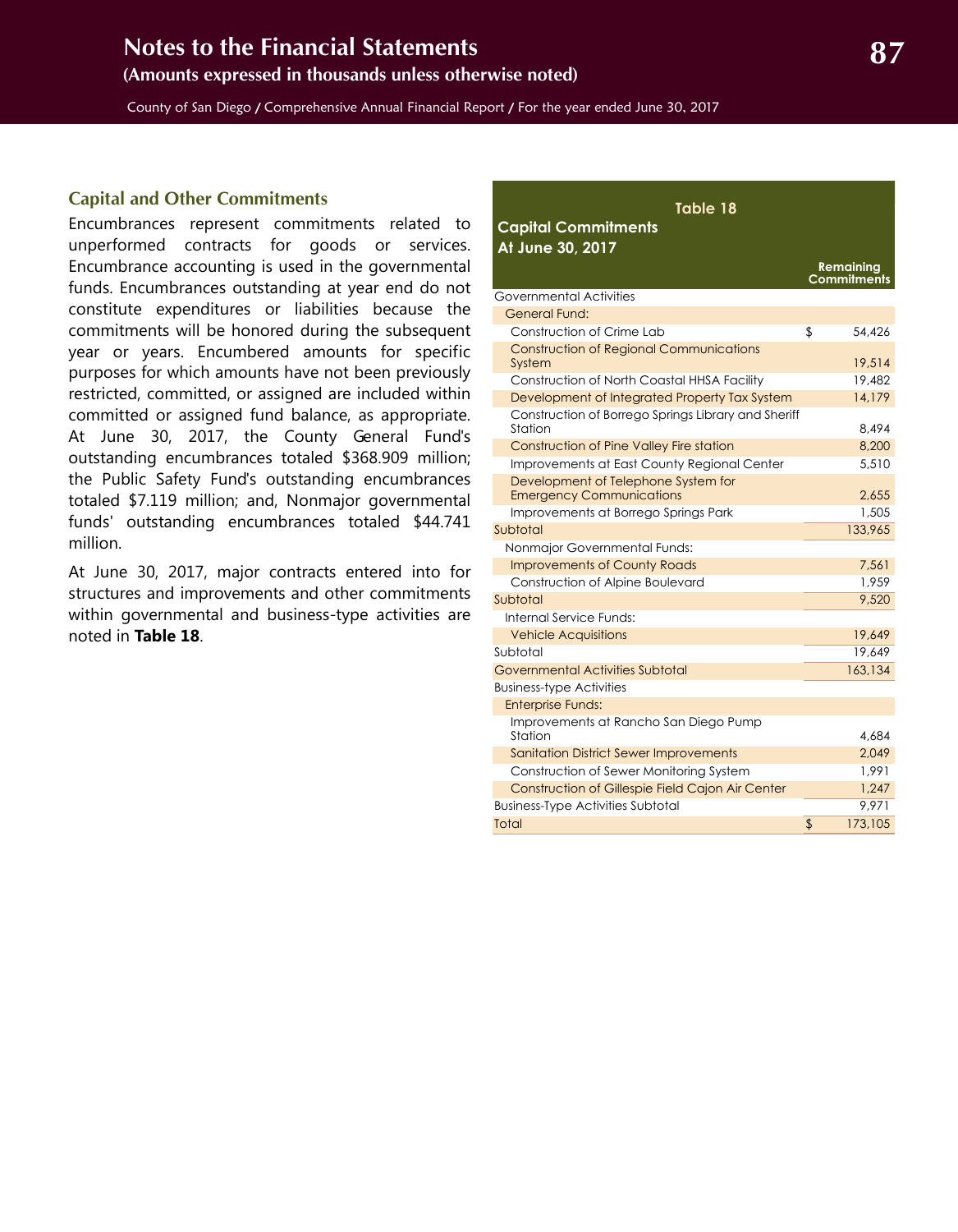## Capital and Other Commitments

Encumbrances represent commitments related to unperformed contracts for goods or services. Encumbrance accounting is used in the governmental funds. Encumbrances outstanding at year end do not constitute expenditures or liabilities because the commitments will be honored during the subsequent year or years. Encumbered amounts for specific purposes for which amounts have not been previously restricted, committed, or assigned are included within committed or assigned fund balance, as appropriate. At June 30, 2017, the County General Fund's outstanding encumbrances totaled $368.909 million; the Public Safety Fund's outstanding encumbrances totaled $7.119 million; and, Nonmajor governmental funds' outstanding encumbrances totaled $44.741 million.

At June 30, 2017, major contracts entered into for structures and improvements and other commitments within governmental and business-type activities are noted in **Table 18**.

**Table 18**
**Capital Commitments**
**At June 30, 2017**

| | Remaining Commitments |
|---|---|
| Governmental Activities | |
| General Fund: | |
| Construction of Crime Lab | $ 54,426 |
| Construction of Regional Communications System | 19,514 |
| Construction of North Coastal HHSA Facility | 19,482 |
| Development of Integrated Property Tax System | 14,179 |
| Construction of Borrego Springs Library and Sheriff Station | 8,494 |
| Construction of Pine Valley Fire station | 8,200 |
| Improvements at East County Regional Center | 5,510 |
| Development of Telephone System for Emergency Communications | 2,655 |
| Improvements at Borrego Springs Park | 1,505 |
| Subtotal | 133,965 |
| Nonmajor Governmental Funds: | |
| Improvements of County Roads | 7,561 |
| Construction of Alpine Boulevard | 1,959 |
| Subtotal | 9,520 |
| Internal Service Funds: | |
| Vehicle Acquisitions | 19,649 |
| Subtotal | 19,649 |
| Governmental Activities Subtotal | 163,134 |
| Business-type Activities | |
| Enterprise Funds: | |
| Improvements at Rancho San Diego Pump Station | 4,684 |
| Sanitation District Sewer Improvements | 2,049 |
| Construction of Sewer Monitoring System | 1,991 |
| Construction of Gillespie Field Cajon Air Center | 1,247 |
| Business-Type Activities Subtotal | 9,971 |
| Total | $ 173,105 |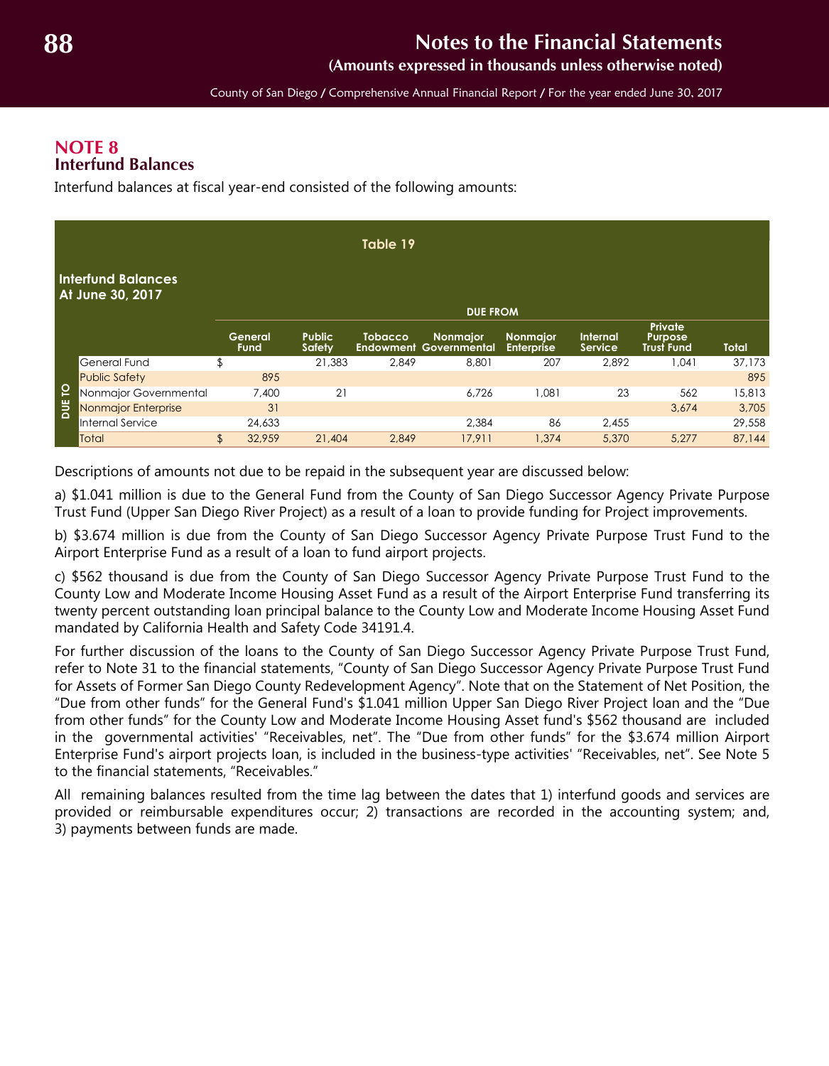## NOTE 8
## Interfund Balances

Interfund balances at fiscal year-end consisted of the following amounts:

**Table 19**

**Interfund Balances At June 30, 2017**

| | | DUE FROM | | | | | | | |
|---|---|---|---|---|---|---|---|---|---|
| | | General Fund | Public Safety | Tobacco Endowment | Nonmajor Governmental | Nonmajor Enterprise | Internal Service | Private Purpose Trust Fund | Total |
| DUE TO | General Fund | $ | 21,383 | 2,849 | 8,801 | 207 | 2,892 | 1,041 | 37,173 |
| | Public Safety | 895 | | | | | | | 895 |
| | Nonmajor Governmental | 7,400 | 21 | | 6,726 | 1,081 | 23 | 562 | 15,813 |
| | Nonmajor Enterprise | 31 | | | | | | 3,674 | 3,705 |
| | Internal Service | 24,633 | | | 2,384 | 86 | 2,455 | | 29,558 |
| | Total | $ 32,959 | 21,404 | 2,849 | 17,911 | 1,374 | 5,370 | 5,277 | 87,144 |

Descriptions of amounts not due to be repaid in the subsequent year are discussed below:

a) $1.041 million is due to the General Fund from the County of San Diego Successor Agency Private Purpose Trust Fund (Upper San Diego River Project) as a result of a loan to provide funding for Project improvements.

b) $3.674 million is due from the County of San Diego Successor Agency Private Purpose Trust Fund to the Airport Enterprise Fund as a result of a loan to fund airport projects.

c) $562 thousand is due from the County of San Diego Successor Agency Private Purpose Trust Fund to the County Low and Moderate Income Housing Asset Fund as a result of the Airport Enterprise Fund transferring its twenty percent outstanding loan principal balance to the County Low and Moderate Income Housing Asset Fund mandated by California Health and Safety Code 34191.4.

For further discussion of the loans to the County of San Diego Successor Agency Private Purpose Trust Fund, refer to Note 31 to the financial statements, "County of San Diego Successor Agency Private Purpose Trust Fund for Assets of Former San Diego County Redevelopment Agency". Note that on the Statement of Net Position, the "Due from other funds" for the General Fund's $1.041 million Upper San Diego River Project loan and the "Due from other funds" for the County Low and Moderate Income Housing Asset fund's $562 thousand are included in the governmental activities' "Receivables, net". The "Due from other funds" for the $3.674 million Airport Enterprise Fund's airport projects loan, is included in the business-type activities' "Receivables, net". See Note 5 to the financial statements, "Receivables."

All remaining balances resulted from the time lag between the dates that 1) interfund goods and services are provided or reimbursable expenditures occur; 2) transactions are recorded in the accounting system; and, 3) payments between funds are made.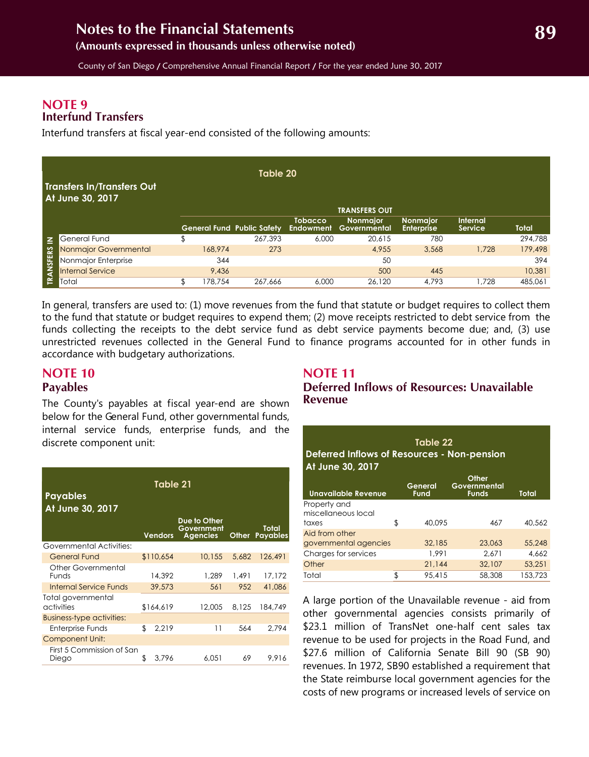## NOTE 9
### Interfund Transfers

Interfund transfers at fiscal year-end consisted of the following amounts:

**Table 20**

**Transfers In/Transfers Out At June 30, 2017**

| | | TRANSFERS OUT | | | | | | |
|---|---|---|---|---|---|---|---|---|
| | | General Fund | Public Safety | Tobacco Endowment | Nonmajor Governmental | Nonmajor Enterprise | Internal Service | Total |
| TRANSFERS IN | General Fund | $ | 267,393 | 6,000 | 20,615 | 780 | | 294,788 |
| | Nonmajor Governmental | 168,974 | 273 | | 4,955 | 3,568 | 1,728 | 179,498 |
| | Nonmajor Enterprise | 344 | | | 50 | | | 394 |
| | Internal Service | 9,436 | | | 500 | 445 | | 10,381 |
| | Total | $ 178,754 | 267,666 | 6,000 | 26,120 | 4,793 | 1,728 | 485,061 |

In general, transfers are used to: (1) move revenues from the fund that statute or budget requires to collect them to the fund that statute or budget requires to expend them; (2) move receipts restricted to debt service from the funds collecting the receipts to the debt service fund as debt service payments become due; and, (3) use unrestricted revenues collected in the General Fund to finance programs accounted for in other funds in accordance with budgetary authorizations.

## NOTE 10
### Payables

The County's payables at fiscal year-end are shown below for the General Fund, other governmental funds, internal service funds, enterprise funds, and the discrete component unit:

**Table 21**

**Payables At June 30, 2017**

| | Vendors | Due to Other Government Agencies | Other | Total Payables |
|---|---|---|---|---|
| Governmental Activities: | | | | |
| General Fund | $110,654 | 10,155 | 5,682 | 126,491 |
| Other Governmental Funds | 14,392 | 1,289 | 1,491 | 17,172 |
| Internal Service Funds | 39,573 | 561 | 952 | 41,086 |
| Total governmental activities | $164,619 | 12,005 | 8,125 | 184,749 |
| Business-type activities: | | | | |
| Enterprise Funds | $ 2,219 | 11 | 564 | 2,794 |
| Component Unit: | | | | |
| First 5 Commission of San Diego | $ 3,796 | 6,051 | 69 | 9,916 |

## NOTE 11
### Deferred Inflows of Resources: Unavailable Revenue

**Table 22**

**Deferred Inflows of Resources - Non-pension At June 30, 2017**

| Unavailable Revenue | General Fund | Other Governmental Funds | Total |
|---|---|---|---|
| Property and miscellaneous local taxes | $ 40,095 | 467 | 40,562 |
| Aid from other governmental agencies | 32,185 | 23,063 | 55,248 |
| Charges for services | 1,991 | 2,671 | 4,662 |
| Other | 21,144 | 32,107 | 53,251 |
| Total | $ 95,415 | 58,308 | 153,723 |

A large portion of the Unavailable revenue - aid from other governmental agencies consists primarily of $23.1 million of TransNet one-half cent sales tax revenue to be used for projects in the Road Fund, and $27.6 million of California Senate Bill 90 (SB 90) revenues. In 1972, SB90 established a requirement that the State reimburse local government agencies for the costs of new programs or increased levels of service on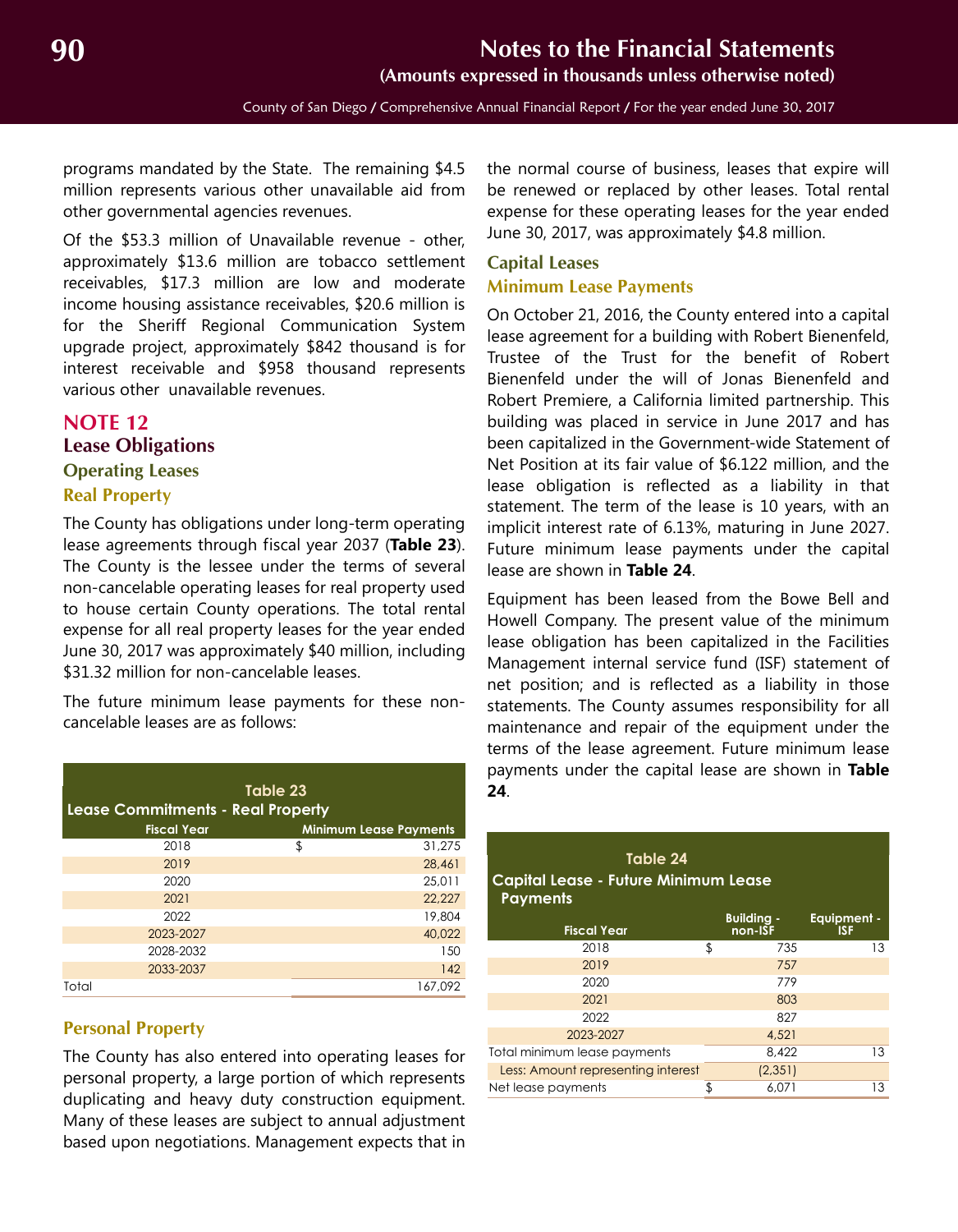programs mandated by the State. The remaining $4.5 million represents various other unavailable aid from other governmental agencies revenues.

Of the $53.3 million of Unavailable revenue - other, approximately $13.6 million are tobacco settlement receivables, $17.3 million are low and moderate income housing assistance receivables, $20.6 million is for the Sheriff Regional Communication System upgrade project, approximately $842 thousand is for interest receivable and $958 thousand represents various other unavailable revenues.

## NOTE 12

## Lease Obligations

### Operating Leases

#### Real Property

The County has obligations under long-term operating lease agreements through fiscal year 2037 (**Table 23**). The County is the lessee under the terms of several non-cancelable operating leases for real property used to house certain County operations. The total rental expense for all real property leases for the year ended June 30, 2017 was approximately $40 million, including $31.32 million for non-cancelable leases.

The future minimum lease payments for these non-cancelable leases are as follows:

**Table 23**
**Lease Commitments - Real Property**

| Fiscal Year | Minimum Lease Payments |
|---|---|
| 2018 | $ 31,275 |
| 2019 | 28,461 |
| 2020 | 25,011 |
| 2021 | 22,227 |
| 2022 | 19,804 |
| 2023-2027 | 40,022 |
| 2028-2032 | 150 |
| 2033-2037 | 142 |
| Total | 167,092 |

#### Personal Property

The County has also entered into operating leases for personal property, a large portion of which represents duplicating and heavy duty construction equipment. Many of these leases are subject to annual adjustment based upon negotiations. Management expects that in the normal course of business, leases that expire will be renewed or replaced by other leases. Total rental expense for these operating leases for the year ended June 30, 2017, was approximately $4.8 million.

### Capital Leases

#### Minimum Lease Payments

On October 21, 2016, the County entered into a capital lease agreement for a building with Robert Bienenfeld, Trustee of the Trust for the benefit of Robert Bienenfeld under the will of Jonas Bienenfeld and Robert Premiere, a California limited partnership. This building was placed in service in June 2017 and has been capitalized in the Government-wide Statement of Net Position at its fair value of $6.122 million, and the lease obligation is reflected as a liability in that statement. The term of the lease is 10 years, with an implicit interest rate of 6.13%, maturing in June 2027. Future minimum lease payments under the capital lease are shown in **Table 24**.

Equipment has been leased from the Bowe Bell and Howell Company. The present value of the minimum lease obligation has been capitalized in the Facilities Management internal service fund (ISF) statement of net position; and is reflected as a liability in those statements. The County assumes responsibility for all maintenance and repair of the equipment under the terms of the lease agreement. Future minimum lease payments under the capital lease are shown in **Table 24**.

**Table 24**
**Capital Lease - Future Minimum Lease Payments**

| Fiscal Year | Building - non-ISF | Equipment - ISF |
|---|---|---|
| 2018 | $ 735 | 13 |
| 2019 | 757 | |
| 2020 | 779 | |
| 2021 | 803 | |
| 2022 | 827 | |
| 2023-2027 | 4,521 | |
| Total minimum lease payments | 8,422 | 13 |
| Less: Amount representing interest | (2,351) | |
| Net lease payments | $ 6,071 | 13 |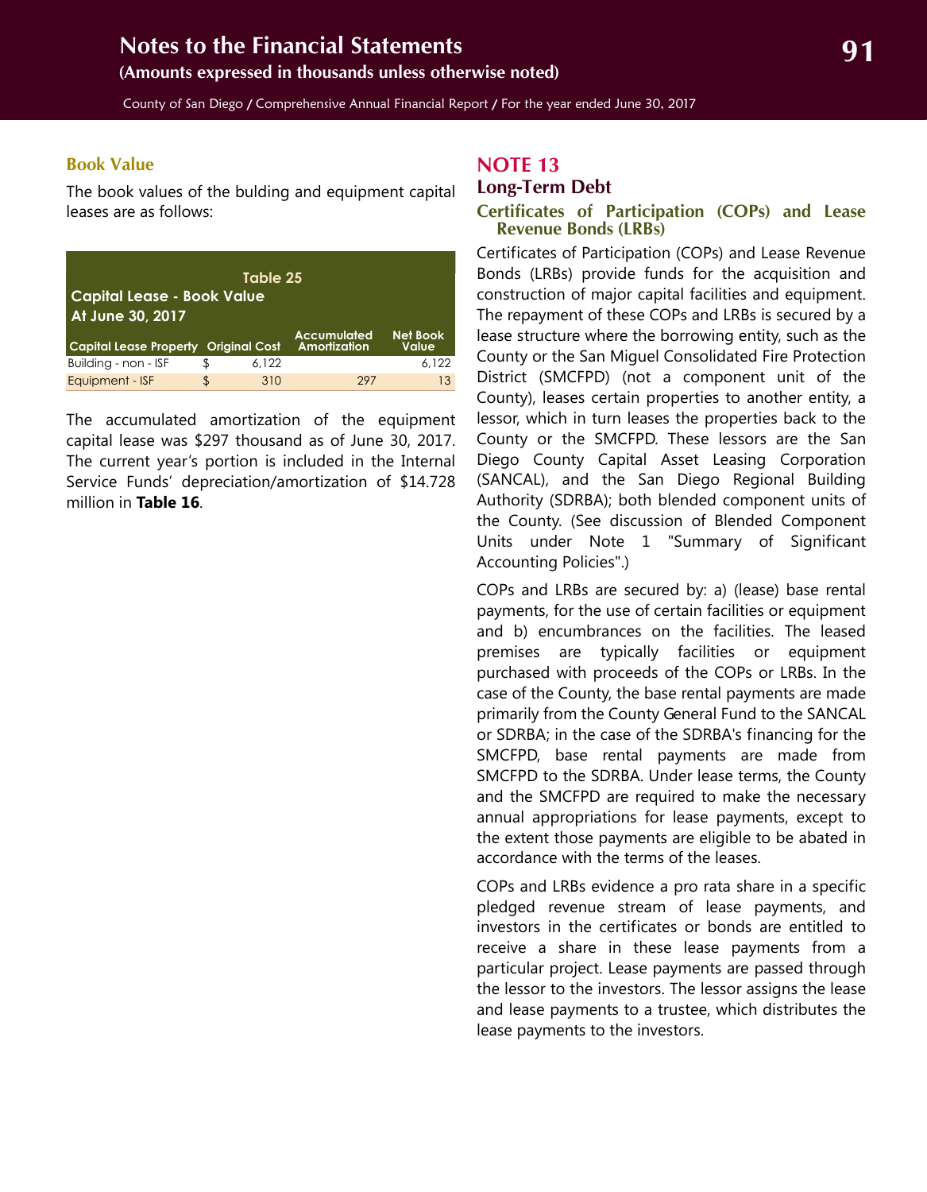### Book Value

The book values of the bulding and equipment capital leases are as follows:

**Table 25**
**Capital Lease - Book Value**
**At June 30, 2017**

| Capital Lease Property | Original Cost | Accumulated Amortization | Net Book Value |
|---|---|---|---|
| Building - non - ISF | $ 6,122 | | 6,122 |
| Equipment - ISF | $ 310 | 297 | 13 |

The accumulated amortization of the equipment capital lease was $297 thousand as of June 30, 2017. The current year's portion is included in the Internal Service Funds' depreciation/amortization of $14.728 million in **Table 16**.

# NOTE 13

## Long-Term Debt

### Certificates of Participation (COPs) and Lease Revenue Bonds (LRBs)

Certificates of Participation (COPs) and Lease Revenue Bonds (LRBs) provide funds for the acquisition and construction of major capital facilities and equipment. The repayment of these COPs and LRBs is secured by a lease structure where the borrowing entity, such as the County or the San Miguel Consolidated Fire Protection District (SMCFPD) (not a component unit of the County), leases certain properties to another entity, a lessor, which in turn leases the properties back to the County or the SMCFPD. These lessors are the San Diego County Capital Asset Leasing Corporation (SANCAL), and the San Diego Regional Building Authority (SDRBA); both blended component units of the County. (See discussion of Blended Component Units under Note 1 "Summary of Significant Accounting Policies".)

COPs and LRBs are secured by: a) (lease) base rental payments, for the use of certain facilities or equipment and b) encumbrances on the facilities. The leased premises are typically facilities or equipment purchased with proceeds of the COPs or LRBs. In the case of the County, the base rental payments are made primarily from the County General Fund to the SANCAL or SDRBA; in the case of the SDRBA's financing for the SMCFPD, base rental payments are made from SMCFPD to the SDRBA. Under lease terms, the County and the SMCFPD are required to make the necessary annual appropriations for lease payments, except to the extent those payments are eligible to be abated in accordance with the terms of the leases.

COPs and LRBs evidence a pro rata share in a specific pledged revenue stream of lease payments, and investors in the certificates or bonds are entitled to receive a share in these lease payments from a particular project. Lease payments are passed through the lessor to the investors. The lessor assigns the lease and lease payments to a trustee, which distributes the lease payments to the investors.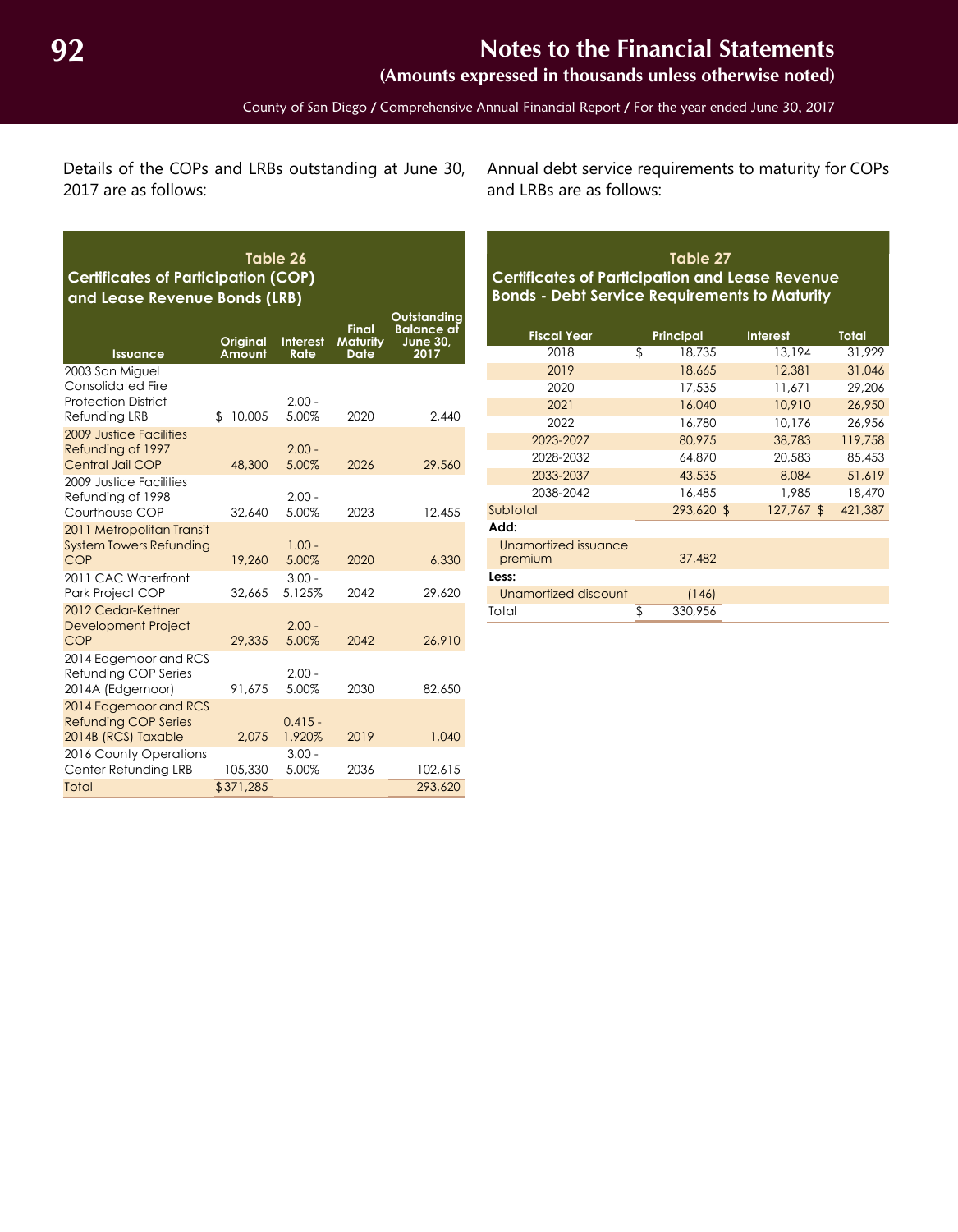Details of the COPs and LRBs outstanding at June 30, 2017 are as follows:

**Table 26**
**Certificates of Participation (COP) and Lease Revenue Bonds (LRB)**

| Issuance | Original Amount | Interest Rate | Final Maturity Date | Outstanding Balance at June 30, 2017 |
|---|---|---|---|---|
| 2003 San Miguel Consolidated Fire Protection District Refunding LRB | $ 10,005 | 2.00 - 5.00% | 2020 | 2,440 |
| 2009 Justice Facilities Refunding of 1997 Central Jail COP | 48,300 | 2.00 - 5.00% | 2026 | 29,560 |
| 2009 Justice Facilities Refunding of 1998 Courthouse COP | 32,640 | 2.00 - 5.00% | 2023 | 12,455 |
| 2011 Metropolitan Transit System Towers Refunding COP | 19,260 | 1.00 - 5.00% | 2020 | 6,330 |
| 2011 CAC Waterfront Park Project COP | 32,665 | 3.00 - 5.125% | 2042 | 29,620 |
| 2012 Cedar-Kettner Development Project COP | 29,335 | 2.00 - 5.00% | 2042 | 26,910 |
| 2014 Edgemoor and RCS Refunding COP Series 2014A (Edgemoor) | 91,675 | 2.00 - 5.00% | 2030 | 82,650 |
| 2014 Edgemoor and RCS Refunding COP Series 2014B (RCS) Taxable | 2,075 | 0.415 - 1.920% | 2019 | 1,040 |
| 2016 County Operations Center Refunding LRB | 105,330 | 3.00 - 5.00% | 2036 | 102,615 |
| Total | $371,285 | | | 293,620 |

Annual debt service requirements to maturity for COPs and LRBs are as follows:

**Table 27**
**Certificates of Participation and Lease Revenue Bonds - Debt Service Requirements to Maturity**

| Fiscal Year | Principal | Interest | Total |
|---|---|---|---|
| 2018 | $ 18,735 | 13,194 | 31,929 |
| 2019 | 18,665 | 12,381 | 31,046 |
| 2020 | 17,535 | 11,671 | 29,206 |
| 2021 | 16,040 | 10,910 | 26,950 |
| 2022 | 16,780 | 10,176 | 26,956 |
| 2023-2027 | 80,975 | 38,783 | 119,758 |
| 2028-2032 | 64,870 | 20,583 | 85,453 |
| 2033-2037 | 43,535 | 8,084 | 51,619 |
| 2038-2042 | 16,485 | 1,985 | 18,470 |
| Subtotal | 293,620 | $ 127,767 | $ 421,387 |
| **Add:** | | | |
| Unamortized issuance premium | 37,482 | | |
| **Less:** | | | |
| Unamortized discount | (146) | | |
| Total | $ 330,956 | | |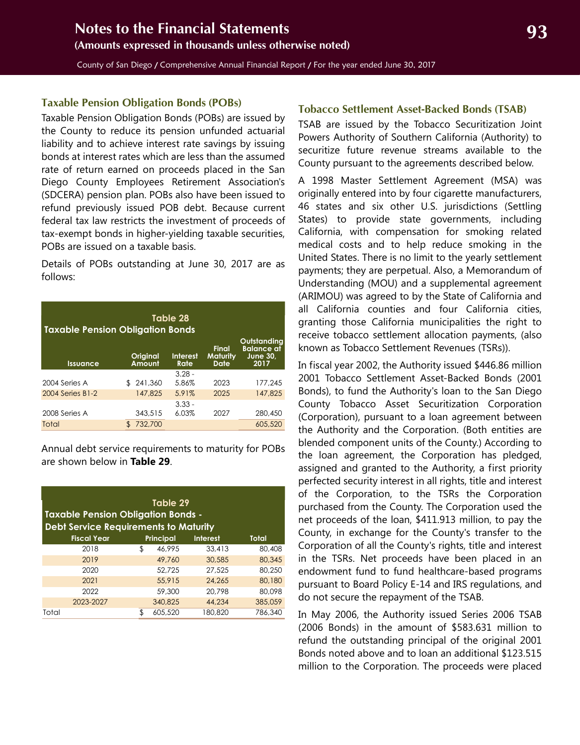### Taxable Pension Obligation Bonds (POBs)

Taxable Pension Obligation Bonds (POBs) are issued by the County to reduce its pension unfunded actuarial liability and to achieve interest rate savings by issuing bonds at interest rates which are less than the assumed rate of return earned on proceeds placed in the San Diego County Employees Retirement Association's (SDCERA) pension plan. POBs also have been issued to refund previously issued POB debt. Because current federal tax law restricts the investment of proceeds of tax-exempt bonds in higher-yielding taxable securities, POBs are issued on a taxable basis.

Details of POBs outstanding at June 30, 2017 are as follows:

**Table 28**
**Taxable Pension Obligation Bonds**

| Issuance | Original Amount | Interest Rate | Final Maturity Date | Outstanding Balance at June 30, 2017 |
|---|---|---|---|---|
| 2004 Series A | $ 241,360 | 3.28 - 5.86% | 2023 | 177,245 |
| 2004 Series B1-2 | 147,825 | 5.91% | 2025 | 147,825 |
| 2008 Series A | 343,515 | 3.33 - 6.03% | 2027 | 280,450 |
| Total | $ 732,700 | | | 605,520 |

Annual debt service requirements to maturity for POBs are shown below in **Table 29**.

**Table 29**
**Taxable Pension Obligation Bonds - Debt Service Requirements to Maturity**

| Fiscal Year | Principal | Interest | Total |
|---|---|---|---|
| 2018 | $ 46,995 | 33,413 | 80,408 |
| 2019 | 49,760 | 30,585 | 80,345 |
| 2020 | 52,725 | 27,525 | 80,250 |
| 2021 | 55,915 | 24,265 | 80,180 |
| 2022 | 59,300 | 20,798 | 80,098 |
| 2023-2027 | 340,825 | 44,234 | 385,059 |
| Total | $ 605,520 | 180,820 | 786,340 |

### Tobacco Settlement Asset-Backed Bonds (TSAB)

TSAB are issued by the Tobacco Securitization Joint Powers Authority of Southern California (Authority) to securitize future revenue streams available to the County pursuant to the agreements described below.

A 1998 Master Settlement Agreement (MSA) was originally entered into by four cigarette manufacturers, 46 states and six other U.S. jurisdictions (Settling States) to provide state governments, including California, with compensation for smoking related medical costs and to help reduce smoking in the United States. There is no limit to the yearly settlement payments; they are perpetual. Also, a Memorandum of Understanding (MOU) and a supplemental agreement (ARIMOU) was agreed to by the State of California and all California counties and four California cities, granting those California municipalities the right to receive tobacco settlement allocation payments, (also known as Tobacco Settlement Revenues (TSRs)).

In fiscal year 2002, the Authority issued $446.86 million 2001 Tobacco Settlement Asset-Backed Bonds (2001 Bonds), to fund the Authority's loan to the San Diego County Tobacco Asset Securitization Corporation (Corporation), pursuant to a loan agreement between the Authority and the Corporation. (Both entities are blended component units of the County.) According to the loan agreement, the Corporation has pledged, assigned and granted to the Authority, a first priority perfected security interest in all rights, title and interest of the Corporation, to the TSRs the Corporation purchased from the County. The Corporation used the net proceeds of the loan, $411.913 million, to pay the County, in exchange for the County's transfer to the Corporation of all the County's rights, title and interest in the TSRs. Net proceeds have been placed in an endowment fund to fund healthcare-based programs pursuant to Board Policy E-14 and IRS regulations, and do not secure the repayment of the TSAB.

In May 2006, the Authority issued Series 2006 TSAB (2006 Bonds) in the amount of $583.631 million to refund the outstanding principal of the original 2001 Bonds noted above and to loan an additional $123.515 million to the Corporation. The proceeds were placed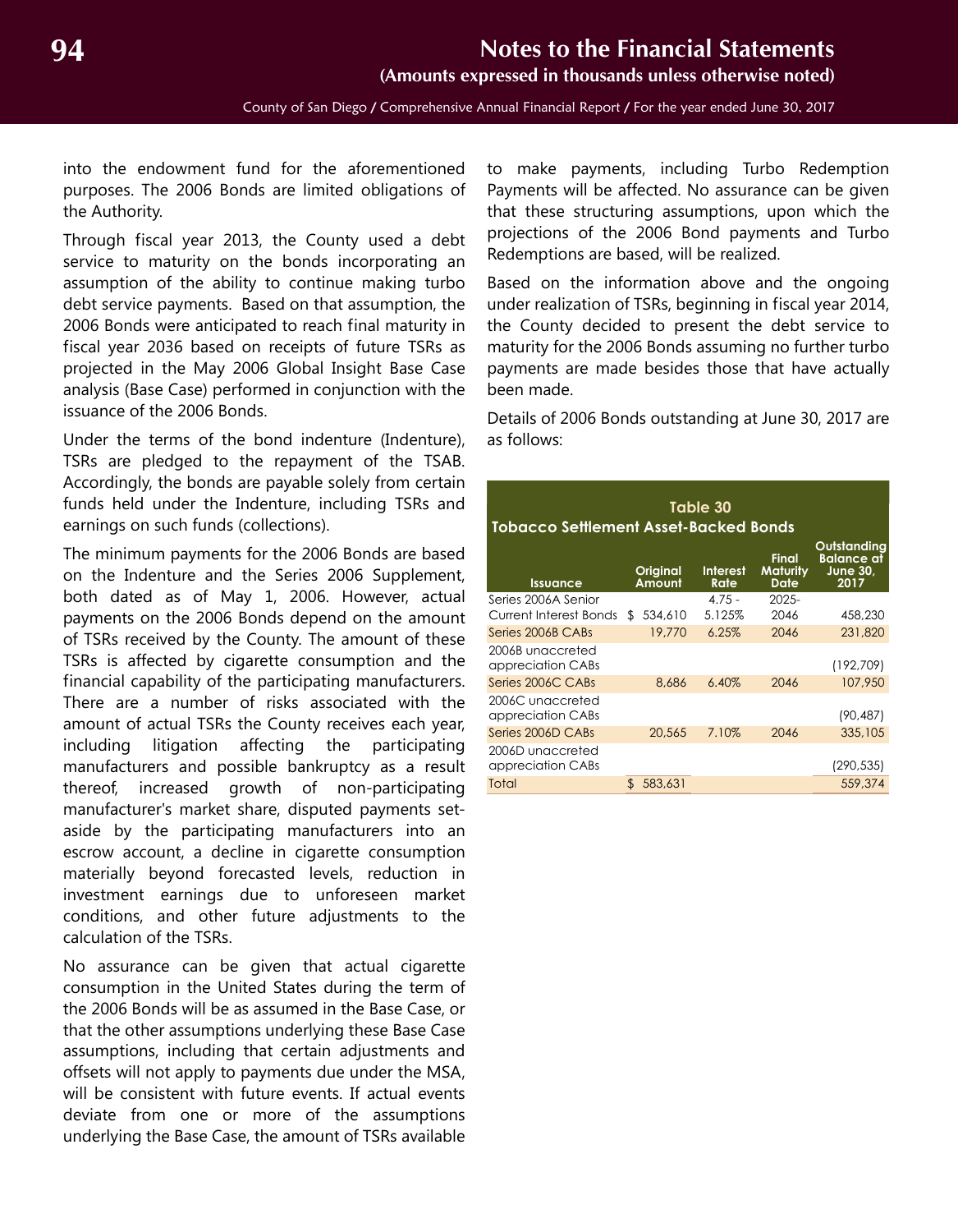into the endowment fund for the aforementioned purposes. The 2006 Bonds are limited obligations of the Authority.

Through fiscal year 2013, the County used a debt service to maturity on the bonds incorporating an assumption of the ability to continue making turbo debt service payments. Based on that assumption, the 2006 Bonds were anticipated to reach final maturity in fiscal year 2036 based on receipts of future TSRs as projected in the May 2006 Global Insight Base Case analysis (Base Case) performed in conjunction with the issuance of the 2006 Bonds.

Under the terms of the bond indenture (Indenture), TSRs are pledged to the repayment of the TSAB. Accordingly, the bonds are payable solely from certain funds held under the Indenture, including TSRs and earnings on such funds (collections).

The minimum payments for the 2006 Bonds are based on the Indenture and the Series 2006 Supplement, both dated as of May 1, 2006. However, actual payments on the 2006 Bonds depend on the amount of TSRs received by the County. The amount of these TSRs is affected by cigarette consumption and the financial capability of the participating manufacturers. There are a number of risks associated with the amount of actual TSRs the County receives each year, including litigation affecting the participating manufacturers and possible bankruptcy as a result thereof, increased growth of non-participating manufacturer's market share, disputed payments set-aside by the participating manufacturers into an escrow account, a decline in cigarette consumption materially beyond forecasted levels, reduction in investment earnings due to unforeseen market conditions, and other future adjustments to the calculation of the TSRs.

No assurance can be given that actual cigarette consumption in the United States during the term of the 2006 Bonds will be as assumed in the Base Case, or that the other assumptions underlying these Base Case assumptions, including that certain adjustments and offsets will not apply to payments due under the MSA, will be consistent with future events. If actual events deviate from one or more of the assumptions underlying the Base Case, the amount of TSRs available to make payments, including Turbo Redemption Payments will be affected. No assurance can be given that these structuring assumptions, upon which the projections of the 2006 Bond payments and Turbo Redemptions are based, will be realized.

Based on the information above and the ongoing under realization of TSRs, beginning in fiscal year 2014, the County decided to present the debt service to maturity for the 2006 Bonds assuming no further turbo payments are made besides those that have actually been made.

Details of 2006 Bonds outstanding at June 30, 2017 are as follows:

**Table 30**
**Tobacco Settlement Asset-Backed Bonds**

| Issuance | Original Amount | Interest Rate | Final Maturity Date | Outstanding Balance at June 30, 2017 |
|---|---|---|---|---|
| Series 2006A Senior Current Interest Bonds | $ 534,610 | 4.75 - 5.125% | 2025-2046 | 458,230 |
| Series 2006B CABs | 19,770 | 6.25% | 2046 | 231,820 |
| 2006B unaccreted appreciation CABs | | | | (192,709) |
| Series 2006C CABs | 8,686 | 6.40% | 2046 | 107,950 |
| 2006C unaccreted appreciation CABs | | | | (90,487) |
| Series 2006D CABs | 20,565 | 7.10% | 2046 | 335,105 |
| 2006D unaccreted appreciation CABs | | | | (290,535) |
| Total | $ 583,631 | | | 559,374 |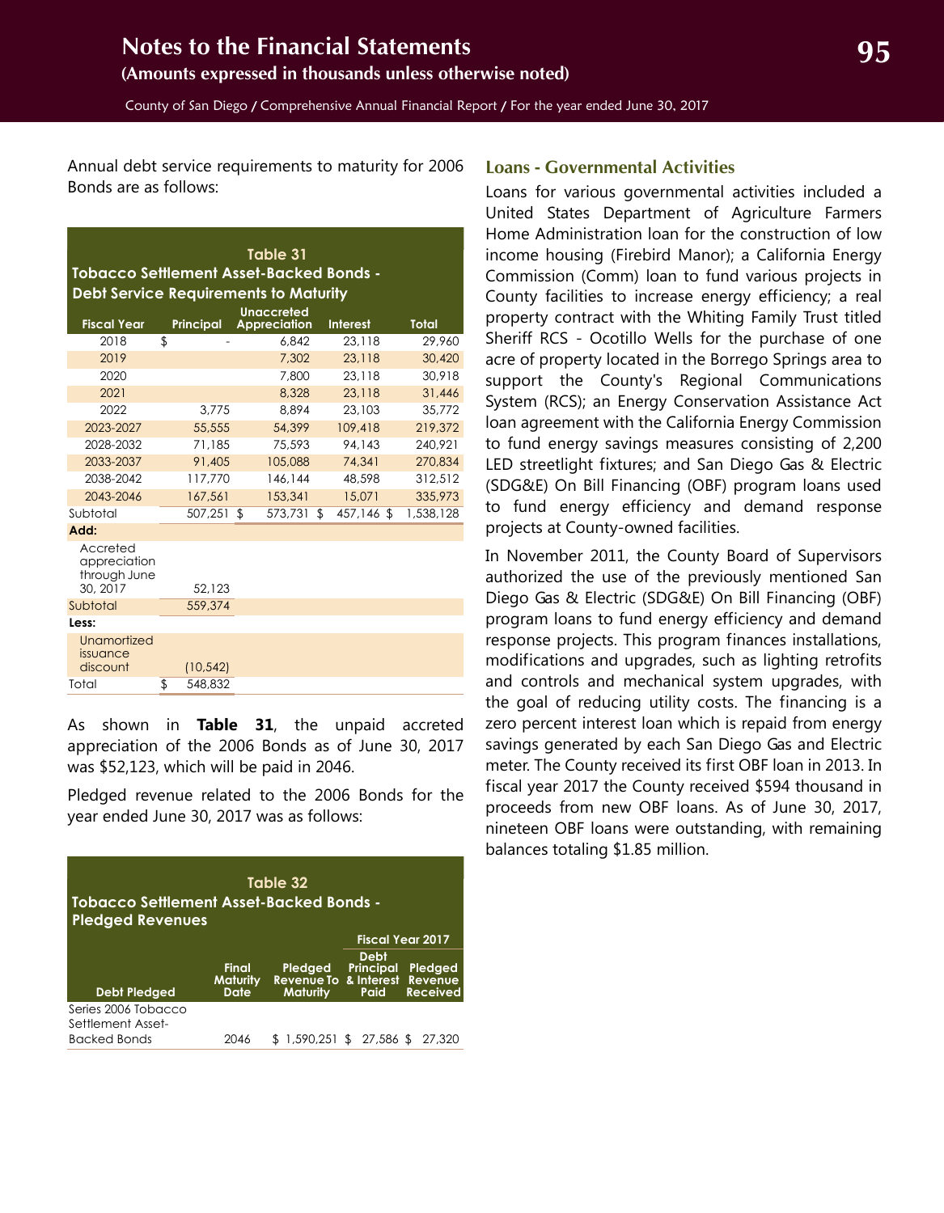Annual debt service requirements to maturity for 2006 Bonds are as follows:

**Table 31**
**Tobacco Settlement Asset-Backed Bonds - Debt Service Requirements to Maturity**

| Fiscal Year | Principal | Unaccreted Appreciation | Interest | Total |
|---|---|---|---|---|
| 2018 | $ - | 6,842 | 23,118 | 29,960 |
| 2019 | | 7,302 | 23,118 | 30,420 |
| 2020 | | 7,800 | 23,118 | 30,918 |
| 2021 | | 8,328 | 23,118 | 31,446 |
| 2022 | 3,775 | 8,894 | 23,103 | 35,772 |
| 2023-2027 | 55,555 | 54,399 | 109,418 | 219,372 |
| 2028-2032 | 71,185 | 75,593 | 94,143 | 240,921 |
| 2033-2037 | 91,405 | 105,088 | 74,341 | 270,834 |
| 2038-2042 | 117,770 | 146,144 | 48,598 | 312,512 |
| 2043-2046 | 167,561 | 153,341 | 15,071 | 335,973 |
| Subtotal | 507,251 | $ 573,731 | $ 457,146 | $ 1,538,128 |
| **Add:** | | | | |
| Accreted appreciation through June 30, 2017 | 52,123 | | | |
| Subtotal | 559,374 | | | |
| **Less:** | | | | |
| Unamortized issuance discount | (10,542) | | | |
| Total | $ 548,832 | | | |

As shown in **Table 31**, the unpaid accreted appreciation of the 2006 Bonds as of June 30, 2017 was $52,123, which will be paid in 2046.

Pledged revenue related to the 2006 Bonds for the year ended June 30, 2017 was as follows:

**Table 32**
**Tobacco Settlement Asset-Backed Bonds - Pledged Revenues**

| | | | Fiscal Year 2017 | |
|---|---|---|---|---|
| Debt Pledged | Final Maturity Date | Pledged Revenue To Maturity | Debt Principal & Interest Paid | Pledged Revenue Received |
| Series 2006 Tobacco Settlement Asset-Backed Bonds | 2046 | $ 1,590,251 | $ 27,586 | $ 27,320 |

## Loans - Governmental Activities

Loans for various governmental activities included a United States Department of Agriculture Farmers Home Administration loan for the construction of low income housing (Firebird Manor); a California Energy Commission (Comm) loan to fund various projects in County facilities to increase energy efficiency; a real property contract with the Whiting Family Trust titled Sheriff RCS - Ocotillo Wells for the purchase of one acre of property located in the Borrego Springs area to support the County's Regional Communications System (RCS); an Energy Conservation Assistance Act loan agreement with the California Energy Commission to fund energy savings measures consisting of 2,200 LED streetlight fixtures; and San Diego Gas & Electric (SDG&E) On Bill Financing (OBF) program loans used to fund energy efficiency and demand response projects at County-owned facilities.

In November 2011, the County Board of Supervisors authorized the use of the previously mentioned San Diego Gas & Electric (SDG&E) On Bill Financing (OBF) program loans to fund energy efficiency and demand response projects. This program finances installations, modifications and upgrades, such as lighting retrofits and controls and mechanical system upgrades, with the goal of reducing utility costs. The financing is a zero percent interest loan which is repaid from energy savings generated by each San Diego Gas and Electric meter. The County received its first OBF loan in 2013. In fiscal year 2017 the County received $594 thousand in proceeds from new OBF loans. As of June 30, 2017, nineteen OBF loans were outstanding, with remaining balances totaling $1.85 million.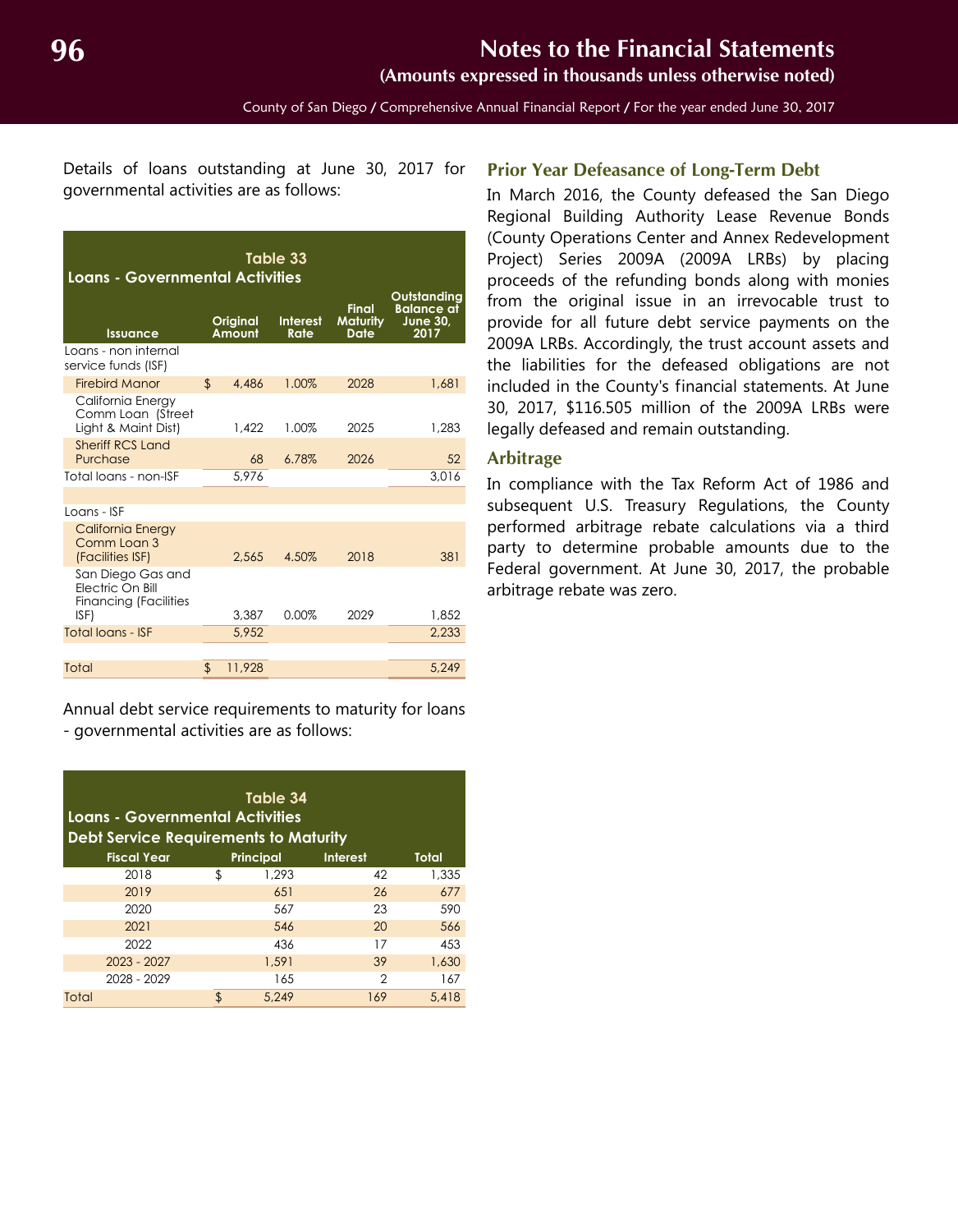Details of loans outstanding at June 30, 2017 for governmental activities are as follows:

**Table 33**
**Loans - Governmental Activities**

| Issuance | Original Amount | Interest Rate | Final Maturity Date | Outstanding Balance at June 30, 2017 |
|---|---|---|---|---|
| Loans - non internal service funds (ISF) | | | | |
| Firebird Manor | $ 4,486 | 1.00% | 2028 | 1,681 |
| California Energy Comm Loan (Street Light & Maint Dist) | 1,422 | 1.00% | 2025 | 1,283 |
| Sheriff RCS Land Purchase | 68 | 6.78% | 2026 | 52 |
| Total loans - non-ISF | 5,976 | | | 3,016 |
| | | | | |
| Loans - ISF | | | | |
| California Energy Comm Loan 3 (Facilities ISF) | 2,565 | 4.50% | 2018 | 381 |
| San Diego Gas and Electric On Bill Financing (Facilities ISF) | 3,387 | 0.00% | 2029 | 1,852 |
| Total loans - ISF | 5,952 | | | 2,233 |
| | | | | |
| Total | $ 11,928 | | | 5,249 |

Annual debt service requirements to maturity for loans - governmental activities are as follows:

**Table 34**
**Loans - Governmental Activities**
**Debt Service Requirements to Maturity**

| Fiscal Year | Principal | Interest | Total |
|---|---|---|---|
| 2018 | $ 1,293 | 42 | 1,335 |
| 2019 | 651 | 26 | 677 |
| 2020 | 567 | 23 | 590 |
| 2021 | 546 | 20 | 566 |
| 2022 | 436 | 17 | 453 |
| 2023 - 2027 | 1,591 | 39 | 1,630 |
| 2028 - 2029 | 165 | 2 | 167 |
| Total | $ 5,249 | 169 | 5,418 |

## Prior Year Defeasance of Long-Term Debt

In March 2016, the County defeased the San Diego Regional Building Authority Lease Revenue Bonds (County Operations Center and Annex Redevelopment Project) Series 2009A (2009A LRBs) by placing proceeds of the refunding bonds along with monies from the original issue in an irrevocable trust to provide for all future debt service payments on the 2009A LRBs. Accordingly, the trust account assets and the liabilities for the defeased obligations are not included in the County's financial statements. At June 30, 2017, $116.505 million of the 2009A LRBs were legally defeased and remain outstanding.

## Arbitrage

In compliance with the Tax Reform Act of 1986 and subsequent U.S. Treasury Regulations, the County performed arbitrage rebate calculations via a third party to determine probable amounts due to the Federal government. At June 30, 2017, the probable arbitrage rebate was zero.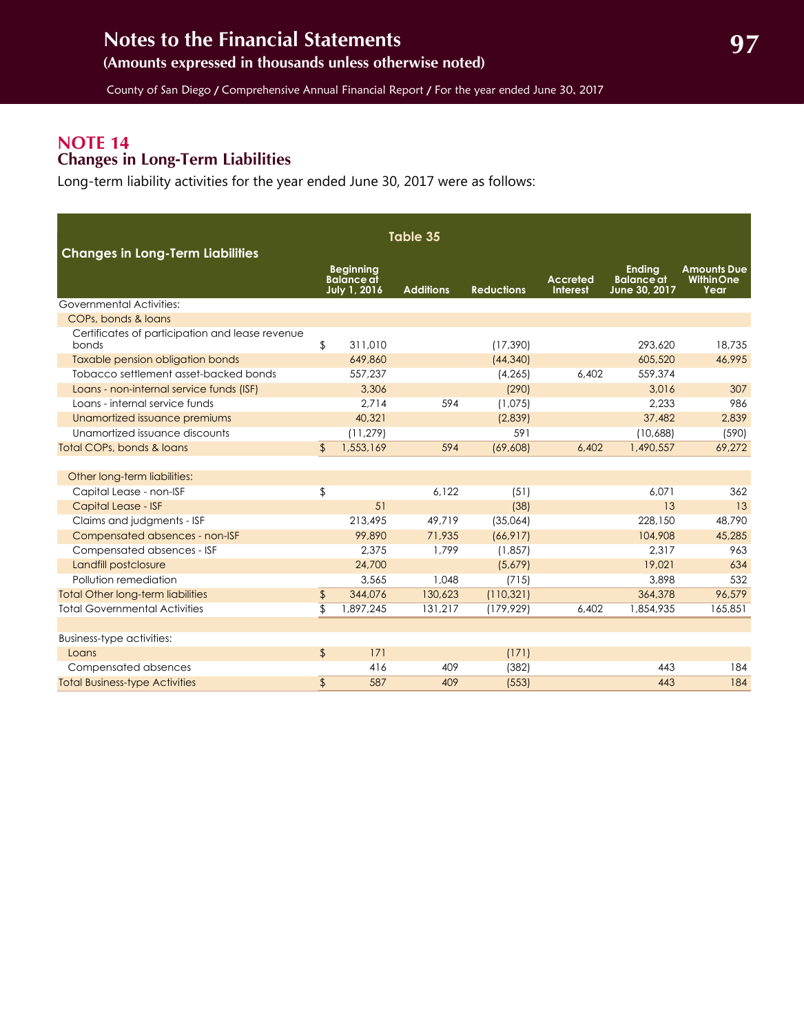## NOTE 14
### Changes in Long-Term Liabilities

Long-term liability activities for the year ended June 30, 2017 were as follows:

**Table 35**

| Changes in Long-Term Liabilities | Beginning Balance at July 1, 2016 | Additions | Reductions | Accreted Interest | Ending Balance at June 30, 2017 | Amounts Due Within One Year |
|---|---|---|---|---|---|---|
| Governmental Activities: | | | | | | |
| COPs, bonds & loans | | | | | | |
| Certificates of participation and lease revenue bonds | $ 311,010 | | (17,390) | | 293,620 | 18,735 |
| Taxable pension obligation bonds | 649,860 | | (44,340) | | 605,520 | 46,995 |
| Tobacco settlement asset-backed bonds | 557,237 | | (4,265) | 6,402 | 559,374 | |
| Loans - non-internal service funds (ISF) | 3,306 | | (290) | | 3,016 | 307 |
| Loans - internal service funds | 2,714 | 594 | (1,075) | | 2,233 | 986 |
| Unamortized issuance premiums | 40,321 | | (2,839) | | 37,482 | 2,839 |
| Unamortized issuance discounts | (11,279) | | 591 | | (10,688) | (590) |
| Total COPs, bonds & loans | $ 1,553,169 | 594 | (69,608) | 6,402 | 1,490,557 | 69,272 |
| | | | | | | |
| Other long-term liabilities: | | | | | | |
| Capital Lease - non-ISF | $ | 6,122 | (51) | | 6,071 | 362 |
| Capital Lease - ISF | 51 | | (38) | | 13 | 13 |
| Claims and judgments - ISF | 213,495 | 49,719 | (35,064) | | 228,150 | 48,790 |
| Compensated absences - non-ISF | 99,890 | 71,935 | (66,917) | | 104,908 | 45,285 |
| Compensated absences - ISF | 2,375 | 1,799 | (1,857) | | 2,317 | 963 |
| Landfill postclosure | 24,700 | | (5,679) | | 19,021 | 634 |
| Pollution remediation | 3,565 | 1,048 | (715) | | 3,898 | 532 |
| Total Other long-term liabilities | $ 344,076 | 130,623 | (110,321) | | 364,378 | 96,579 |
| Total Governmental Activities | $ 1,897,245 | 131,217 | (179,929) | 6,402 | 1,854,935 | 165,851 |
| | | | | | | |
| Business-type activities: | | | | | | |
| Loans | $ 171 | | (171) | | | |
| Compensated absences | 416 | 409 | (382) | | 443 | 184 |
| Total Business-type Activities | $ 587 | 409 | (553) | | 443 | 184 |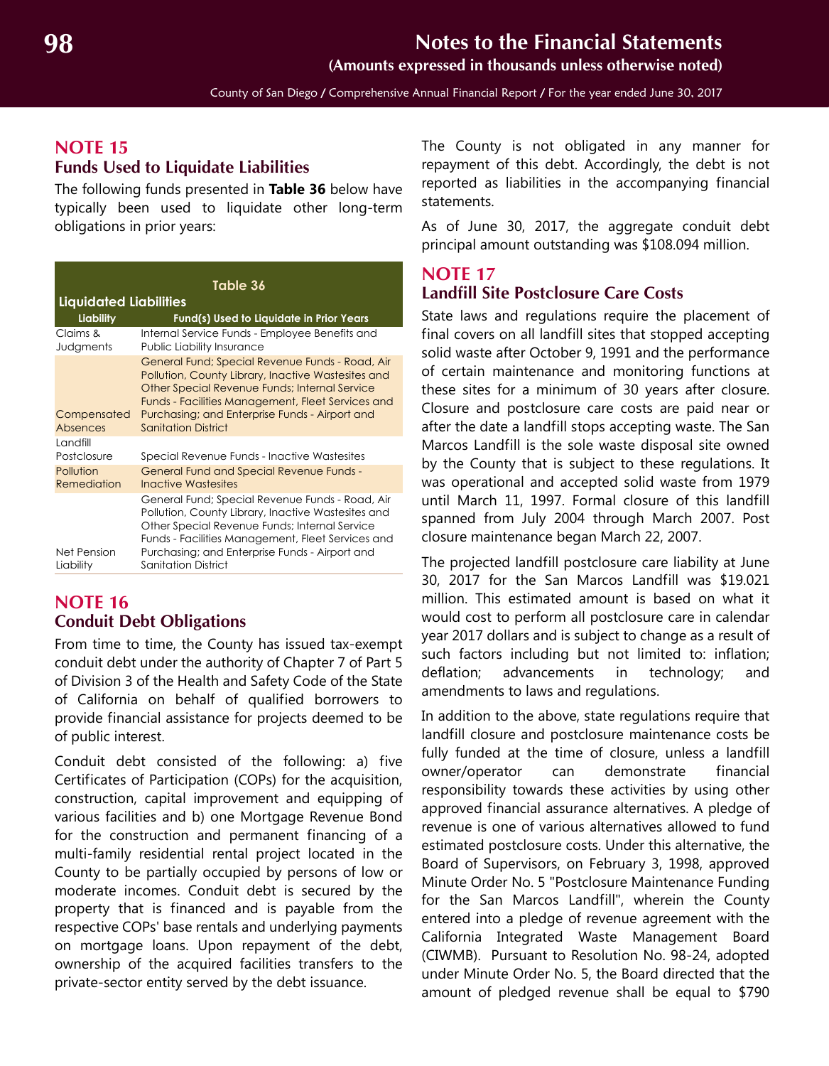## NOTE 15
### Funds Used to Liquidate Liabilities

The following funds presented in **Table 36** below have typically been used to liquidate other long-term obligations in prior years:

**Table 36**

**Liquidated Liabilities**

| Liability | Fund(s) Used to Liquidate in Prior Years |
|---|---|
| Claims & Judgments | Internal Service Funds - Employee Benefits and Public Liability Insurance |
| Compensated Absences | General Fund; Special Revenue Funds - Road, Air Pollution, County Library, Inactive Wastesites and Other Special Revenue Funds; Internal Service Funds - Facilities Management, Fleet Services and Purchasing; and Enterprise Funds - Airport and Sanitation District |
| Landfill Postclosure | Special Revenue Funds - Inactive Wastesites |
| Pollution Remediation | General Fund and Special Revenue Funds - Inactive Wastesites |
| Net Pension Liability | General Fund; Special Revenue Funds - Road, Air Pollution, County Library, Inactive Wastesites and Other Special Revenue Funds; Internal Service Funds - Facilities Management, Fleet Services and Purchasing; and Enterprise Funds - Airport and Sanitation District |

## NOTE 16
### Conduit Debt Obligations

From time to time, the County has issued tax-exempt conduit debt under the authority of Chapter 7 of Part 5 of Division 3 of the Health and Safety Code of the State of California on behalf of qualified borrowers to provide financial assistance for projects deemed to be of public interest.

Conduit debt consisted of the following: a) five Certificates of Participation (COPs) for the acquisition, construction, capital improvement and equipping of various facilities and b) one Mortgage Revenue Bond for the construction and permanent financing of a multi-family residential rental project located in the County to be partially occupied by persons of low or moderate incomes. Conduit debt is secured by the property that is financed and is payable from the respective COPs' base rentals and underlying payments on mortgage loans. Upon repayment of the debt, ownership of the acquired facilities transfers to the private-sector entity served by the debt issuance.

The County is not obligated in any manner for repayment of this debt. Accordingly, the debt is not reported as liabilities in the accompanying financial statements.

As of June 30, 2017, the aggregate conduit debt principal amount outstanding was $108.094 million.

## NOTE 17
### Landfill Site Postclosure Care Costs

State laws and regulations require the placement of final covers on all landfill sites that stopped accepting solid waste after October 9, 1991 and the performance of certain maintenance and monitoring functions at these sites for a minimum of 30 years after closure. Closure and postclosure care costs are paid near or after the date a landfill stops accepting waste. The San Marcos Landfill is the sole waste disposal site owned by the County that is subject to these regulations. It was operational and accepted solid waste from 1979 until March 11, 1997. Formal closure of this landfill spanned from July 2004 through March 2007. Post closure maintenance began March 22, 2007.

The projected landfill postclosure care liability at June 30, 2017 for the San Marcos Landfill was $19.021 million. This estimated amount is based on what it would cost to perform all postclosure care in calendar year 2017 dollars and is subject to change as a result of such factors including but not limited to: inflation; deflation; advancements in technology; and amendments to laws and regulations.

In addition to the above, state regulations require that landfill closure and postclosure maintenance costs be fully funded at the time of closure, unless a landfill owner/operator can demonstrate financial responsibility towards these activities by using other approved financial assurance alternatives. A pledge of revenue is one of various alternatives allowed to fund estimated postclosure costs. Under this alternative, the Board of Supervisors, on February 3, 1998, approved Minute Order No. 5 "Postclosure Maintenance Funding for the San Marcos Landfill", wherein the County entered into a pledge of revenue agreement with the California Integrated Waste Management Board (CIWMB). Pursuant to Resolution No. 98-24, adopted under Minute Order No. 5, the Board directed that the amount of pledged revenue shall be equal to $790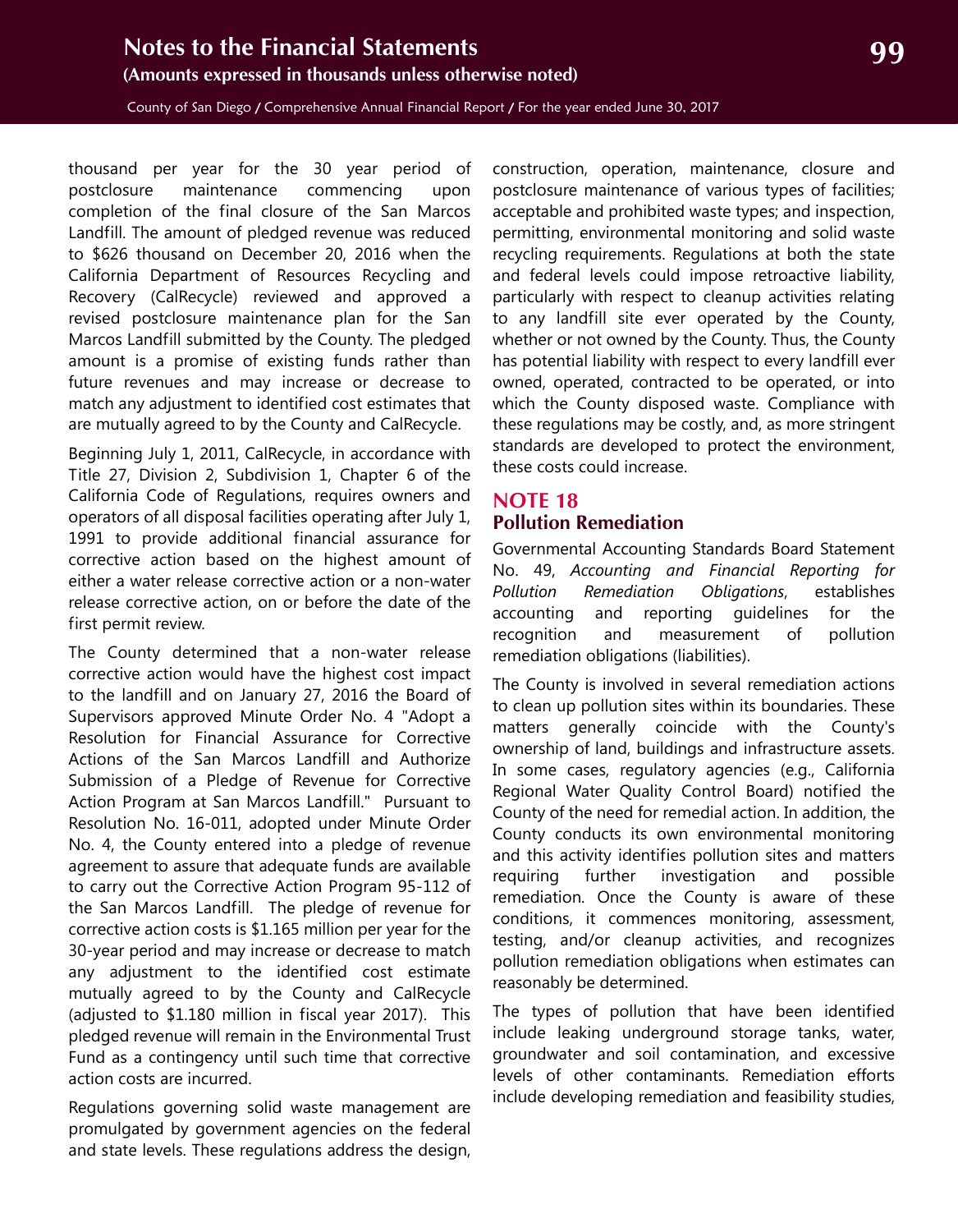thousand per year for the 30 year period of postclosure maintenance commencing upon completion of the final closure of the San Marcos Landfill. The amount of pledged revenue was reduced to $626 thousand on December 20, 2016 when the California Department of Resources Recycling and Recovery (CalRecycle) reviewed and approved a revised postclosure maintenance plan for the San Marcos Landfill submitted by the County. The pledged amount is a promise of existing funds rather than future revenues and may increase or decrease to match any adjustment to identified cost estimates that are mutually agreed to by the County and CalRecycle.

Beginning July 1, 2011, CalRecycle, in accordance with Title 27, Division 2, Subdivision 1, Chapter 6 of the California Code of Regulations, requires owners and operators of all disposal facilities operating after July 1, 1991 to provide additional financial assurance for corrective action based on the highest amount of either a water release corrective action or a non-water release corrective action, on or before the date of the first permit review.

The County determined that a non-water release corrective action would have the highest cost impact to the landfill and on January 27, 2016 the Board of Supervisors approved Minute Order No. 4 "Adopt a Resolution for Financial Assurance for Corrective Actions of the San Marcos Landfill and Authorize Submission of a Pledge of Revenue for Corrective Action Program at San Marcos Landfill." Pursuant to Resolution No. 16-011, adopted under Minute Order No. 4, the County entered into a pledge of revenue agreement to assure that adequate funds are available to carry out the Corrective Action Program 95-112 of the San Marcos Landfill. The pledge of revenue for corrective action costs is $1.165 million per year for the 30-year period and may increase or decrease to match any adjustment to the identified cost estimate mutually agreed to by the County and CalRecycle (adjusted to $1.180 million in fiscal year 2017). This pledged revenue will remain in the Environmental Trust Fund as a contingency until such time that corrective action costs are incurred.

Regulations governing solid waste management are promulgated by government agencies on the federal and state levels. These regulations address the design, construction, operation, maintenance, closure and postclosure maintenance of various types of facilities; acceptable and prohibited waste types; and inspection, permitting, environmental monitoring and solid waste recycling requirements. Regulations at both the state and federal levels could impose retroactive liability, particularly with respect to cleanup activities relating to any landfill site ever operated by the County, whether or not owned by the County. Thus, the County has potential liability with respect to every landfill ever owned, operated, contracted to be operated, or into which the County disposed waste. Compliance with these regulations may be costly, and, as more stringent standards are developed to protect the environment, these costs could increase.

## NOTE 18
### Pollution Remediation

Governmental Accounting Standards Board Statement No. 49, *Accounting and Financial Reporting for Pollution Remediation Obligations*, establishes accounting and reporting guidelines for the recognition and measurement of pollution remediation obligations (liabilities).

The County is involved in several remediation actions to clean up pollution sites within its boundaries. These matters generally coincide with the County's ownership of land, buildings and infrastructure assets. In some cases, regulatory agencies (e.g., California Regional Water Quality Control Board) notified the County of the need for remedial action. In addition, the County conducts its own environmental monitoring and this activity identifies pollution sites and matters requiring further investigation and possible remediation. Once the County is aware of these conditions, it commences monitoring, assessment, testing, and/or cleanup activities, and recognizes pollution remediation obligations when estimates can reasonably be determined.

The types of pollution that have been identified include leaking underground storage tanks, water, groundwater and soil contamination, and excessive levels of other contaminants. Remediation efforts include developing remediation and feasibility studies,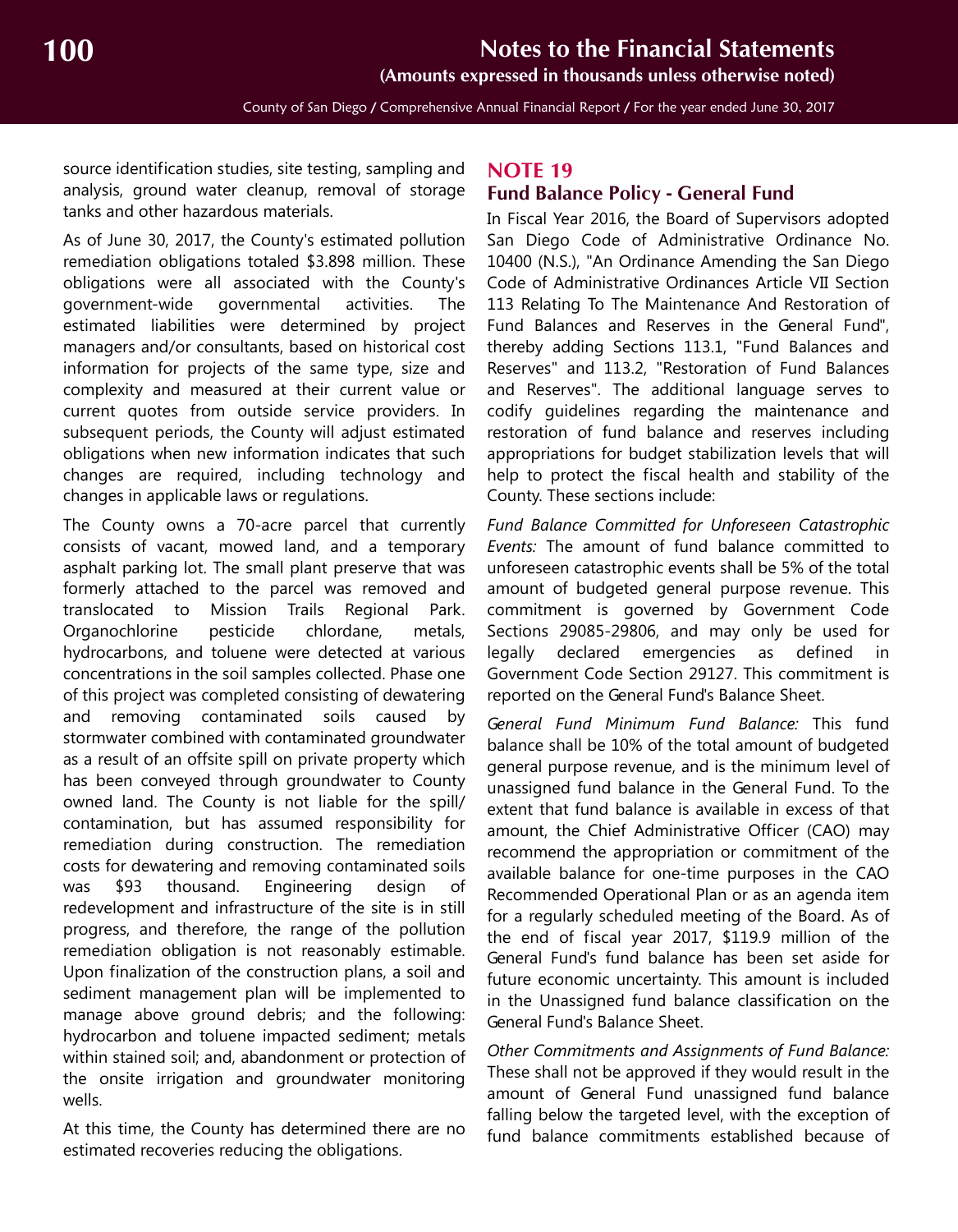source identification studies, site testing, sampling and analysis, ground water cleanup, removal of storage tanks and other hazardous materials.

As of June 30, 2017, the County's estimated pollution remediation obligations totaled $3.898 million. These obligations were all associated with the County's government-wide governmental activities. The estimated liabilities were determined by project managers and/or consultants, based on historical cost information for projects of the same type, size and complexity and measured at their current value or current quotes from outside service providers. In subsequent periods, the County will adjust estimated obligations when new information indicates that such changes are required, including technology and changes in applicable laws or regulations.

The County owns a 70-acre parcel that currently consists of vacant, mowed land, and a temporary asphalt parking lot. The small plant preserve that was formerly attached to the parcel was removed and translocated to Mission Trails Regional Park. Organochlorine pesticide chlordane, metals, hydrocarbons, and toluene were detected at various concentrations in the soil samples collected. Phase one of this project was completed consisting of dewatering and removing contaminated soils caused by stormwater combined with contaminated groundwater as a result of an offsite spill on private property which has been conveyed through groundwater to County owned land. The County is not liable for the spill/ contamination, but has assumed responsibility for remediation during construction. The remediation costs for dewatering and removing contaminated soils was $93 thousand. Engineering design of redevelopment and infrastructure of the site is in still progress, and therefore, the range of the pollution remediation obligation is not reasonably estimable. Upon finalization of the construction plans, a soil and sediment management plan will be implemented to manage above ground debris; and the following: hydrocarbon and toluene impacted sediment; metals within stained soil; and, abandonment or protection of the onsite irrigation and groundwater monitoring wells.

At this time, the County has determined there are no estimated recoveries reducing the obligations.

## NOTE 19

## Fund Balance Policy - General Fund

In Fiscal Year 2016, the Board of Supervisors adopted San Diego Code of Administrative Ordinance No. 10400 (N.S.), "An Ordinance Amending the San Diego Code of Administrative Ordinances Article VII Section 113 Relating To The Maintenance And Restoration of Fund Balances and Reserves in the General Fund", thereby adding Sections 113.1, "Fund Balances and Reserves" and 113.2, "Restoration of Fund Balances and Reserves". The additional language serves to codify guidelines regarding the maintenance and restoration of fund balance and reserves including appropriations for budget stabilization levels that will help to protect the fiscal health and stability of the County. These sections include:

*Fund Balance Committed for Unforeseen Catastrophic Events:* The amount of fund balance committed to unforeseen catastrophic events shall be 5% of the total amount of budgeted general purpose revenue. This commitment is governed by Government Code Sections 29085-29806, and may only be used for legally declared emergencies as defined in Government Code Section 29127. This commitment is reported on the General Fund's Balance Sheet.

*General Fund Minimum Fund Balance:* This fund balance shall be 10% of the total amount of budgeted general purpose revenue, and is the minimum level of unassigned fund balance in the General Fund. To the extent that fund balance is available in excess of that amount, the Chief Administrative Officer (CAO) may recommend the appropriation or commitment of the available balance for one-time purposes in the CAO Recommended Operational Plan or as an agenda item for a regularly scheduled meeting of the Board. As of the end of fiscal year 2017, $119.9 million of the General Fund's fund balance has been set aside for future economic uncertainty. This amount is included in the Unassigned fund balance classification on the General Fund's Balance Sheet.

*Other Commitments and Assignments of Fund Balance:* These shall not be approved if they would result in the amount of General Fund unassigned fund balance falling below the targeted level, with the exception of fund balance commitments established because of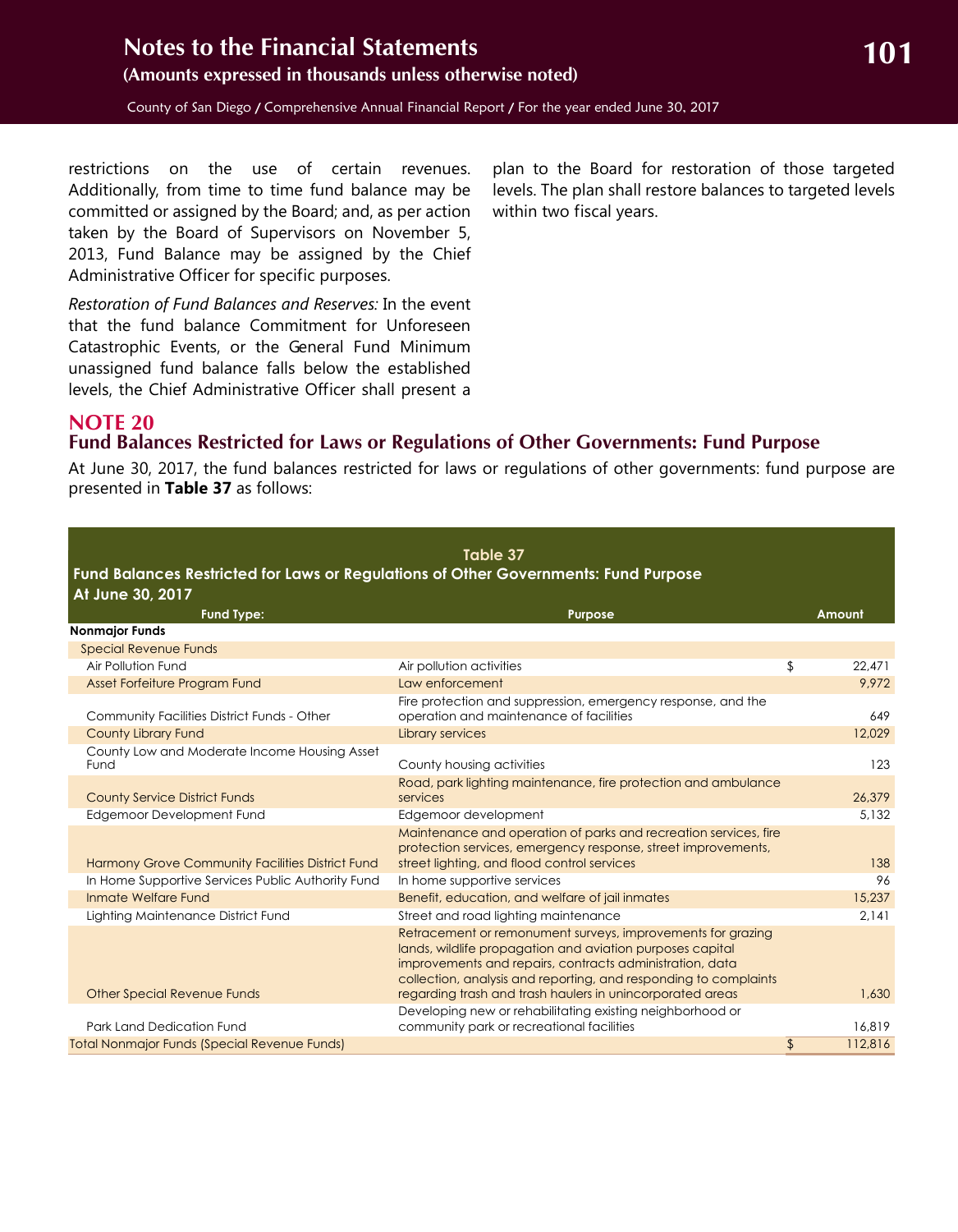restrictions on the use of certain revenues. Additionally, from time to time fund balance may be committed or assigned by the Board; and, as per action taken by the Board of Supervisors on November 5, 2013, Fund Balance may be assigned by the Chief Administrative Officer for specific purposes.

*Restoration of Fund Balances and Reserves:* In the event that the fund balance Commitment for Unforeseen Catastrophic Events, or the General Fund Minimum unassigned fund balance falls below the established levels, the Chief Administrative Officer shall present a plan to the Board for restoration of those targeted levels. The plan shall restore balances to targeted levels within two fiscal years.

## NOTE 20

## Fund Balances Restricted for Laws or Regulations of Other Governments: Fund Purpose

At June 30, 2017, the fund balances restricted for laws or regulations of other governments: fund purpose are presented in **Table 37** as follows:

**Table 37**
**Fund Balances Restricted for Laws or Regulations of Other Governments: Fund Purpose**
**At June 30, 2017**

| Fund Type: | Purpose | | Amount |
|---|---|---|---|
| **Nonmajor Funds** | | | |
| Special Revenue Funds | | | |
| Air Pollution Fund | Air pollution activities | $ | 22,471 |
| Asset Forfeiture Program Fund | Law enforcement | | 9,972 |
| Community Facilities District Funds - Other | Fire protection and suppression, emergency response, and the operation and maintenance of facilities | | 649 |
| County Library Fund | Library services | | 12,029 |
| County Low and Moderate Income Housing Asset Fund | County housing activities | | 123 |
| County Service District Funds | Road, park lighting maintenance, fire protection and ambulance services | | 26,379 |
| Edgemoor Development Fund | Edgemoor development | | 5,132 |
| Harmony Grove Community Facilities District Fund | Maintenance and operation of parks and recreation services, fire protection services, emergency response, street improvements, street lighting, and flood control services | | 138 |
| In Home Supportive Services Public Authority Fund | In home supportive services | | 96 |
| Inmate Welfare Fund | Benefit, education, and welfare of jail inmates | | 15,237 |
| Lighting Maintenance District Fund | Street and road lighting maintenance | | 2,141 |
| Other Special Revenue Funds | Retracement or remonument surveys, improvements for grazing lands, wildlife propagation and aviation purposes capital improvements and repairs, contracts administration, data collection, analysis and reporting, and responding to complaints regarding trash and trash haulers in unincorporated areas | | 1,630 |
| Park Land Dedication Fund | Developing new or rehabilitating existing neighborhood or community park or recreational facilities | | 16,819 |
| Total Nonmajor Funds (Special Revenue Funds) | | $ | 112,816 |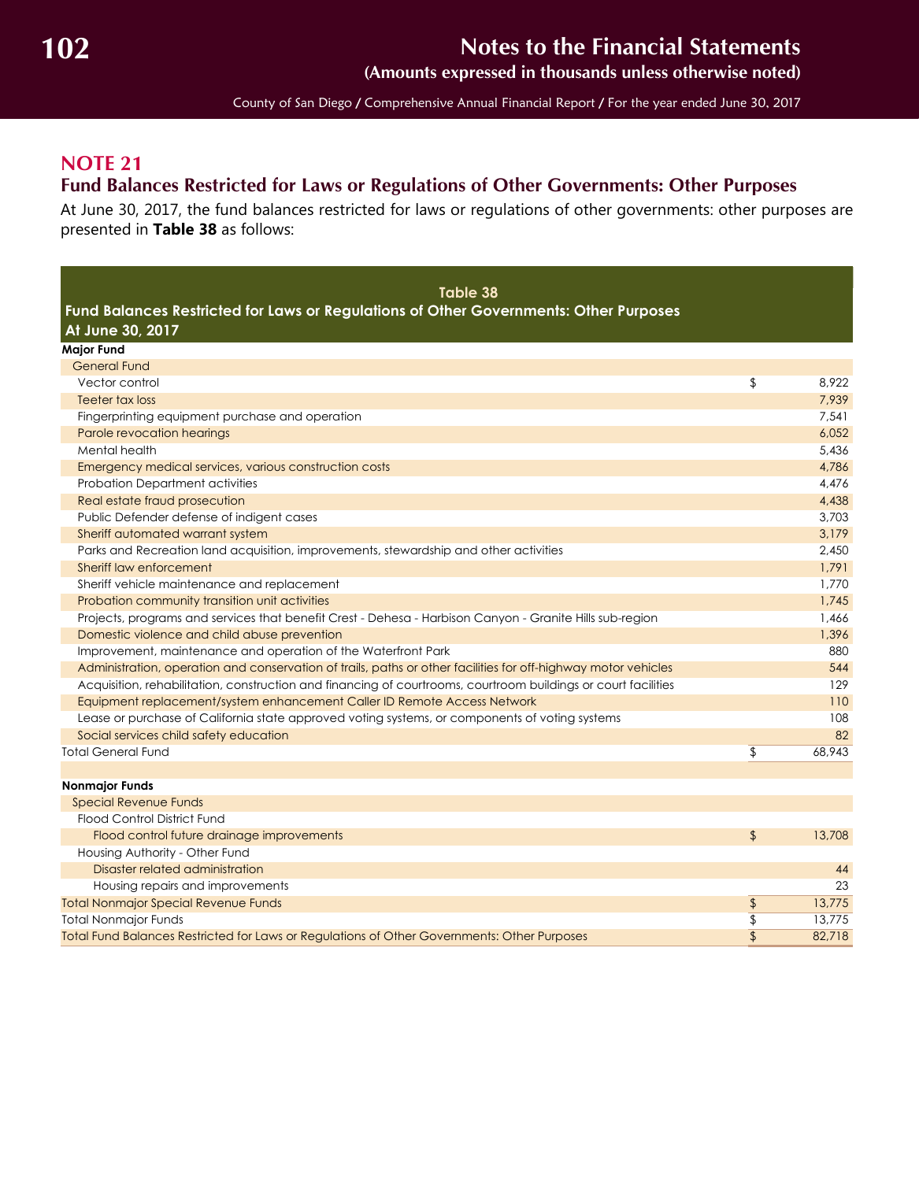## NOTE 21

### Fund Balances Restricted for Laws or Regulations of Other Governments: Other Purposes

At June 30, 2017, the fund balances restricted for laws or regulations of other governments: other purposes are presented in **Table 38** as follows:

**Table 38**
**Fund Balances Restricted for Laws or Regulations of Other Governments: Other Purposes**
**At June 30, 2017**

| | | |
|---|---|---|
| **Major Fund** | | |
| General Fund | | |
| Vector control | $ | 8,922 |
| Teeter tax loss | | 7,939 |
| Fingerprinting equipment purchase and operation | | 7,541 |
| Parole revocation hearings | | 6,052 |
| Mental health | | 5,436 |
| Emergency medical services, various construction costs | | 4,786 |
| Probation Department activities | | 4,476 |
| Real estate fraud prosecution | | 4,438 |
| Public Defender defense of indigent cases | | 3,703 |
| Sheriff automated warrant system | | 3,179 |
| Parks and Recreation land acquisition, improvements, stewardship and other activities | | 2,450 |
| Sheriff law enforcement | | 1,791 |
| Sheriff vehicle maintenance and replacement | | 1,770 |
| Probation community transition unit activities | | 1,745 |
| Projects, programs and services that benefit Crest - Dehesa - Harbison Canyon - Granite Hills sub-region | | 1,466 |
| Domestic violence and child abuse prevention | | 1,396 |
| Improvement, maintenance and operation of the Waterfront Park | | 880 |
| Administration, operation and conservation of trails, paths or other facilities for off-highway motor vehicles | | 544 |
| Acquisition, rehabilitation, construction and financing of courtrooms, courtroom buildings or court facilities | | 129 |
| Equipment replacement/system enhancement Caller ID Remote Access Network | | 110 |
| Lease or purchase of California state approved voting systems, or components of voting systems | | 108 |
| Social services child safety education | | 82 |
| Total General Fund | $ | 68,943 |
| | | |
| **Nonmajor Funds** | | |
| Special Revenue Funds | | |
| Flood Control District Fund | | |
| Flood control future drainage improvements | $ | 13,708 |
| Housing Authority - Other Fund | | |
| Disaster related administration | | 44 |
| Housing repairs and improvements | | 23 |
| Total Nonmajor Special Revenue Funds | $ | 13,775 |
| Total Nonmajor Funds | $ | 13,775 |
| Total Fund Balances Restricted for Laws or Regulations of Other Governments: Other Purposes | $ | 82,718 |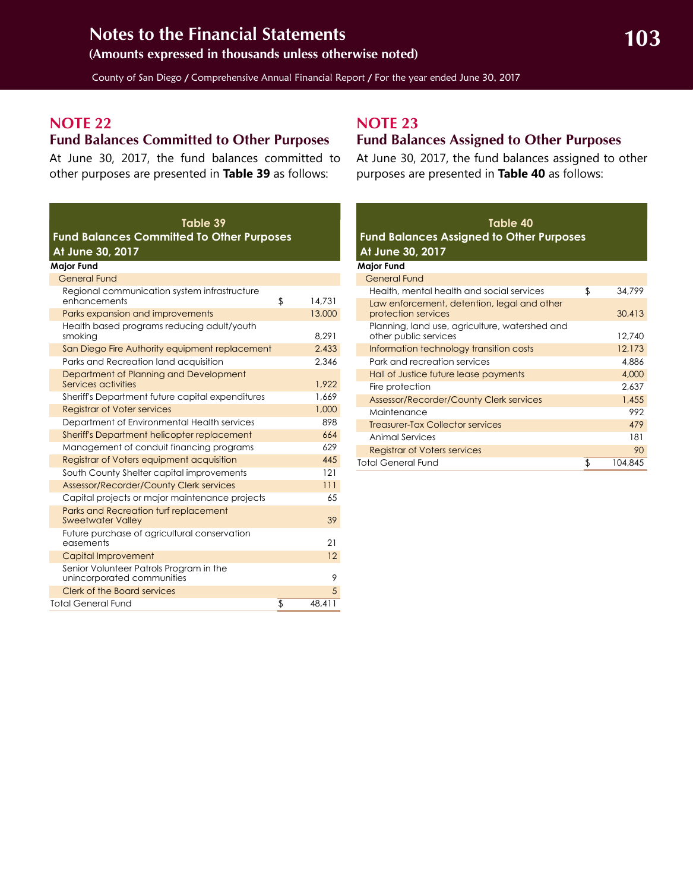## NOTE 22

### Fund Balances Committed to Other Purposes

At June 30, 2017, the fund balances committed to other purposes are presented in **Table 39** as follows:

**Table 39**
**Fund Balances Committed To Other Purposes**
**At June 30, 2017**

| Major Fund | | |
|---|---|---|
| General Fund | | |
| Regional communication system infrastructure enhancements | $ | 14,731 |
| Parks expansion and improvements | | 13,000 |
| Health based programs reducing adult/youth smoking | | 8,291 |
| San Diego Fire Authority equipment replacement | | 2,433 |
| Parks and Recreation land acquisition | | 2,346 |
| Department of Planning and Development Services activities | | 1,922 |
| Sheriff's Department future capital expenditures | | 1,669 |
| Registrar of Voter services | | 1,000 |
| Department of Environmental Health services | | 898 |
| Sheriff's Department helicopter replacement | | 664 |
| Management of conduit financing programs | | 629 |
| Registrar of Voters equipment acquisition | | 445 |
| South County Shelter capital improvements | | 121 |
| Assessor/Recorder/County Clerk services | | 111 |
| Capital projects or major maintenance projects | | 65 |
| Parks and Recreation turf replacement Sweetwater Valley | | 39 |
| Future purchase of agricultural conservation easements | | 21 |
| Capital Improvement | | 12 |
| Senior Volunteer Patrols Program in the unincorporated communities | | 9 |
| Clerk of the Board services | | 5 |
| Total General Fund | $ | 48,411 |

## NOTE 23

### Fund Balances Assigned to Other Purposes

At June 30, 2017, the fund balances assigned to other purposes are presented in **Table 40** as follows:

**Table 40**
**Fund Balances Assigned to Other Purposes**
**At June 30, 2017**

| Major Fund | | |
|---|---|---|
| General Fund | | |
| Health, mental health and social services | $ | 34,799 |
| Law enforcement, detention, legal and other protection services | | 30,413 |
| Planning, land use, agriculture, watershed and other public services | | 12,740 |
| Information technology transition costs | | 12,173 |
| Park and recreation services | | 4,886 |
| Hall of Justice future lease payments | | 4,000 |
| Fire protection | | 2,637 |
| Assessor/Recorder/County Clerk services | | 1,455 |
| Maintenance | | 992 |
| Treasurer-Tax Collector services | | 479 |
| Animal Services | | 181 |
| Registrar of Voters services | | 90 |
| Total General Fund | $ | 104,845 |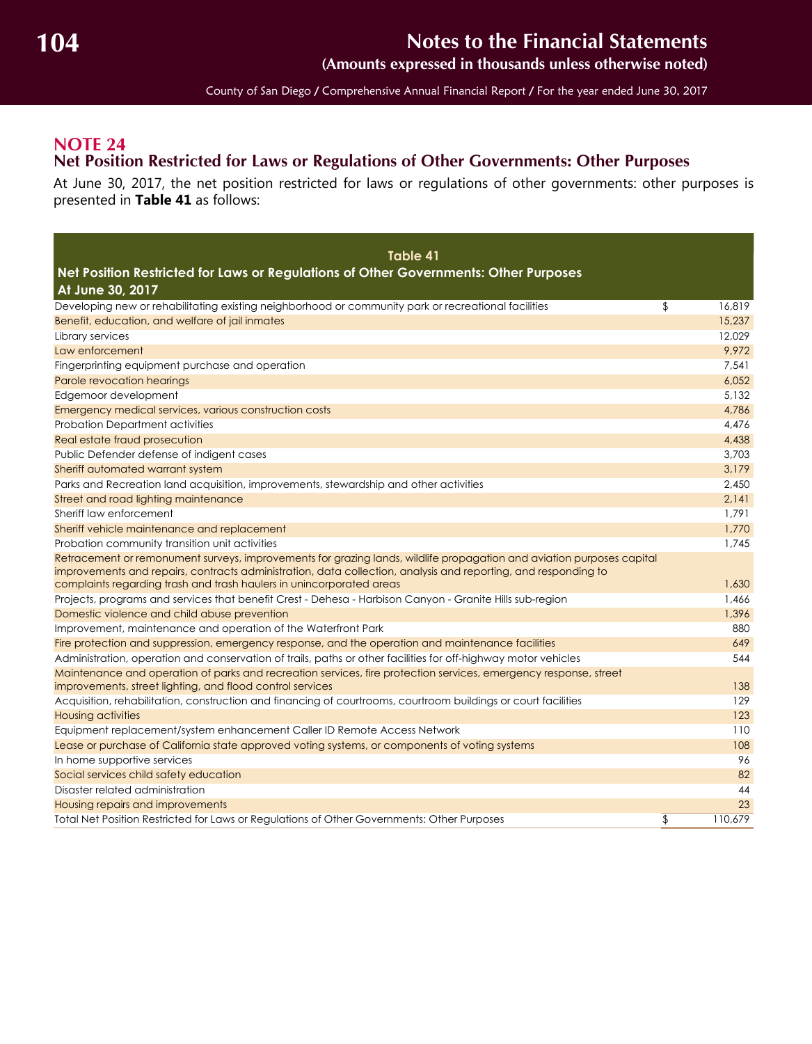## NOTE 24

### Net Position Restricted for Laws or Regulations of Other Governments: Other Purposes

At June 30, 2017, the net position restricted for laws or regulations of other governments: other purposes is presented in **Table 41** as follows:

**Table 41**
**Net Position Restricted for Laws or Regulations of Other Governments: Other Purposes**
**At June 30, 2017**

| | | |
|---|---|---|
| Developing new or rehabilitating existing neighborhood or community park or recreational facilities | $ | 16,819 |
| Benefit, education, and welfare of jail inmates | | 15,237 |
| Library services | | 12,029 |
| Law enforcement | | 9,972 |
| Fingerprinting equipment purchase and operation | | 7,541 |
| Parole revocation hearings | | 6,052 |
| Edgemoor development | | 5,132 |
| Emergency medical services, various construction costs | | 4,786 |
| Probation Department activities | | 4,476 |
| Real estate fraud prosecution | | 4,438 |
| Public Defender defense of indigent cases | | 3,703 |
| Sheriff automated warrant system | | 3,179 |
| Parks and Recreation land acquisition, improvements, stewardship and other activities | | 2,450 |
| Street and road lighting maintenance | | 2,141 |
| Sheriff law enforcement | | 1,791 |
| Sheriff vehicle maintenance and replacement | | 1,770 |
| Probation community transition unit activities | | 1,745 |
| Retracement or remonument surveys, improvements for grazing lands, wildlife propagation and aviation purposes capital improvements and repairs, contracts administration, data collection, analysis and reporting, and responding to complaints regarding trash and trash haulers in unincorporated areas | | 1,630 |
| Projects, programs and services that benefit Crest - Dehesa - Harbison Canyon - Granite Hills sub-region | | 1,466 |
| Domestic violence and child abuse prevention | | 1,396 |
| Improvement, maintenance and operation of the Waterfront Park | | 880 |
| Fire protection and suppression, emergency response, and the operation and maintenance facilities | | 649 |
| Administration, operation and conservation of trails, paths or other facilities for off-highway motor vehicles | | 544 |
| Maintenance and operation of parks and recreation services, fire protection services, emergency response, street improvements, street lighting, and flood control services | | 138 |
| Acquisition, rehabilitation, construction and financing of courtrooms, courtroom buildings or court facilities | | 129 |
| Housing activities | | 123 |
| Equipment replacement/system enhancement Caller ID Remote Access Network | | 110 |
| Lease or purchase of California state approved voting systems, or components of voting systems | | 108 |
| In home supportive services | | 96 |
| Social services child safety education | | 82 |
| Disaster related administration | | 44 |
| Housing repairs and improvements | | 23 |
| Total Net Position Restricted for Laws or Regulations of Other Governments: Other Purposes | $ | 110,679 |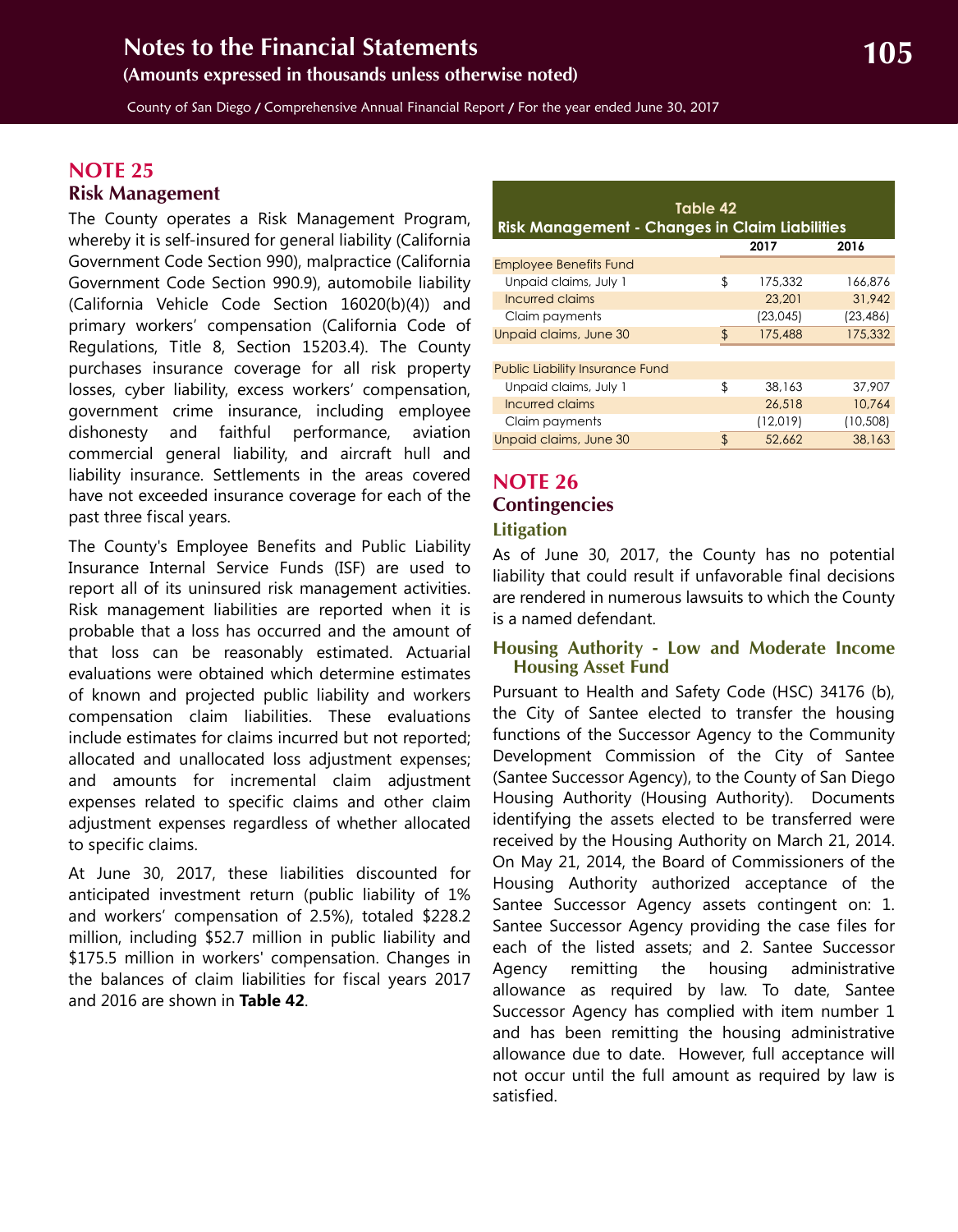## NOTE 25

### Risk Management

The County operates a Risk Management Program, whereby it is self-insured for general liability (California Government Code Section 990), malpractice (California Government Code Section 990.9), automobile liability (California Vehicle Code Section 16020(b)(4)) and primary workers' compensation (California Code of Regulations, Title 8, Section 15203.4). The County purchases insurance coverage for all risk property losses, cyber liability, excess workers' compensation, government crime insurance, including employee dishonesty and faithful performance, aviation commercial general liability, and aircraft hull and liability insurance. Settlements in the areas covered have not exceeded insurance coverage for each of the past three fiscal years.

The County's Employee Benefits and Public Liability Insurance Internal Service Funds (ISF) are used to report all of its uninsured risk management activities. Risk management liabilities are reported when it is probable that a loss has occurred and the amount of that loss can be reasonably estimated. Actuarial evaluations were obtained which determine estimates of known and projected public liability and workers compensation claim liabilities. These evaluations include estimates for claims incurred but not reported; allocated and unallocated loss adjustment expenses; and amounts for incremental claim adjustment expenses related to specific claims and other claim adjustment expenses regardless of whether allocated to specific claims.

At June 30, 2017, these liabilities discounted for anticipated investment return (public liability of 1% and workers' compensation of 2.5%), totaled $228.2 million, including $52.7 million in public liability and $175.5 million in workers' compensation. Changes in the balances of claim liabilities for fiscal years 2017 and 2016 are shown in **Table 42**.

**Table 42**
**Risk Management - Changes in Claim Liabilities**

| | | 2017 | 2016 |
|---|---|---|---|
| Employee Benefits Fund | | | |
| Unpaid claims, July 1 | $ | 175,332 | 166,876 |
| Incurred claims | | 23,201 | 31,942 |
| Claim payments | | (23,045) | (23,486) |
| Unpaid claims, June 30 | $ | 175,488 | 175,332 |
| | | | |
| Public Liability Insurance Fund | | | |
| Unpaid claims, July 1 | $ | 38,163 | 37,907 |
| Incurred claims | | 26,518 | 10,764 |
| Claim payments | | (12,019) | (10,508) |
| Unpaid claims, June 30 | $ | 52,662 | 38,163 |

## NOTE 26

### Contingencies

#### Litigation

As of June 30, 2017, the County has no potential liability that could result if unfavorable final decisions are rendered in numerous lawsuits to which the County is a named defendant.

#### Housing Authority - Low and Moderate Income Housing Asset Fund

Pursuant to Health and Safety Code (HSC) 34176 (b), the City of Santee elected to transfer the housing functions of the Successor Agency to the Community Development Commission of the City of Santee (Santee Successor Agency), to the County of San Diego Housing Authority (Housing Authority). Documents identifying the assets elected to be transferred were received by the Housing Authority on March 21, 2014. On May 21, 2014, the Board of Commissioners of the Housing Authority authorized acceptance of the Santee Successor Agency assets contingent on: 1. Santee Successor Agency providing the case files for each of the listed assets; and 2. Santee Successor Agency remitting the housing administrative allowance as required by law. To date, Santee Successor Agency has complied with item number 1 and has been remitting the housing administrative allowance due to date. However, full acceptance will not occur until the full amount as required by law is satisfied.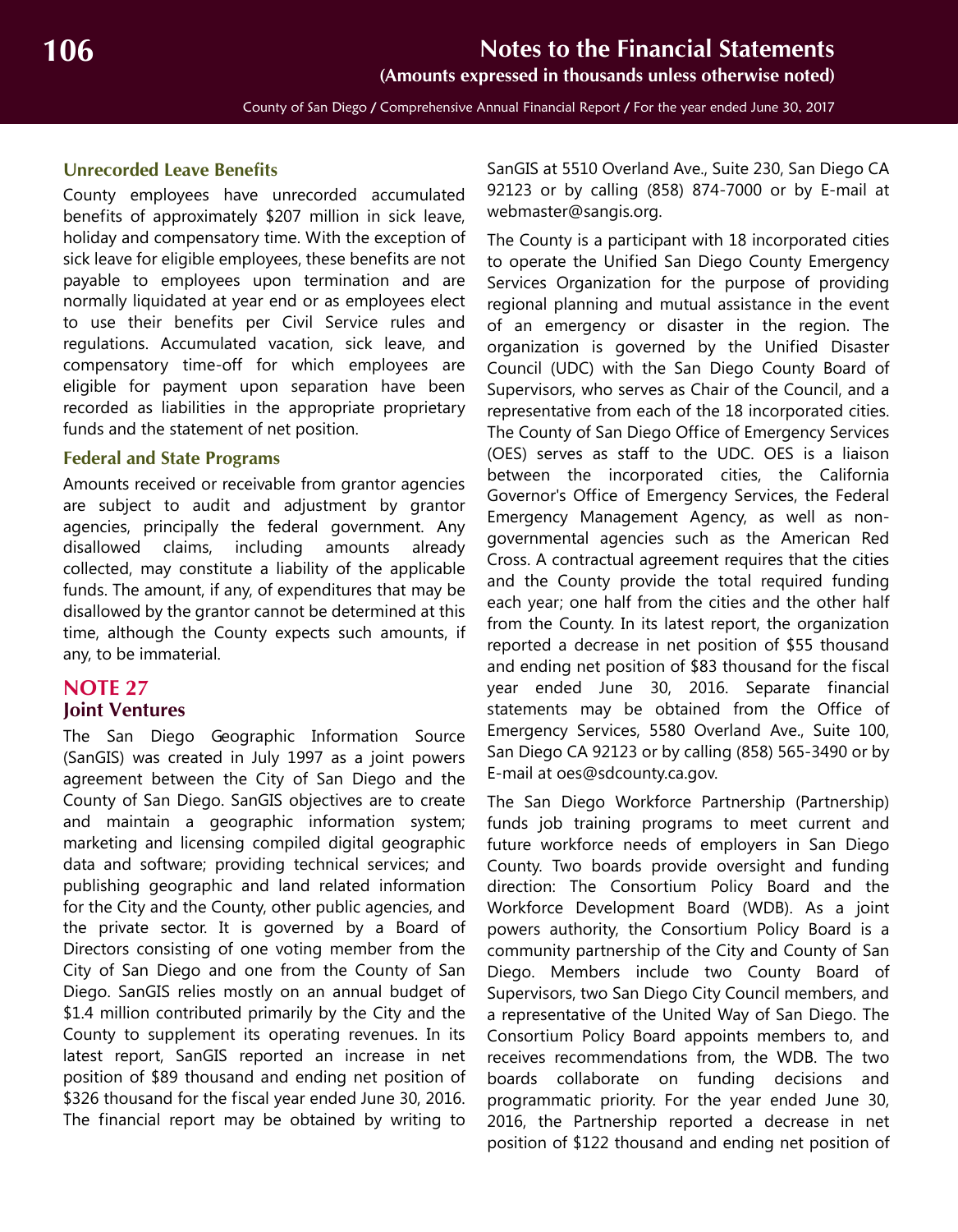### Unrecorded Leave Benefits

County employees have unrecorded accumulated benefits of approximately $207 million in sick leave, holiday and compensatory time. With the exception of sick leave for eligible employees, these benefits are not payable to employees upon termination and are normally liquidated at year end or as employees elect to use their benefits per Civil Service rules and regulations. Accumulated vacation, sick leave, and compensatory time-off for which employees are eligible for payment upon separation have been recorded as liabilities in the appropriate proprietary funds and the statement of net position.

### Federal and State Programs

Amounts received or receivable from grantor agencies are subject to audit and adjustment by grantor agencies, principally the federal government. Any disallowed claims, including amounts already collected, may constitute a liability of the applicable funds. The amount, if any, of expenditures that may be disallowed by the grantor cannot be determined at this time, although the County expects such amounts, if any, to be immaterial.

## NOTE 27
## Joint Ventures

The San Diego Geographic Information Source (SanGIS) was created in July 1997 as a joint powers agreement between the City of San Diego and the County of San Diego. SanGIS objectives are to create and maintain a geographic information system; marketing and licensing compiled digital geographic data and software; providing technical services; and publishing geographic and land related information for the City and the County, other public agencies, and the private sector. It is governed by a Board of Directors consisting of one voting member from the City of San Diego and one from the County of San Diego. SanGIS relies mostly on an annual budget of $1.4 million contributed primarily by the City and the County to supplement its operating revenues. In its latest report, SanGIS reported an increase in net position of $89 thousand and ending net position of $326 thousand for the fiscal year ended June 30, 2016. The financial report may be obtained by writing to SanGIS at 5510 Overland Ave., Suite 230, San Diego CA 92123 or by calling (858) 874-7000 or by E-mail at webmaster@sangis.org.

The County is a participant with 18 incorporated cities to operate the Unified San Diego County Emergency Services Organization for the purpose of providing regional planning and mutual assistance in the event of an emergency or disaster in the region. The organization is governed by the Unified Disaster Council (UDC) with the San Diego County Board of Supervisors, who serves as Chair of the Council, and a representative from each of the 18 incorporated cities. The County of San Diego Office of Emergency Services (OES) serves as staff to the UDC. OES is a liaison between the incorporated cities, the California Governor's Office of Emergency Services, the Federal Emergency Management Agency, as well as non-governmental agencies such as the American Red Cross. A contractual agreement requires that the cities and the County provide the total required funding each year; one half from the cities and the other half from the County. In its latest report, the organization reported a decrease in net position of $55 thousand and ending net position of $83 thousand for the fiscal year ended June 30, 2016. Separate financial statements may be obtained from the Office of Emergency Services, 5580 Overland Ave., Suite 100, San Diego CA 92123 or by calling (858) 565-3490 or by E-mail at oes@sdcounty.ca.gov.

The San Diego Workforce Partnership (Partnership) funds job training programs to meet current and future workforce needs of employers in San Diego County. Two boards provide oversight and funding direction: The Consortium Policy Board and the Workforce Development Board (WDB). As a joint powers authority, the Consortium Policy Board is a community partnership of the City and County of San Diego. Members include two County Board of Supervisors, two San Diego City Council members, and a representative of the United Way of San Diego. The Consortium Policy Board appoints members to, and receives recommendations from, the WDB. The two boards collaborate on funding decisions and programmatic priority. For the year ended June 30, 2016, the Partnership reported a decrease in net position of $122 thousand and ending net position of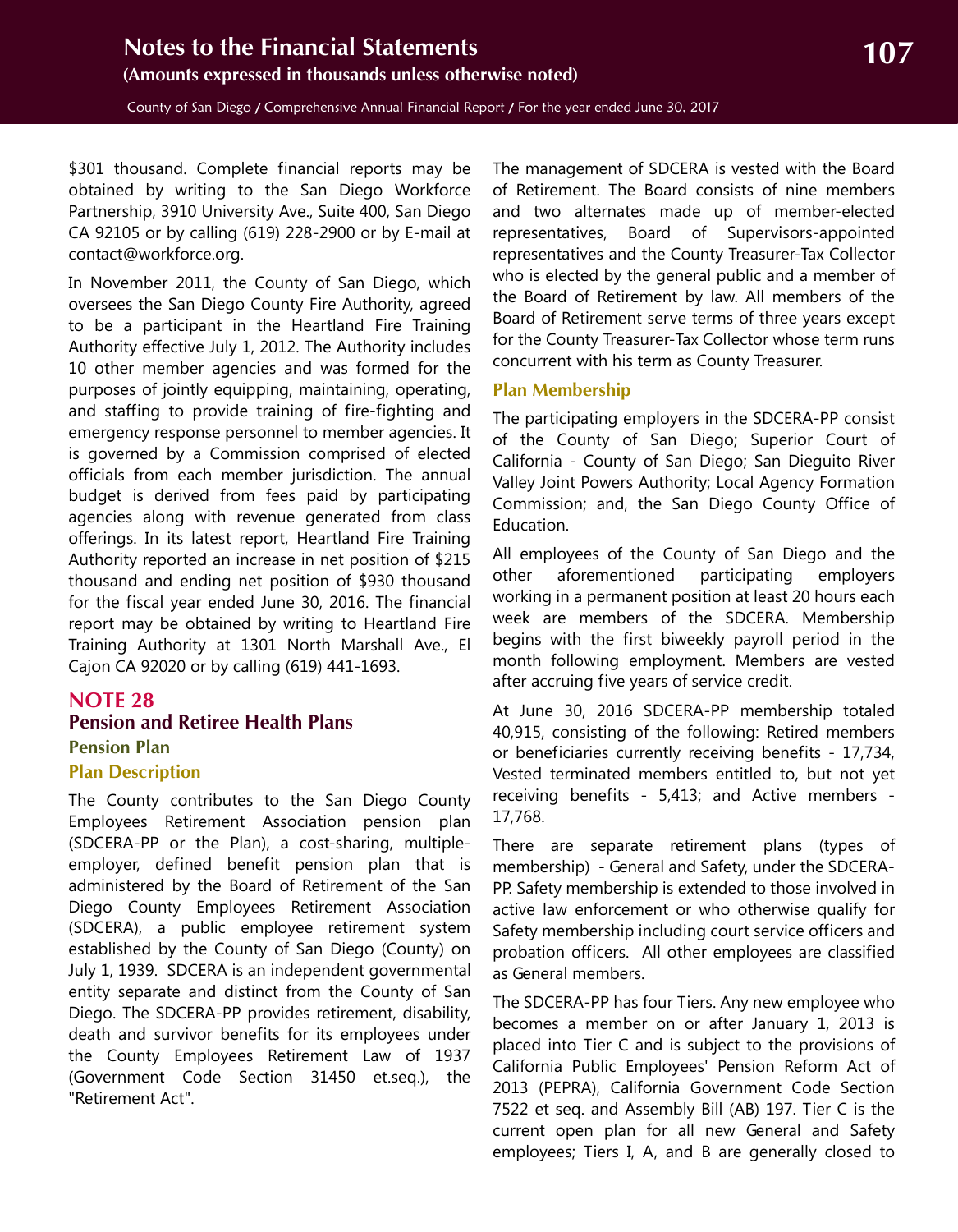$301 thousand. Complete financial reports may be obtained by writing to the San Diego Workforce Partnership, 3910 University Ave., Suite 400, San Diego CA 92105 or by calling (619) 228-2900 or by E-mail at contact@workforce.org.

In November 2011, the County of San Diego, which oversees the San Diego County Fire Authority, agreed to be a participant in the Heartland Fire Training Authority effective July 1, 2012. The Authority includes 10 other member agencies and was formed for the purposes of jointly equipping, maintaining, operating, and staffing to provide training of fire-fighting and emergency response personnel to member agencies. It is governed by a Commission comprised of elected officials from each member jurisdiction. The annual budget is derived from fees paid by participating agencies along with revenue generated from class offerings. In its latest report, Heartland Fire Training Authority reported an increase in net position of $215 thousand and ending net position of $930 thousand for the fiscal year ended June 30, 2016. The financial report may be obtained by writing to Heartland Fire Training Authority at 1301 North Marshall Ave., El Cajon CA 92020 or by calling (619) 441-1693.

# NOTE 28

## Pension and Retiree Health Plans

### Pension Plan

#### Plan Description

The County contributes to the San Diego County Employees Retirement Association pension plan (SDCERA-PP or the Plan), a cost-sharing, multiple-employer, defined benefit pension plan that is administered by the Board of Retirement of the San Diego County Employees Retirement Association (SDCERA), a public employee retirement system established by the County of San Diego (County) on July 1, 1939. SDCERA is an independent governmental entity separate and distinct from the County of San Diego. The SDCERA-PP provides retirement, disability, death and survivor benefits for its employees under the County Employees Retirement Law of 1937 (Government Code Section 31450 et.seq.), the "Retirement Act".

The management of SDCERA is vested with the Board of Retirement. The Board consists of nine members and two alternates made up of member-elected representatives, Board of Supervisors-appointed representatives and the County Treasurer-Tax Collector who is elected by the general public and a member of the Board of Retirement by law. All members of the Board of Retirement serve terms of three years except for the County Treasurer-Tax Collector whose term runs concurrent with his term as County Treasurer.

#### Plan Membership

The participating employers in the SDCERA-PP consist of the County of San Diego; Superior Court of California - County of San Diego; San Dieguito River Valley Joint Powers Authority; Local Agency Formation Commission; and, the San Diego County Office of Education.

All employees of the County of San Diego and the other aforementioned participating employers working in a permanent position at least 20 hours each week are members of the SDCERA. Membership begins with the first biweekly payroll period in the month following employment. Members are vested after accruing five years of service credit.

At June 30, 2016 SDCERA-PP membership totaled 40,915, consisting of the following: Retired members or beneficiaries currently receiving benefits - 17,734, Vested terminated members entitled to, but not yet receiving benefits - 5,413; and Active members - 17,768.

There are separate retirement plans (types of membership) - General and Safety, under the SDCERA-PP. Safety membership is extended to those involved in active law enforcement or who otherwise qualify for Safety membership including court service officers and probation officers. All other employees are classified as General members.

The SDCERA-PP has four Tiers. Any new employee who becomes a member on or after January 1, 2013 is placed into Tier C and is subject to the provisions of California Public Employees' Pension Reform Act of 2013 (PEPRA), California Government Code Section 7522 et seq. and Assembly Bill (AB) 197. Tier C is the current open plan for all new General and Safety employees; Tiers I, A, and B are generally closed to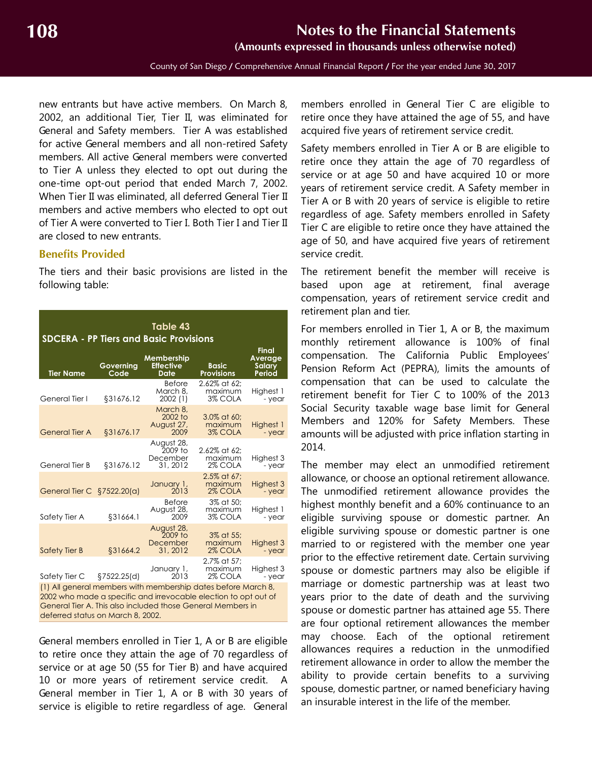new entrants but have active members. On March 8, 2002, an additional Tier, Tier II, was eliminated for General and Safety members. Tier A was established for active General members and all non-retired Safety members. All active General members were converted to Tier A unless they elected to opt out during the one-time opt-out period that ended March 7, 2002. When Tier II was eliminated, all deferred General Tier II members and active members who elected to opt out of Tier A were converted to Tier I. Both Tier I and Tier II are closed to new entrants.

### Benefits Provided

The tiers and their basic provisions are listed in the following table:

**Table 43**
**SDCERA - PP Tiers and Basic Provisions**

| Tier Name | Governing Code | Membership Effective Date | Basic Provisions | Final Average Salary Period |
|---|---|---|---|---|
| General Tier I | §31676.12 | Before March 8, 2002 (1) | 2.62% at 62; maximum 3% COLA | Highest 1 - year |
| General Tier A | §31676.17 | March 8, 2002 to August 27, 2009 | 3.0% at 60; maximum 3% COLA | Highest 1 - year |
| General Tier B | §31676.12 | August 28, 2009 to December 31, 2012 | 2.62% at 62; maximum 2% COLA | Highest 3 - year |
| General Tier C | §7522.20(a) | January 1, 2013 | 2.5% at 67; maximum 2% COLA | Highest 3 - year |
| Safety Tier A | §31664.1 | Before August 28, 2009 | 3% at 50; maximum 3% COLA | Highest 1 - year |
| Safety Tier B | §31664.2 | August 28, 2009 to December 31, 2012 | 3% at 55; maximum 2% COLA | Highest 3 - year |
| Safety Tier C | §7522.25(d) | January 1, 2013 | 2.7% at 57; maximum 2% COLA | Highest 3 - year |

(1) All general members with membership dates before March 8, 2002 who made a specific and irrevocable election to opt out of General Tier A. This also included those General Members in deferred status on March 8, 2002.

General members enrolled in Tier 1, A or B are eligible to retire once they attain the age of 70 regardless of service or at age 50 (55 for Tier B) and have acquired 10 or more years of retirement service credit. A General member in Tier 1, A or B with 30 years of service is eligible to retire regardless of age. General members enrolled in General Tier C are eligible to retire once they have attained the age of 55, and have acquired five years of retirement service credit.

Safety members enrolled in Tier A or B are eligible to retire once they attain the age of 70 regardless of service or at age 50 and have acquired 10 or more years of retirement service credit. A Safety member in Tier A or B with 20 years of service is eligible to retire regardless of age. Safety members enrolled in Safety Tier C are eligible to retire once they have attained the age of 50, and have acquired five years of retirement service credit.

The retirement benefit the member will receive is based upon age at retirement, final average compensation, years of retirement service credit and retirement plan and tier.

For members enrolled in Tier 1, A or B, the maximum monthly retirement allowance is 100% of final compensation. The California Public Employees' Pension Reform Act (PEPRA), limits the amounts of compensation that can be used to calculate the retirement benefit for Tier C to 100% of the 2013 Social Security taxable wage base limit for General Members and 120% for Safety Members. These amounts will be adjusted with price inflation starting in 2014.

The member may elect an unmodified retirement allowance, or choose an optional retirement allowance. The unmodified retirement allowance provides the highest monthly benefit and a 60% continuance to an eligible surviving spouse or domestic partner. An eligible surviving spouse or domestic partner is one married to or registered with the member one year prior to the effective retirement date. Certain surviving spouse or domestic partners may also be eligible if marriage or domestic partnership was at least two years prior to the date of death and the surviving spouse or domestic partner has attained age 55. There are four optional retirement allowances the member may choose. Each of the optional retirement allowances requires a reduction in the unmodified retirement allowance in order to allow the member the ability to provide certain benefits to a surviving spouse, domestic partner, or named beneficiary having an insurable interest in the life of the member.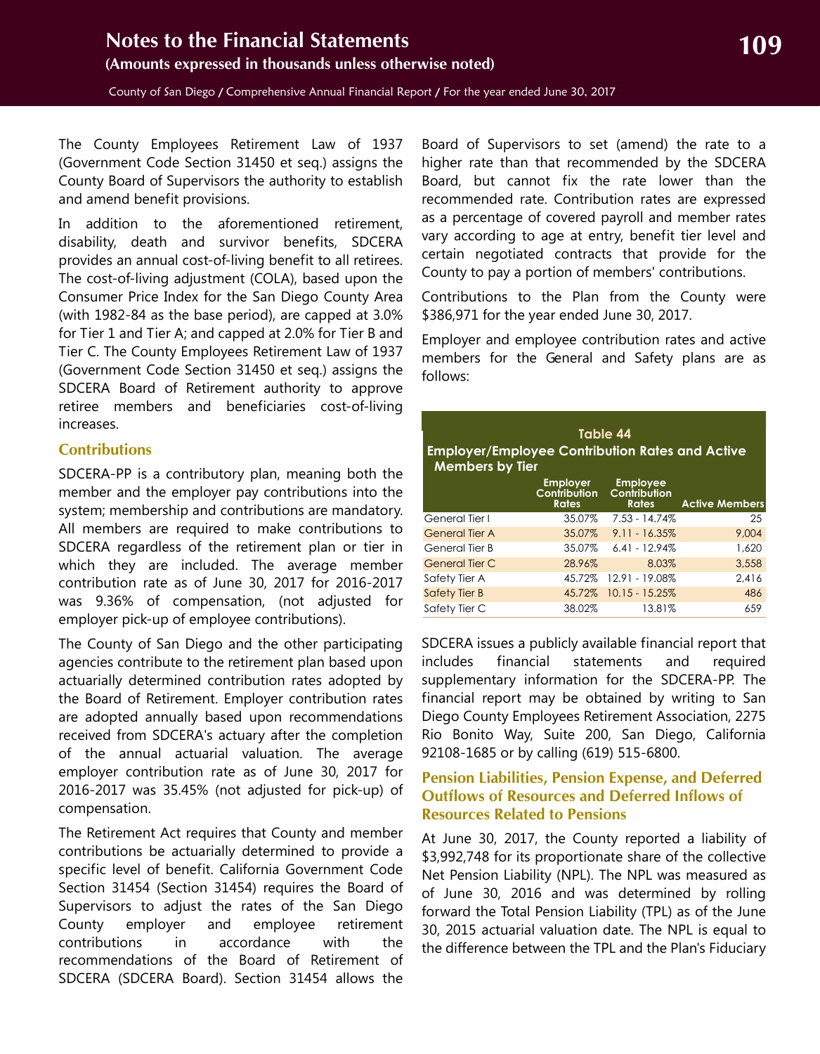The County Employees Retirement Law of 1937 (Government Code Section 31450 et seq.) assigns the County Board of Supervisors the authority to establish and amend benefit provisions.

In addition to the aforementioned retirement, disability, death and survivor benefits, SDCERA provides an annual cost-of-living benefit to all retirees. The cost-of-living adjustment (COLA), based upon the Consumer Price Index for the San Diego County Area (with 1982-84 as the base period), are capped at 3.0% for Tier 1 and Tier A; and capped at 2.0% for Tier B and Tier C. The County Employees Retirement Law of 1937 (Government Code Section 31450 et seq.) assigns the SDCERA Board of Retirement authority to approve retiree members and beneficiaries cost-of-living increases.

### Contributions

SDCERA-PP is a contributory plan, meaning both the member and the employer pay contributions into the system; membership and contributions are mandatory. All members are required to make contributions to SDCERA regardless of the retirement plan or tier in which they are included. The average member contribution rate as of June 30, 2017 for 2016-2017 was 9.36% of compensation, (not adjusted for employer pick-up of employee contributions).

The County of San Diego and the other participating agencies contribute to the retirement plan based upon actuarially determined contribution rates adopted by the Board of Retirement. Employer contribution rates are adopted annually based upon recommendations received from SDCERA's actuary after the completion of the annual actuarial valuation. The average employer contribution rate as of June 30, 2017 for 2016-2017 was 35.45% (not adjusted for pick-up) of compensation.

The Retirement Act requires that County and member contributions be actuarially determined to provide a specific level of benefit. California Government Code Section 31454 (Section 31454) requires the Board of Supervisors to adjust the rates of the San Diego County employer and employee retirement contributions in accordance with the recommendations of the Board of Retirement of SDCERA (SDCERA Board). Section 31454 allows the Board of Supervisors to set (amend) the rate to a higher rate than that recommended by the SDCERA Board, but cannot fix the rate lower than the recommended rate. Contribution rates are expressed as a percentage of covered payroll and member rates vary according to age at entry, benefit tier level and certain negotiated contracts that provide for the County to pay a portion of members' contributions.

Contributions to the Plan from the County were $386,971 for the year ended June 30, 2017.

Employer and employee contribution rates and active members for the General and Safety plans are as follows:

**Table 44**
**Employer/Employee Contribution Rates and Active Members by Tier**

| | Employer Contribution Rates | Employee Contribution Rates | Active Members |
|---|---|---|---|
| General Tier I | 35.07% | 7.53 - 14.74% | 25 |
| General Tier A | 35.07% | 9.11 - 16.35% | 9,004 |
| General Tier B | 35.07% | 6.41 - 12.94% | 1,620 |
| General Tier C | 28.96% | 8.03% | 3,558 |
| Safety Tier A | 45.72% | 12.91 - 19.08% | 2,416 |
| Safety Tier B | 45.72% | 10.15 - 15.25% | 486 |
| Safety Tier C | 38.02% | 13.81% | 659 |

SDCERA issues a publicly available financial report that includes financial statements and required supplementary information for the SDCERA-PP. The financial report may be obtained by writing to San Diego County Employees Retirement Association, 2275 Rio Bonito Way, Suite 200, San Diego, California 92108-1685 or by calling (619) 515-6800.

### Pension Liabilities, Pension Expense, and Deferred Outflows of Resources and Deferred Inflows of Resources Related to Pensions

At June 30, 2017, the County reported a liability of $3,992,748 for its proportionate share of the collective Net Pension Liability (NPL). The NPL was measured as of June 30, 2016 and was determined by rolling forward the Total Pension Liability (TPL) as of the June 30, 2015 actuarial valuation date. The NPL is equal to the difference between the TPL and the Plan's Fiduciary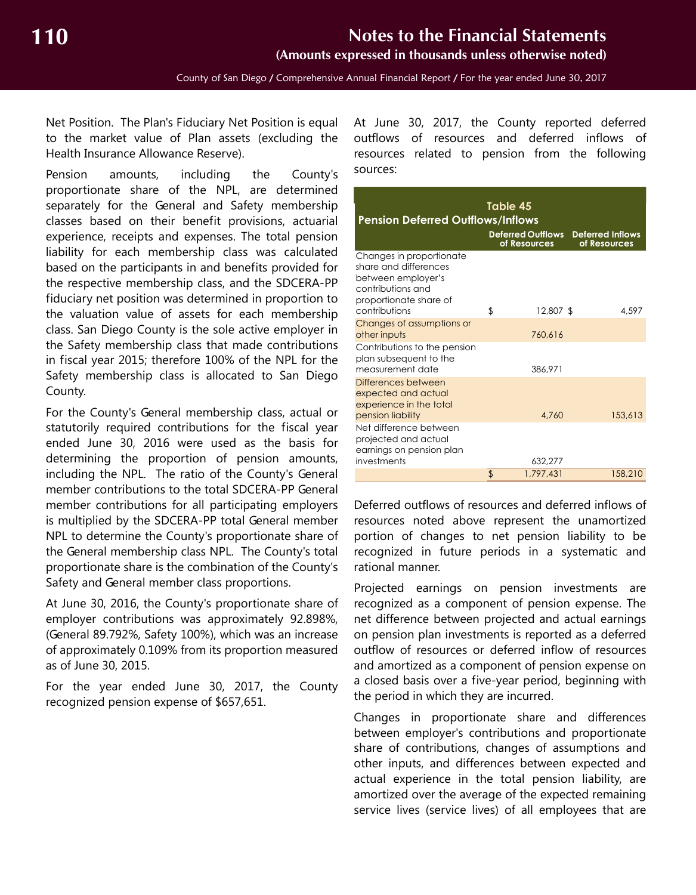Net Position. The Plan's Fiduciary Net Position is equal to the market value of Plan assets (excluding the Health Insurance Allowance Reserve).

Pension amounts, including the County's proportionate share of the NPL, are determined separately for the General and Safety membership classes based on their benefit provisions, actuarial experience, receipts and expenses. The total pension liability for each membership class was calculated based on the participants in and benefits provided for the respective membership class, and the SDCERA-PP fiduciary net position was determined in proportion to the valuation value of assets for each membership class. San Diego County is the sole active employer in the Safety membership class that made contributions in fiscal year 2015; therefore 100% of the NPL for the Safety membership class is allocated to San Diego County.

For the County's General membership class, actual or statutorily required contributions for the fiscal year ended June 30, 2016 were used as the basis for determining the proportion of pension amounts, including the NPL. The ratio of the County's General member contributions to the total SDCERA-PP General member contributions for all participating employers is multiplied by the SDCERA-PP total General member NPL to determine the County's proportionate share of the General membership class NPL. The County's total proportionate share is the combination of the County's Safety and General member class proportions.

At June 30, 2016, the County's proportionate share of employer contributions was approximately 92.898%, (General 89.792%, Safety 100%), which was an increase of approximately 0.109% from its proportion measured as of June 30, 2015.

For the year ended June 30, 2017, the County recognized pension expense of $657,651.

At June 30, 2017, the County reported deferred outflows of resources and deferred inflows of resources related to pension from the following sources:

**Table 45**
**Pension Deferred Outflows/Inflows**

| | Deferred Outflows of Resources | Deferred Inflows of Resources |
|---|---|---|
| Changes in proportionate share and differences between employer's contributions and proportionate share of contributions | $ 12,807 | $ 4,597 |
| Changes of assumptions or other inputs | 760,616 | |
| Contributions to the pension plan subsequent to the measurement date | 386,971 | |
| Differences between expected and actual experience in the total pension liability | 4,760 | 153,613 |
| Net difference between projected and actual earnings on pension plan investments | 632,277 | |
| | $ 1,797,431 | 158,210 |

Deferred outflows of resources and deferred inflows of resources noted above represent the unamortized portion of changes to net pension liability to be recognized in future periods in a systematic and rational manner.

Projected earnings on pension investments are recognized as a component of pension expense. The net difference between projected and actual earnings on pension plan investments is reported as a deferred outflow of resources or deferred inflow of resources and amortized as a component of pension expense on a closed basis over a five-year period, beginning with the period in which they are incurred.

Changes in proportionate share and differences between employer's contributions and proportionate share of contributions, changes of assumptions and other inputs, and differences between expected and actual experience in the total pension liability, are amortized over the average of the expected remaining service lives (service lives) of all employees that are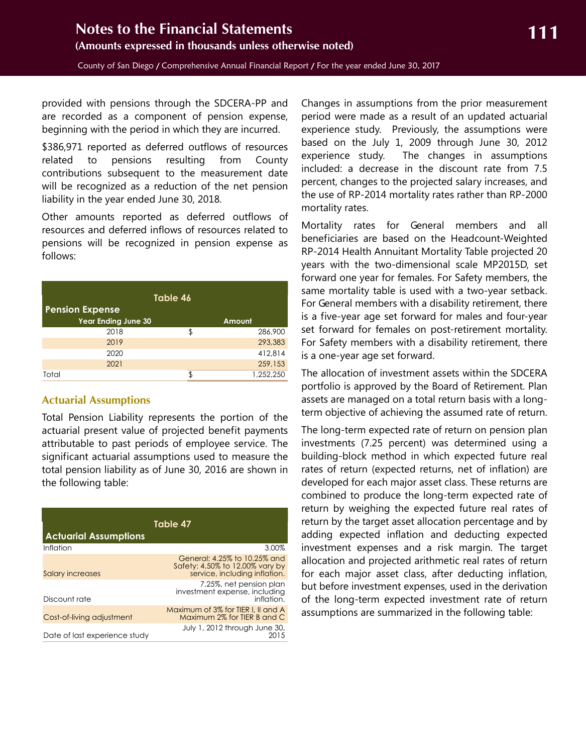provided with pensions through the SDCERA-PP and are recorded as a component of pension expense, beginning with the period in which they are incurred.

$386,971 reported as deferred outflows of resources related to pensions resulting from County contributions subsequent to the measurement date will be recognized as a reduction of the net pension liability in the year ended June 30, 2018.

Other amounts reported as deferred outflows of resources and deferred inflows of resources related to pensions will be recognized in pension expense as follows:

**Table 46**

**Pension Expense**

| Year Ending June 30 | | Amount |
|---|---|---|
| 2018 | $ | 286,900 |
| 2019 | | 293,383 |
| 2020 | | 412,814 |
| 2021 | | 259,153 |
| Total | $ | 1,252,250 |

## Actuarial Assumptions

Total Pension Liability represents the portion of the actuarial present value of projected benefit payments attributable to past periods of employee service. The significant actuarial assumptions used to measure the total pension liability as of June 30, 2016 are shown in the following table:

**Table 47**

| Actuarial Assumptions | |
|---|---|
| Inflation | 3.00% |
| Salary increases | General: 4.25% to 10.25% and Safety: 4.50% to 12.00% vary by service, including inflation. |
| Discount rate | 7.25%, net pension plan investment expense, including inflation. |
| Cost-of-living adjustment | Maximum of 3% for TIER I, II and A Maximum 2% for TIER B and C |
| Date of last experience study | July 1, 2012 through June 30, 2015 |

Changes in assumptions from the prior measurement period were made as a result of an updated actuarial experience study. Previously, the assumptions were based on the July 1, 2009 through June 30, 2012 experience study. The changes in assumptions included: a decrease in the discount rate from 7.5 percent, changes to the projected salary increases, and the use of RP-2014 mortality rates rather than RP-2000 mortality rates.

Mortality rates for General members and all beneficiaries are based on the Headcount-Weighted RP-2014 Health Annuitant Mortality Table projected 20 years with the two-dimensional scale MP2015D, set forward one year for females. For Safety members, the same mortality table is used with a two-year setback. For General members with a disability retirement, there is a five-year age set forward for males and four-year set forward for females on post-retirement mortality. For Safety members with a disability retirement, there is a one-year age set forward.

The allocation of investment assets within the SDCERA portfolio is approved by the Board of Retirement. Plan assets are managed on a total return basis with a long-term objective of achieving the assumed rate of return.

The long-term expected rate of return on pension plan investments (7.25 percent) was determined using a building-block method in which expected future real rates of return (expected returns, net of inflation) are developed for each major asset class. These returns are combined to produce the long-term expected rate of return by weighing the expected future real rates of return by the target asset allocation percentage and by adding expected inflation and deducting expected investment expenses and a risk margin. The target allocation and projected arithmetic real rates of return for each major asset class, after deducting inflation, but before investment expenses, used in the derivation of the long-term expected investment rate of return assumptions are summarized in the following table: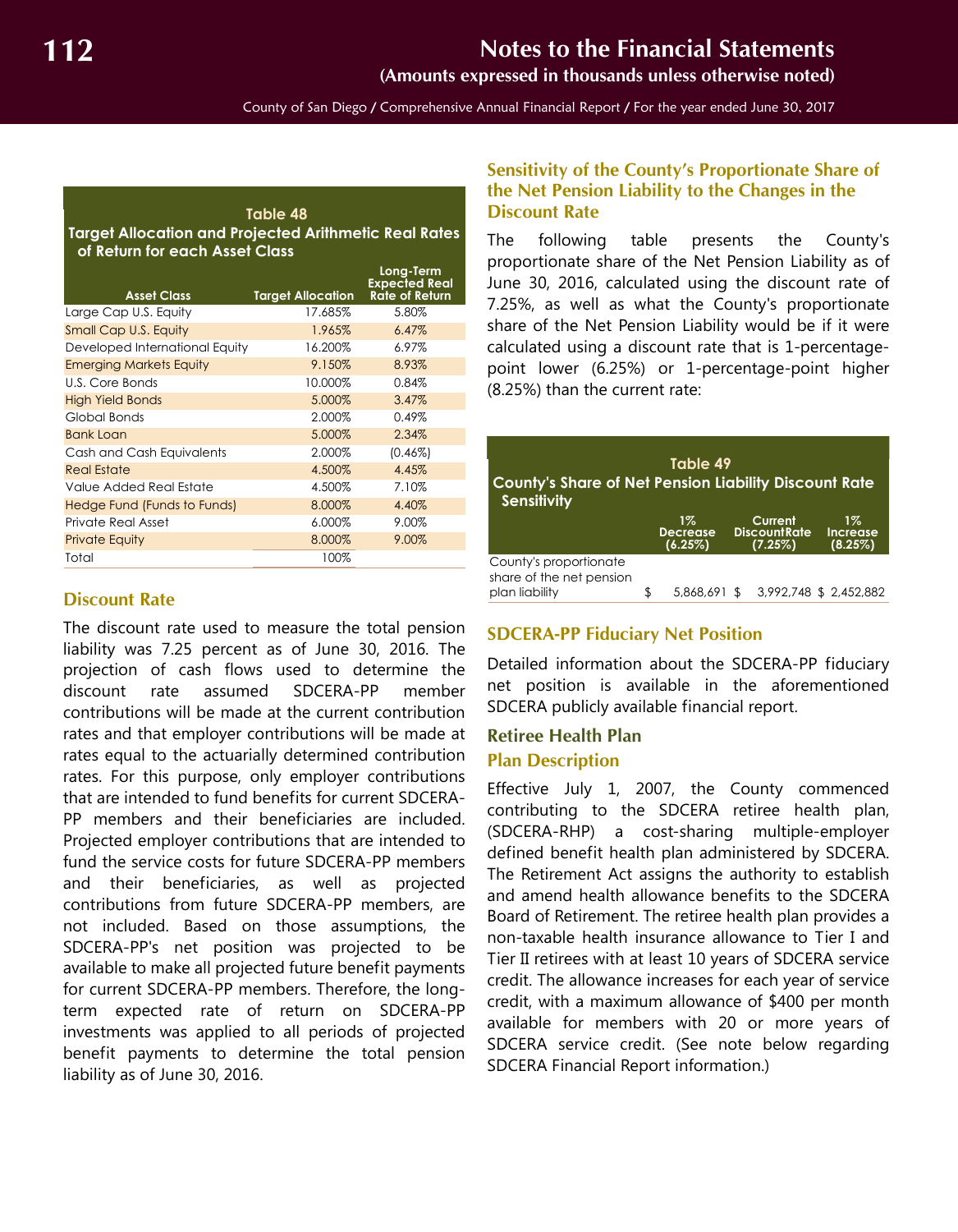**Table 48**
**Target Allocation and Projected Arithmetic Real Rates of Return for each Asset Class**

| Asset Class | Target Allocation | Long-Term Expected Real Rate of Return |
|---|---|---|
| Large Cap U.S. Equity | 17.685% | 5.80% |
| Small Cap U.S. Equity | 1.965% | 6.47% |
| Developed International Equity | 16.200% | 6.97% |
| Emerging Markets Equity | 9.150% | 8.93% |
| U.S. Core Bonds | 10.000% | 0.84% |
| High Yield Bonds | 5.000% | 3.47% |
| Global Bonds | 2.000% | 0.49% |
| Bank Loan | 5.000% | 2.34% |
| Cash and Cash Equivalents | 2.000% | (0.46%) |
| Real Estate | 4.500% | 4.45% |
| Value Added Real Estate | 4.500% | 7.10% |
| Hedge Fund (Funds to Funds) | 8.000% | 4.40% |
| Private Real Asset | 6.000% | 9.00% |
| Private Equity | 8.000% | 9.00% |
| Total | 100% | |

### Discount Rate

The discount rate used to measure the total pension liability was 7.25 percent as of June 30, 2016. The projection of cash flows used to determine the discount rate assumed SDCERA-PP member contributions will be made at the current contribution rates and that employer contributions will be made at rates equal to the actuarially determined contribution rates. For this purpose, only employer contributions that are intended to fund benefits for current SDCERA-PP members and their beneficiaries are included. Projected employer contributions that are intended to fund the service costs for future SDCERA-PP members and their beneficiaries, as well as projected contributions from future SDCERA-PP members, are not included. Based on those assumptions, the SDCERA-PP's net position was projected to be available to make all projected future benefit payments for current SDCERA-PP members. Therefore, the long-term expected rate of return on SDCERA-PP investments was applied to all periods of projected benefit payments to determine the total pension liability as of June 30, 2016.

### Sensitivity of the County's Proportionate Share of the Net Pension Liability to the Changes in the Discount Rate

The following table presents the County's proportionate share of the Net Pension Liability as of June 30, 2016, calculated using the discount rate of 7.25%, as well as what the County's proportionate share of the Net Pension Liability would be if it were calculated using a discount rate that is 1-percentage-point lower (6.25%) or 1-percentage-point higher (8.25%) than the current rate:

**Table 49**
**County's Share of Net Pension Liability Discount Rate Sensitivity**

| | 1% Decrease (6.25%) | Current DiscountRate (7.25%) | 1% Increase (8.25%) |
|---|---|---|---|
| County's proportionate share of the net pension plan liability | $ 5,868,691 | $ 3,992,748 | $ 2,452,882 |

### SDCERA-PP Fiduciary Net Position

Detailed information about the SDCERA-PP fiduciary net position is available in the aforementioned SDCERA publicly available financial report.

### Retiree Health Plan

### Plan Description

Effective July 1, 2007, the County commenced contributing to the SDCERA retiree health plan, (SDCERA-RHP) a cost-sharing multiple-employer defined benefit health plan administered by SDCERA. The Retirement Act assigns the authority to establish and amend health allowance benefits to the SDCERA Board of Retirement. The retiree health plan provides a non-taxable health insurance allowance to Tier I and Tier II retirees with at least 10 years of SDCERA service credit. The allowance increases for each year of service credit, with a maximum allowance of $400 per month available for members with 20 or more years of SDCERA service credit. (See note below regarding SDCERA Financial Report information.)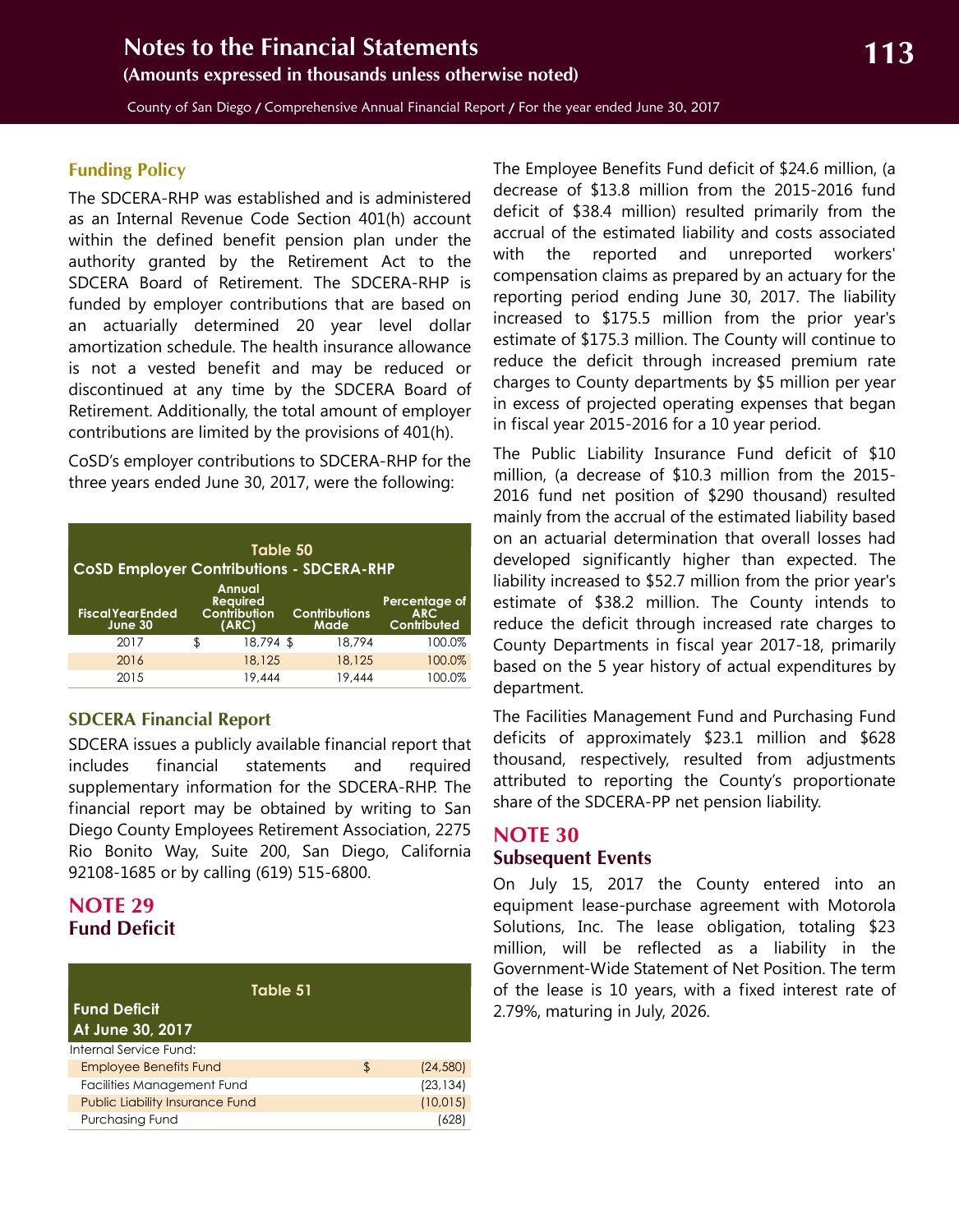### Funding Policy

The SDCERA-RHP was established and is administered as an Internal Revenue Code Section 401(h) account within the defined benefit pension plan under the authority granted by the Retirement Act to the SDCERA Board of Retirement. The SDCERA-RHP is funded by employer contributions that are based on an actuarially determined 20 year level dollar amortization schedule. The health insurance allowance is not a vested benefit and may be reduced or discontinued at any time by the SDCERA Board of Retirement. Additionally, the total amount of employer contributions are limited by the provisions of 401(h).

CoSD's employer contributions to SDCERA-RHP for the three years ended June 30, 2017, were the following:

**Table 50**
**CoSD Employer Contributions - SDCERA-RHP**

| Fiscal Year Ended June 30 | Annual Required Contribution (ARC) | Contributions Made | Percentage of ARC Contributed |
|---|---|---|---|
| 2017 | $ 18,794 | $ 18,794 | 100.0% |
| 2016 | 18,125 | 18,125 | 100.0% |
| 2015 | 19,444 | 19,444 | 100.0% |

### SDCERA Financial Report

SDCERA issues a publicly available financial report that includes financial statements and required supplementary information for the SDCERA-RHP. The financial report may be obtained by writing to San Diego County Employees Retirement Association, 2275 Rio Bonito Way, Suite 200, San Diego, California 92108-1685 or by calling (619) 515-6800.

## NOTE 29
### Fund Deficit

**Table 51**
**Fund Deficit**
**At June 30, 2017**

| | |
|---|---|
| Internal Service Fund: | |
| Employee Benefits Fund | $ (24,580) |
| Facilities Management Fund | (23,134) |
| Public Liability Insurance Fund | (10,015) |
| Purchasing Fund | (628) |

The Employee Benefits Fund deficit of $24.6 million, (a decrease of $13.8 million from the 2015-2016 fund deficit of $38.4 million) resulted primarily from the accrual of the estimated liability and costs associated with the reported and unreported workers' compensation claims as prepared by an actuary for the reporting period ending June 30, 2017. The liability increased to $175.5 million from the prior year's estimate of $175.3 million. The County will continue to reduce the deficit through increased premium rate charges to County departments by $5 million per year in excess of projected operating expenses that began in fiscal year 2015-2016 for a 10 year period.

The Public Liability Insurance Fund deficit of $10 million, (a decrease of $10.3 million from the 2015-2016 fund net position of $290 thousand) resulted mainly from the accrual of the estimated liability based on an actuarial determination that overall losses had developed significantly higher than expected. The liability increased to $52.7 million from the prior year's estimate of $38.2 million. The County intends to reduce the deficit through increased rate charges to County Departments in fiscal year 2017-18, primarily based on the 5 year history of actual expenditures by department.

The Facilities Management Fund and Purchasing Fund deficits of approximately $23.1 million and $628 thousand, respectively, resulted from adjustments attributed to reporting the County's proportionate share of the SDCERA-PP net pension liability.

## NOTE 30
### Subsequent Events

On July 15, 2017 the County entered into an equipment lease-purchase agreement with Motorola Solutions, Inc. The lease obligation, totaling $23 million, will be reflected as a liability in the Government-Wide Statement of Net Position. The term of the lease is 10 years, with a fixed interest rate of 2.79%, maturing in July, 2026.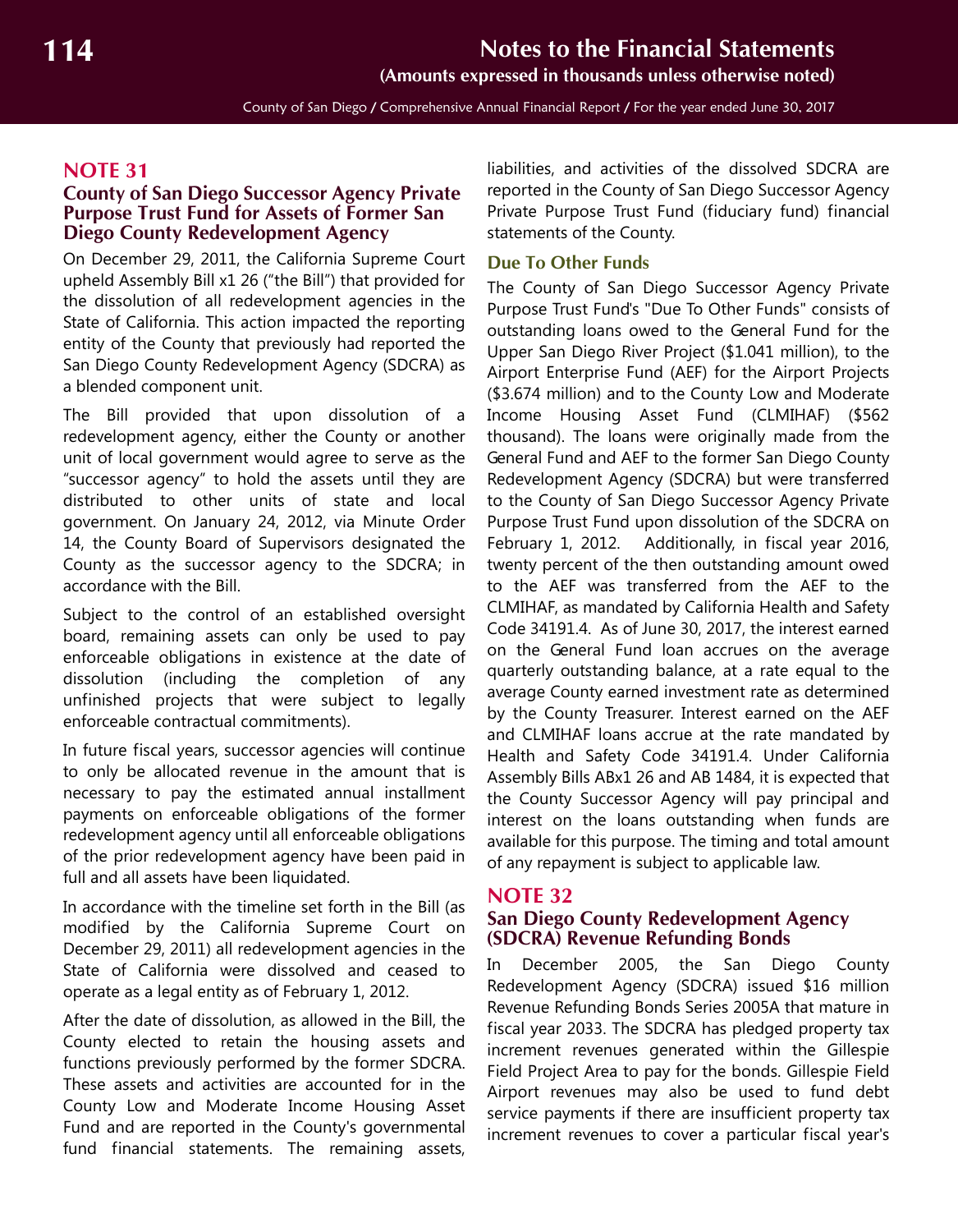## NOTE 31

### County of San Diego Successor Agency Private Purpose Trust Fund for Assets of Former San Diego County Redevelopment Agency

On December 29, 2011, the California Supreme Court upheld Assembly Bill x1 26 ("the Bill") that provided for the dissolution of all redevelopment agencies in the State of California. This action impacted the reporting entity of the County that previously had reported the San Diego County Redevelopment Agency (SDCRA) as a blended component unit.

The Bill provided that upon dissolution of a redevelopment agency, either the County or another unit of local government would agree to serve as the "successor agency" to hold the assets until they are distributed to other units of state and local government. On January 24, 2012, via Minute Order 14, the County Board of Supervisors designated the County as the successor agency to the SDCRA; in accordance with the Bill.

Subject to the control of an established oversight board, remaining assets can only be used to pay enforceable obligations in existence at the date of dissolution (including the completion of any unfinished projects that were subject to legally enforceable contractual commitments).

In future fiscal years, successor agencies will continue to only be allocated revenue in the amount that is necessary to pay the estimated annual installment payments on enforceable obligations of the former redevelopment agency until all enforceable obligations of the prior redevelopment agency have been paid in full and all assets have been liquidated.

In accordance with the timeline set forth in the Bill (as modified by the California Supreme Court on December 29, 2011) all redevelopment agencies in the State of California were dissolved and ceased to operate as a legal entity as of February 1, 2012.

After the date of dissolution, as allowed in the Bill, the County elected to retain the housing assets and functions previously performed by the former SDCRA. These assets and activities are accounted for in the County Low and Moderate Income Housing Asset Fund and are reported in the County's governmental fund financial statements. The remaining assets, liabilities, and activities of the dissolved SDCRA are reported in the County of San Diego Successor Agency Private Purpose Trust Fund (fiduciary fund) financial statements of the County.

### Due To Other Funds

The County of San Diego Successor Agency Private Purpose Trust Fund's "Due To Other Funds" consists of outstanding loans owed to the General Fund for the Upper San Diego River Project ($1.041 million), to the Airport Enterprise Fund (AEF) for the Airport Projects ($3.674 million) and to the County Low and Moderate Income Housing Asset Fund (CLMIHAF) ($562 thousand). The loans were originally made from the General Fund and AEF to the former San Diego County Redevelopment Agency (SDCRA) but were transferred to the County of San Diego Successor Agency Private Purpose Trust Fund upon dissolution of the SDCRA on February 1, 2012. Additionally, in fiscal year 2016, twenty percent of the then outstanding amount owed to the AEF was transferred from the AEF to the CLMIHAF, as mandated by California Health and Safety Code 34191.4. As of June 30, 2017, the interest earned on the General Fund loan accrues on the average quarterly outstanding balance, at a rate equal to the average County earned investment rate as determined by the County Treasurer. Interest earned on the AEF and CLMIHAF loans accrue at the rate mandated by Health and Safety Code 34191.4. Under California Assembly Bills ABx1 26 and AB 1484, it is expected that the County Successor Agency will pay principal and interest on the loans outstanding when funds are available for this purpose. The timing and total amount of any repayment is subject to applicable law.

## NOTE 32

### San Diego County Redevelopment Agency (SDCRA) Revenue Refunding Bonds

In December 2005, the San Diego County Redevelopment Agency (SDCRA) issued $16 million Revenue Refunding Bonds Series 2005A that mature in fiscal year 2033. The SDCRA has pledged property tax increment revenues generated within the Gillespie Field Project Area to pay for the bonds. Gillespie Field Airport revenues may also be used to fund debt service payments if there are insufficient property tax increment revenues to cover a particular fiscal year's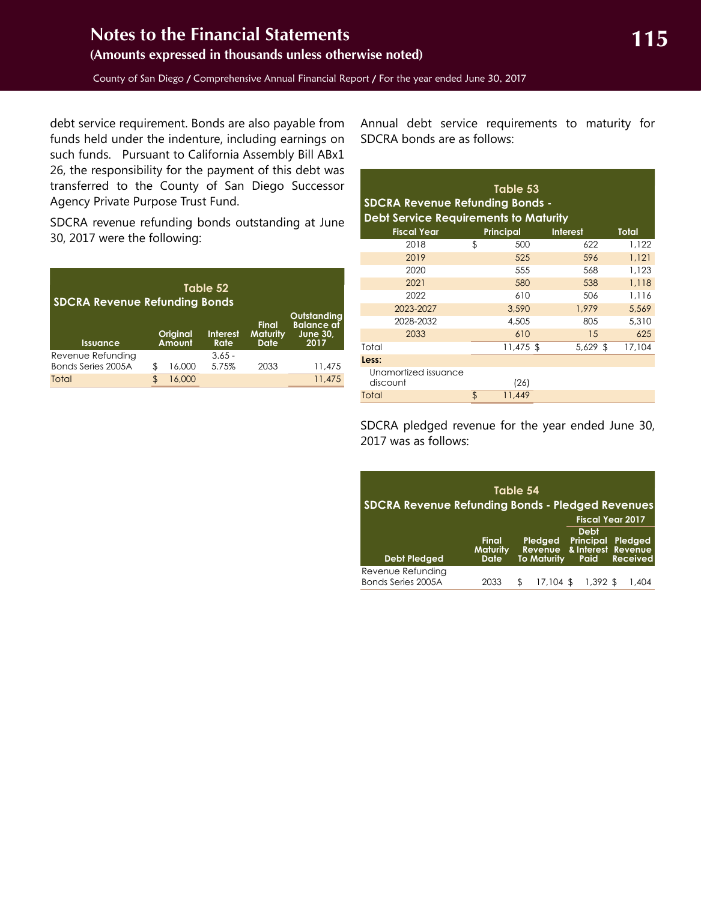debt service requirement. Bonds are also payable from funds held under the indenture, including earnings on such funds. Pursuant to California Assembly Bill ABx1 26, the responsibility for the payment of this debt was transferred to the County of San Diego Successor Agency Private Purpose Trust Fund.

SDCRA revenue refunding bonds outstanding at June 30, 2017 were the following:

**Table 52**
**SDCRA Revenue Refunding Bonds**

| Issuance | Original Amount | Interest Rate | Final Maturity Date | Outstanding Balance at June 30, 2017 |
|---|---|---|---|---|
| Revenue Refunding Bonds Series 2005A | $ 16,000 | 3.65 - 5.75% | 2033 | 11,475 |
| Total | $ 16,000 | | | 11,475 |

Annual debt service requirements to maturity for SDCRA bonds are as follows:

**Table 53**
**SDCRA Revenue Refunding Bonds - Debt Service Requirements to Maturity**

| Fiscal Year | Principal | Interest | Total |
|---|---|---|---|
| 2018 | $ 500 | 622 | 1,122 |
| 2019 | 525 | 596 | 1,121 |
| 2020 | 555 | 568 | 1,123 |
| 2021 | 580 | 538 | 1,118 |
| 2022 | 610 | 506 | 1,116 |
| 2023-2027 | 3,590 | 1,979 | 5,569 |
| 2028-2032 | 4,505 | 805 | 5,310 |
| 2033 | 610 | 15 | 625 |
| Total | 11,475 $ | 5,629 $ | 17,104 |
| **Less:** | | | |
| Unamortized issuance discount | (26) | | |
| Total | $ 11,449 | | |

SDCRA pledged revenue for the year ended June 30, 2017 was as follows:

**Table 54**
**SDCRA Revenue Refunding Bonds - Pledged Revenues**

| | | | Fiscal Year 2017 | |
|---|---|---|---|---|
| Debt Pledged | Final Maturity Date | Pledged Revenue To Maturity | Debt Principal & Interest Paid | Pledged Revenue Received |
| Revenue Refunding Bonds Series 2005A | 2033 | $ 17,104 | $ 1,392 | $ 1,404 |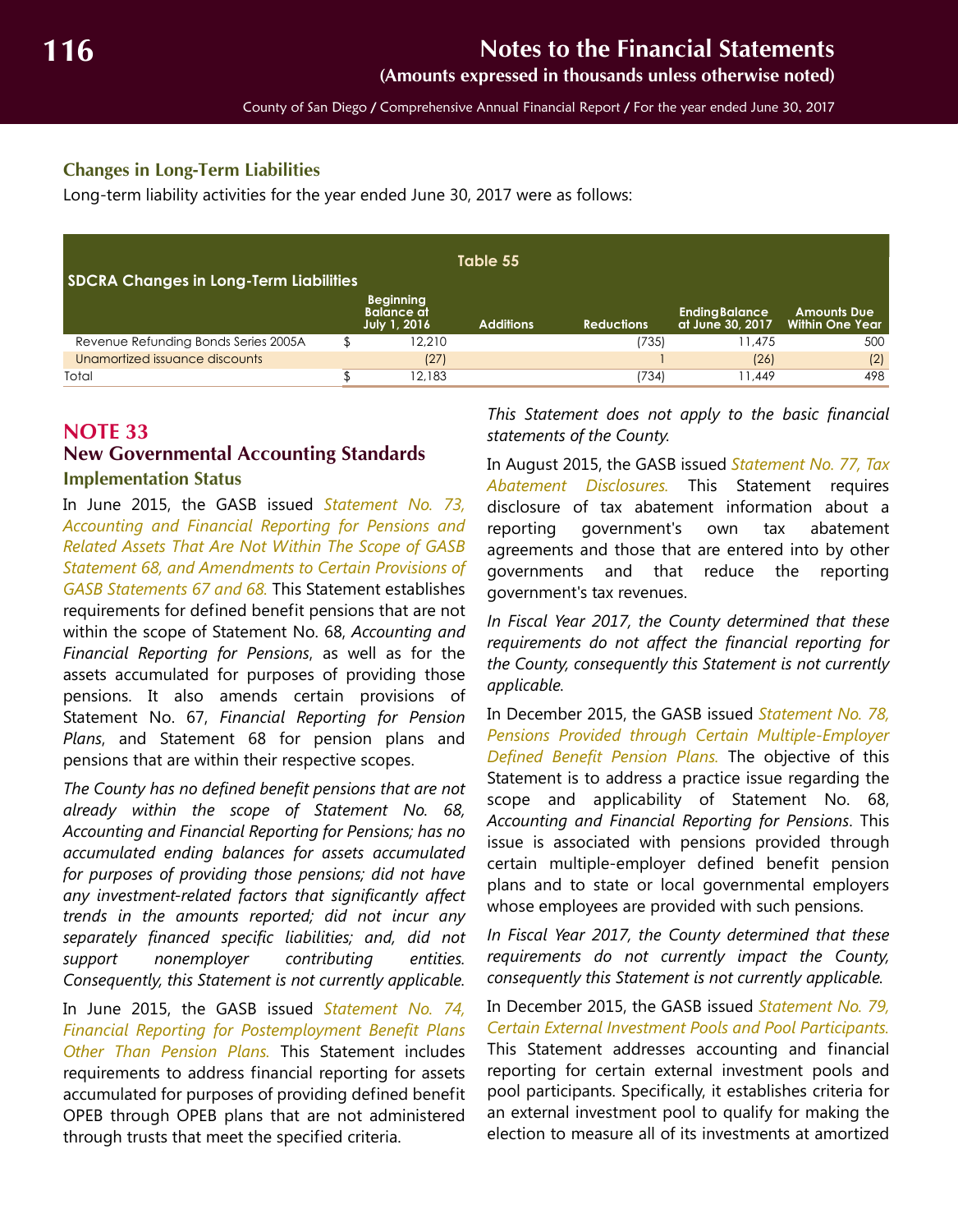### Changes in Long-Term Liabilities

Long-term liability activities for the year ended June 30, 2017 were as follows:

**Table 55**

**SDCRA Changes in Long-Term Liabilities**

| | Beginning Balance at July 1, 2016 | Additions | Reductions | Ending Balance at June 30, 2017 | Amounts Due Within One Year |
|---|---|---|---|---|---|
| Revenue Refunding Bonds Series 2005A | $ 12,210 | | (735) | 11,475 | 500 |
| Unamortized issuance discounts | (27) | | 1 | (26) | (2) |
| Total | $ 12,183 | | (734) | 11,449 | 498 |

## NOTE 33

## New Governmental Accounting Standards

### Implementation Status

In June 2015, the GASB issued *Statement No. 73, Accounting and Financial Reporting for Pensions and Related Assets That Are Not Within The Scope of GASB Statement 68, and Amendments to Certain Provisions of GASB Statements 67 and 68.* This Statement establishes requirements for defined benefit pensions that are not within the scope of Statement No. 68, *Accounting and Financial Reporting for Pensions*, as well as for the assets accumulated for purposes of providing those pensions. It also amends certain provisions of Statement No. 67, *Financial Reporting for Pension Plans*, and Statement 68 for pension plans and pensions that are within their respective scopes.

*The County has no defined benefit pensions that are not already within the scope of Statement No. 68, Accounting and Financial Reporting for Pensions; has no accumulated ending balances for assets accumulated for purposes of providing those pensions; did not have any investment-related factors that significantly affect trends in the amounts reported; did not incur any separately financed specific liabilities; and, did not support nonemployer contributing entities. Consequently, this Statement is not currently applicable.*

In June 2015, the GASB issued *Statement No. 74, Financial Reporting for Postemployment Benefit Plans Other Than Pension Plans.* This Statement includes requirements to address financial reporting for assets accumulated for purposes of providing defined benefit OPEB through OPEB plans that are not administered through trusts that meet the specified criteria.

*This Statement does not apply to the basic financial statements of the County.*

In August 2015, the GASB issued *Statement No. 77, Tax Abatement Disclosures.* This Statement requires disclosure of tax abatement information about a reporting government's own tax abatement agreements and those that are entered into by other governments and that reduce the reporting government's tax revenues.

*In Fiscal Year 2017, the County determined that these requirements do not affect the financial reporting for the County, consequently this Statement is not currently applicable.*

In December 2015, the GASB issued *Statement No. 78, Pensions Provided through Certain Multiple-Employer Defined Benefit Pension Plans.* The objective of this Statement is to address a practice issue regarding the scope and applicability of Statement No. 68, *Accounting and Financial Reporting for Pensions*. This issue is associated with pensions provided through certain multiple-employer defined benefit pension plans and to state or local governmental employers whose employees are provided with such pensions.

*In Fiscal Year 2017, the County determined that these requirements do not currently impact the County, consequently this Statement is not currently applicable.*

In December 2015, the GASB issued *Statement No. 79, Certain External Investment Pools and Pool Participants.* This Statement addresses accounting and financial reporting for certain external investment pools and pool participants. Specifically, it establishes criteria for an external investment pool to qualify for making the election to measure all of its investments at amortized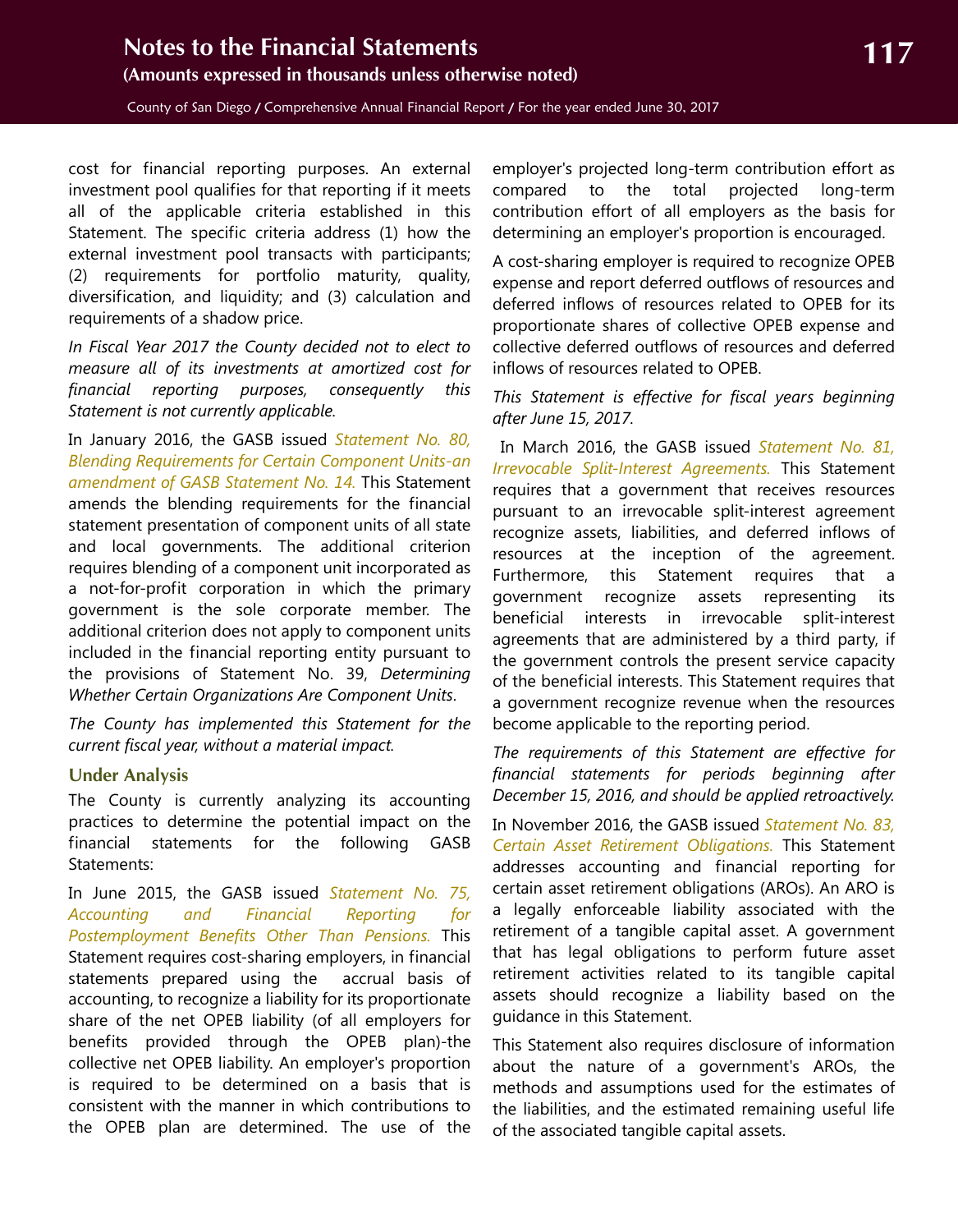cost for financial reporting purposes. An external investment pool qualifies for that reporting if it meets all of the applicable criteria established in this Statement. The specific criteria address (1) how the external investment pool transacts with participants; (2) requirements for portfolio maturity, quality, diversification, and liquidity; and (3) calculation and requirements of a shadow price.

*In Fiscal Year 2017 the County decided not to elect to measure all of its investments at amortized cost for financial reporting purposes, consequently this Statement is not currently applicable.*

In January 2016, the GASB issued *Statement No. 80, Blending Requirements for Certain Component Units-an amendment of GASB Statement No. 14.* This Statement amends the blending requirements for the financial statement presentation of component units of all state and local governments. The additional criterion requires blending of a component unit incorporated as a not-for-profit corporation in which the primary government is the sole corporate member. The additional criterion does not apply to component units included in the financial reporting entity pursuant to the provisions of Statement No. 39, *Determining Whether Certain Organizations Are Component Units*.

*The County has implemented this Statement for the current fiscal year, without a material impact.*

### Under Analysis

The County is currently analyzing its accounting practices to determine the potential impact on the financial statements for the following GASB Statements:

In June 2015, the GASB issued *Statement No. 75, Accounting and Financial Reporting for Postemployment Benefits Other Than Pensions.* This Statement requires cost-sharing employers, in financial statements prepared using the accrual basis of accounting, to recognize a liability for its proportionate share of the net OPEB liability (of all employers for benefits provided through the OPEB plan)-the collective net OPEB liability. An employer's proportion is required to be determined on a basis that is consistent with the manner in which contributions to the OPEB plan are determined. The use of the employer's projected long-term contribution effort as compared to the total projected long-term contribution effort of all employers as the basis for determining an employer's proportion is encouraged.

A cost-sharing employer is required to recognize OPEB expense and report deferred outflows of resources and deferred inflows of resources related to OPEB for its proportionate shares of collective OPEB expense and collective deferred outflows of resources and deferred inflows of resources related to OPEB.

*This Statement is effective for fiscal years beginning after June 15, 2017.*

In March 2016, the GASB issued *Statement No. 81, Irrevocable Split-Interest Agreements.* This Statement requires that a government that receives resources pursuant to an irrevocable split-interest agreement recognize assets, liabilities, and deferred inflows of resources at the inception of the agreement. Furthermore, this Statement requires that a government recognize assets representing its beneficial interests in irrevocable split-interest agreements that are administered by a third party, if the government controls the present service capacity of the beneficial interests. This Statement requires that a government recognize revenue when the resources become applicable to the reporting period.

*The requirements of this Statement are effective for financial statements for periods beginning after December 15, 2016, and should be applied retroactively.*

In November 2016, the GASB issued *Statement No. 83, Certain Asset Retirement Obligations.* This Statement addresses accounting and financial reporting for certain asset retirement obligations (AROs). An ARO is a legally enforceable liability associated with the retirement of a tangible capital asset. A government that has legal obligations to perform future asset retirement activities related to its tangible capital assets should recognize a liability based on the guidance in this Statement.

This Statement also requires disclosure of information about the nature of a government's AROs, the methods and assumptions used for the estimates of the liabilities, and the estimated remaining useful life of the associated tangible capital assets.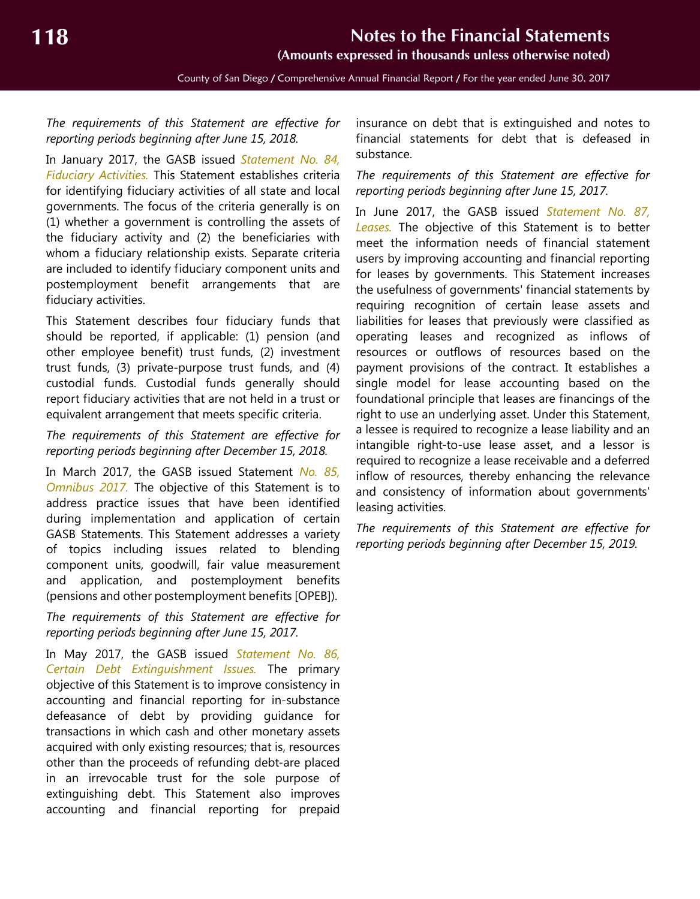*The requirements of this Statement are effective for reporting periods beginning after June 15, 2018.*

In January 2017, the GASB issued *Statement No. 84, Fiduciary Activities.* This Statement establishes criteria for identifying fiduciary activities of all state and local governments. The focus of the criteria generally is on (1) whether a government is controlling the assets of the fiduciary activity and (2) the beneficiaries with whom a fiduciary relationship exists. Separate criteria are included to identify fiduciary component units and postemployment benefit arrangements that are fiduciary activities.

This Statement describes four fiduciary funds that should be reported, if applicable: (1) pension (and other employee benefit) trust funds, (2) investment trust funds, (3) private-purpose trust funds, and (4) custodial funds. Custodial funds generally should report fiduciary activities that are not held in a trust or equivalent arrangement that meets specific criteria.

*The requirements of this Statement are effective for reporting periods beginning after December 15, 2018.*

In March 2017, the GASB issued Statement *No. 85, Omnibus 2017.* The objective of this Statement is to address practice issues that have been identified during implementation and application of certain GASB Statements. This Statement addresses a variety of topics including issues related to blending component units, goodwill, fair value measurement and application, and postemployment benefits (pensions and other postemployment benefits [OPEB]).

*The requirements of this Statement are effective for reporting periods beginning after June 15, 2017.*

In May 2017, the GASB issued *Statement No. 86, Certain Debt Extinguishment Issues.* The primary objective of this Statement is to improve consistency in accounting and financial reporting for in-substance defeasance of debt by providing guidance for transactions in which cash and other monetary assets acquired with only existing resources; that is, resources other than the proceeds of refunding debt-are placed in an irrevocable trust for the sole purpose of extinguishing debt. This Statement also improves accounting and financial reporting for prepaid insurance on debt that is extinguished and notes to financial statements for debt that is defeased in substance.

*The requirements of this Statement are effective for reporting periods beginning after June 15, 2017.*

In June 2017, the GASB issued *Statement No. 87, Leases.* The objective of this Statement is to better meet the information needs of financial statement users by improving accounting and financial reporting for leases by governments. This Statement increases the usefulness of governments' financial statements by requiring recognition of certain lease assets and liabilities for leases that previously were classified as operating leases and recognized as inflows of resources or outflows of resources based on the payment provisions of the contract. It establishes a single model for lease accounting based on the foundational principle that leases are financings of the right to use an underlying asset. Under this Statement, a lessee is required to recognize a lease liability and an intangible right-to-use lease asset, and a lessor is required to recognize a lease receivable and a deferred inflow of resources, thereby enhancing the relevance and consistency of information about governments' leasing activities.

*The requirements of this Statement are effective for reporting periods beginning after December 15, 2019.*